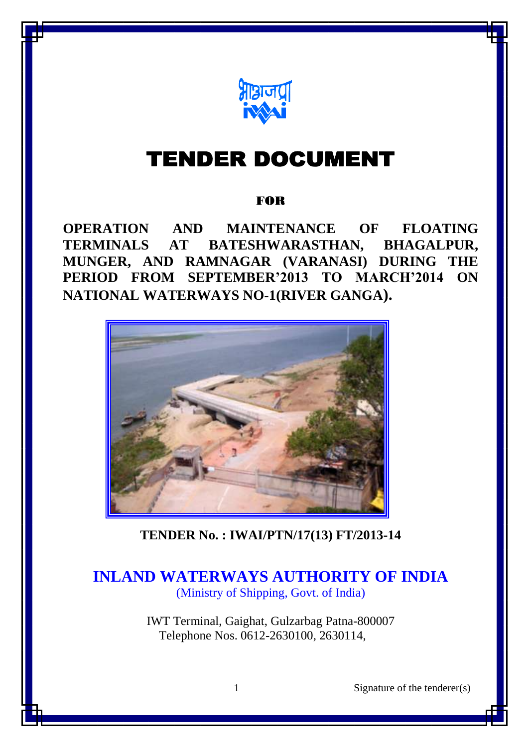भाअजप्रा

# TENDER DOCUMENT

FOR

**OPERATION AND MAINTENANCE OF FLOATING TERMINALS AT BATESHWARASTHAN, BHAGALPUR, MUNGER, AND RAMNAGAR (VARANASI) DURING THE PERIOD FROM SEPTEMBER'2013 TO MARCH'2014 ON NATIONAL WATERWAYS NO-1(RIVER GANGA).**

**TENDER No. : IWAI/PTN/17(13) FT/2013-14**

## INLAND WATERWAYS AUTHORITY OF INDIA

(Ministry of Shipping, Govt. of India)

IWT Terminal, Gaighat, Gulzarbag Patna-800007
Telephone Nos. 0612-2630100, 2630114,

Signature of the tenderer(s)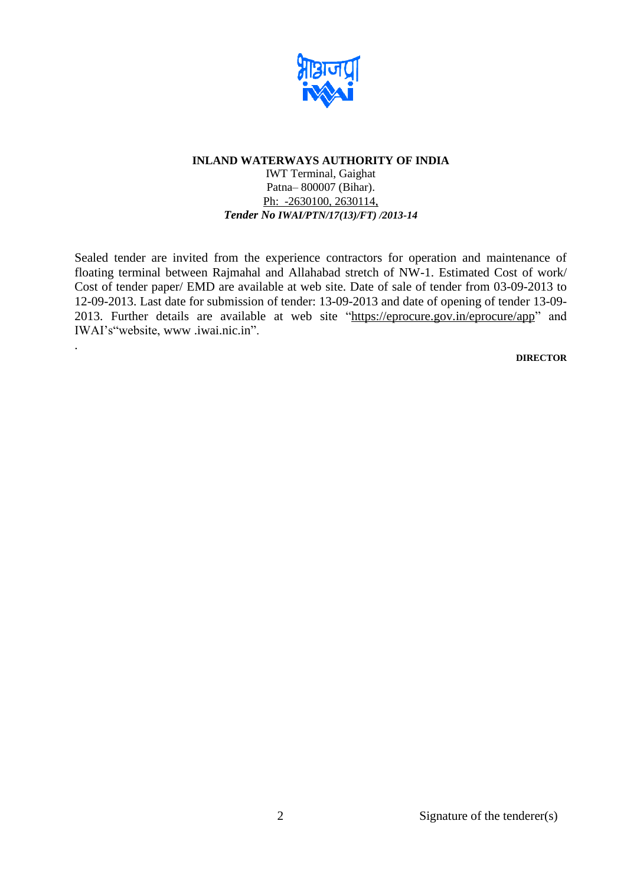**INLAND WATERWAYS AUTHORITY OF INDIA**

IWT Terminal, Gaighat
Patna– 800007 (Bihar).
Ph: -2630100, 2630114,
***Tender No IWAI/PTN/17(13)/FT) /2013-14***

Sealed tender are invited from the experience contractors for operation and maintenance of floating terminal between Rajmahal and Allahabad stretch of NW-1. Estimated Cost of work/ Cost of tender paper/ EMD are available at web site. Date of sale of tender from 03-09-2013 to 12-09-2013. Last date for submission of tender: 13-09-2013 and date of opening of tender 13-09-2013. Further details are available at web site "https://eprocure.gov.in/eprocure/app" and IWAI's"website, www .iwai.nic.in".

.

**DIRECTOR**

Signature of the tenderer(s)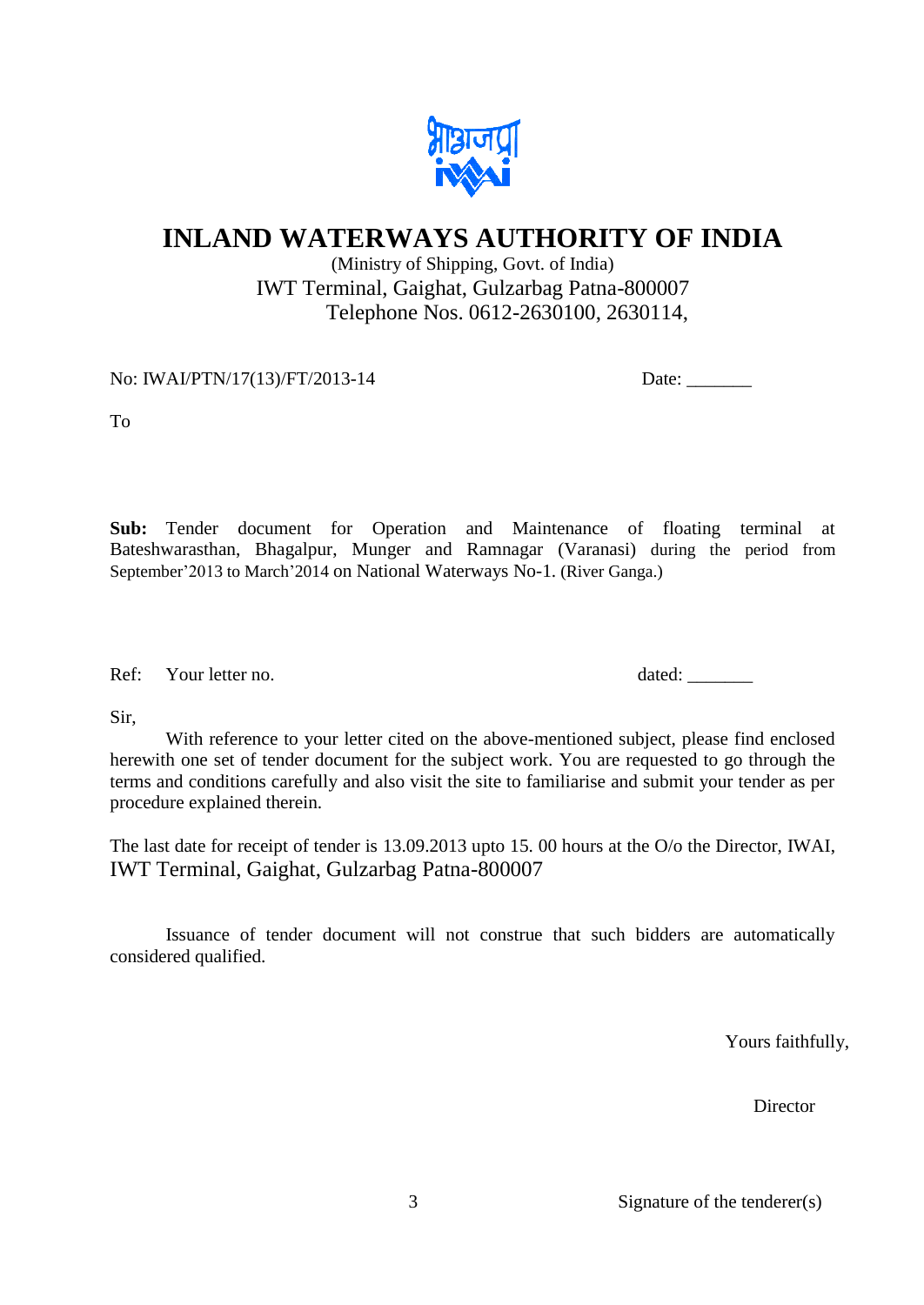# INLAND WATERWAYS AUTHORITY OF INDIA

(Ministry of Shipping, Govt. of India)
IWT Terminal, Gaighat, Gulzarbag Patna-800007
Telephone Nos. 0612-2630100, 2630114,

No: IWAI/PTN/17(13)/FT/2013-14 Date: _______

To

**Sub:** Tender document for Operation and Maintenance of floating terminal at Bateshwarasthan, Bhagalpur, Munger and Ramnagar (Varanasi) during the period from September'2013 to March'2014 on National Waterways No-1. (River Ganga.)

Ref: Your letter no. dated: _______

Sir,

With reference to your letter cited on the above-mentioned subject, please find enclosed herewith one set of tender document for the subject work. You are requested to go through the terms and conditions carefully and also visit the site to familiarise and submit your tender as per procedure explained therein.

The last date for receipt of tender is 13.09.2013 upto 15. 00 hours at the O/o the Director, IWAI, IWT Terminal, Gaighat, Gulzarbag Patna-800007

Issuance of tender document will not construe that such bidders are automatically considered qualified.

Yours faithfully,

Director

Signature of the tenderer(s)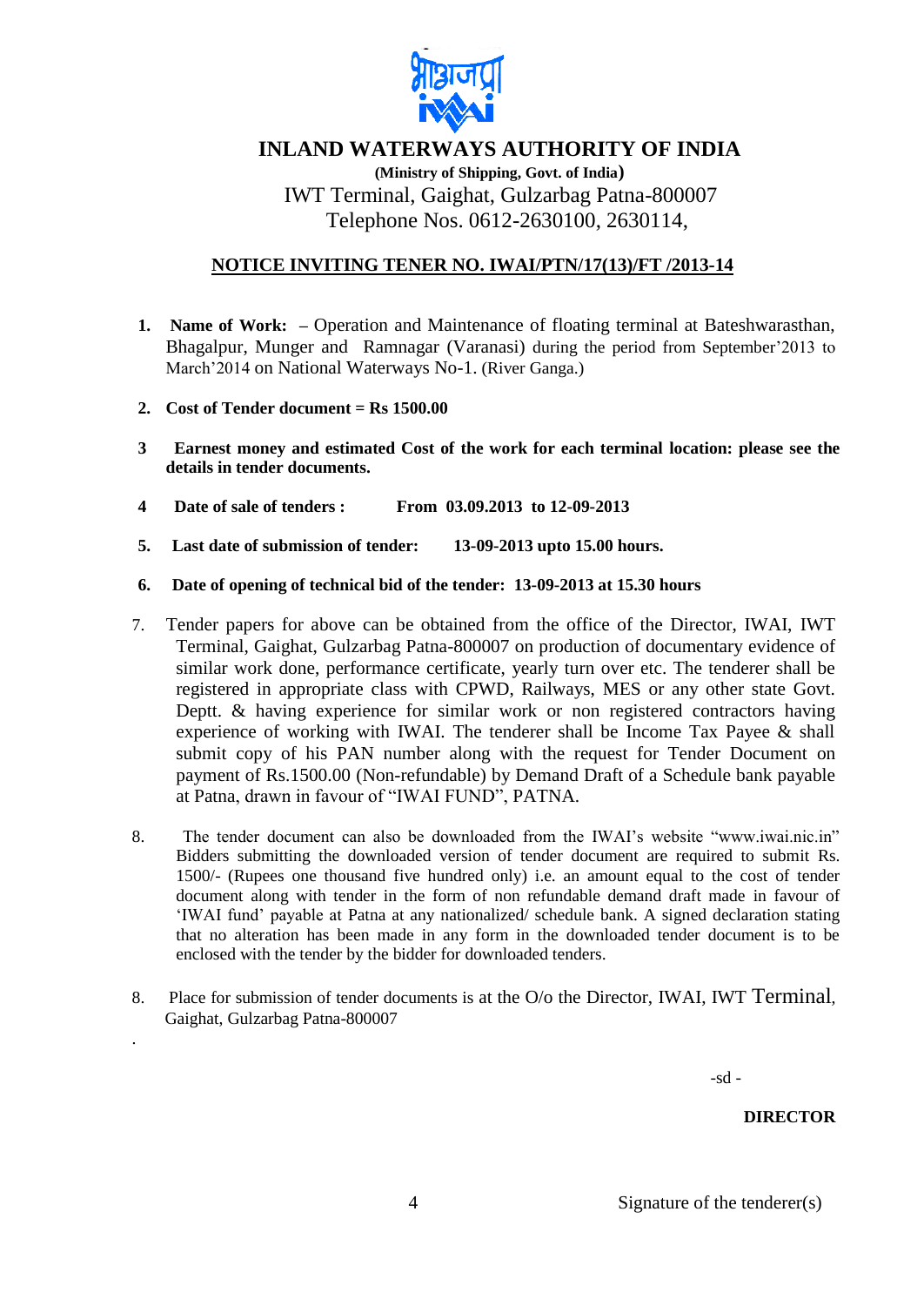# INLAND WATERWAYS AUTHORITY OF INDIA

**(Ministry of Shipping, Govt. of India)**

IWT Terminal, Gaighat, Gulzarbag Patna-800007

Telephone Nos. 0612-2630100, 2630114,

## NOTICE INVITING TENER NO. IWAI/PTN/17(13)/FT /2013-14

1. **Name of Work:** – Operation and Maintenance of floating terminal at Bateshwarasthan, Bhagalpur, Munger and Ramnagar (Varanasi) during the period from September'2013 to March'2014 on National Waterways No-1. (River Ganga.)

2. **Cost of Tender document = Rs 1500.00**

3. **Earnest money and estimated Cost of the work for each terminal location: please see the details in tender documents.**

4. **Date of sale of tenders : From 03.09.2013 to 12-09-2013**

5. **Last date of submission of tender: 13-09-2013 upto 15.00 hours.**

6. **Date of opening of technical bid of the tender: 13-09-2013 at 15.30 hours**

7. Tender papers for above can be obtained from the office of the Director, IWAI, IWT Terminal, Gaighat, Gulzarbag Patna-800007 on production of documentary evidence of similar work done, performance certificate, yearly turn over etc. The tenderer shall be registered in appropriate class with CPWD, Railways, MES or any other state Govt. Deptt. & having experience for similar work or non registered contractors having experience of working with IWAI. The tenderer shall be Income Tax Payee & shall submit copy of his PAN number along with the request for Tender Document on payment of Rs.1500.00 (Non-refundable) by Demand Draft of a Schedule bank payable at Patna, drawn in favour of "IWAI FUND", PATNA.

8. The tender document can also be downloaded from the IWAI's website "www.iwai.nic.in" Bidders submitting the downloaded version of tender document are required to submit Rs. 1500/- (Rupees one thousand five hundred only) i.e. an amount equal to the cost of tender document along with tender in the form of non refundable demand draft made in favour of 'IWAI fund' payable at Patna at any nationalized/ schedule bank. A signed declaration stating that no alteration has been made in any form in the downloaded tender document is to be enclosed with the tender by the bidder for downloaded tenders.

8. Place for submission of tender documents is at the O/o the Director, IWAI, IWT Terminal, Gaighat, Gulzarbag Patna-800007

-sd -

**DIRECTOR**

Signature of the tenderer(s)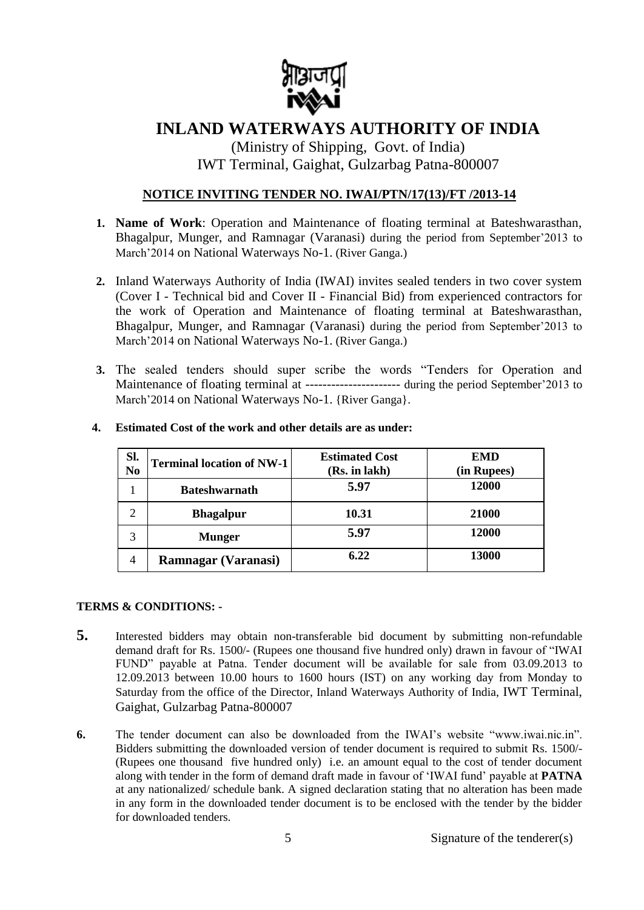भाअजप्रा

# INLAND WATERWAYS AUTHORITY OF INDIA

(Ministry of Shipping, Govt. of India)
IWT Terminal, Gaighat, Gulzarbag Patna-800007

## NOTICE INVITING TENDER NO. IWAI/PTN/17(13)/FT /2013-14

1. **Name of Work**: Operation and Maintenance of floating terminal at Bateshwarasthan, Bhagalpur, Munger, and Ramnagar (Varanasi) during the period from September'2013 to March'2014 on National Waterways No-1. (River Ganga.)

2. Inland Waterways Authority of India (IWAI) invites sealed tenders in two cover system (Cover I - Technical bid and Cover II - Financial Bid) from experienced contractors for the work of Operation and Maintenance of floating terminal at Bateshwarasthan, Bhagalpur, Munger, and Ramnagar (Varanasi) during the period from September'2013 to March'2014 on National Waterways No-1. (River Ganga.)

3. The sealed tenders should super scribe the words "Tenders for Operation and Maintenance of floating terminal at --------------------- during the period September'2013 to March'2014 on National Waterways No-1. {River Ganga}.

4. **Estimated Cost of the work and other details are as under:**

| Sl. No | Terminal location of NW-1 | Estimated Cost (Rs. in lakh) | EMD (in Rupees) |
|---|---|---|---|
| 1 | **Bateshwarnath** | **5.97** | **12000** |
| 2 | **Bhagalpur** | **10.31** | **21000** |
| 3 | **Munger** | **5.97** | **12000** |
| 4 | **Ramnagar (Varanasi)** | **6.22** | **13000** |

**TERMS & CONDITIONS: -**

5. Interested bidders may obtain non-transferable bid document by submitting non-refundable demand draft for Rs. 1500/- (Rupees one thousand five hundred only) drawn in favour of "IWAI FUND" payable at Patna. Tender document will be available for sale from 03.09.2013 to 12.09.2013 between 10.00 hours to 1600 hours (IST) on any working day from Monday to Saturday from the office of the Director, Inland Waterways Authority of India, IWT Terminal, Gaighat, Gulzarbag Patna-800007

6. The tender document can also be downloaded from the IWAI's website "www.iwai.nic.in". Bidders submitting the downloaded version of tender document is required to submit Rs. 1500/- (Rupees one thousand five hundred only) i.e. an amount equal to the cost of tender document along with tender in the form of demand draft made in favour of 'IWAI fund' payable at **PATNA** at any nationalized/ schedule bank. A signed declaration stating that no alteration has been made in any form in the downloaded tender document is to be enclosed with the tender by the bidder for downloaded tenders.

Signature of the tenderer(s)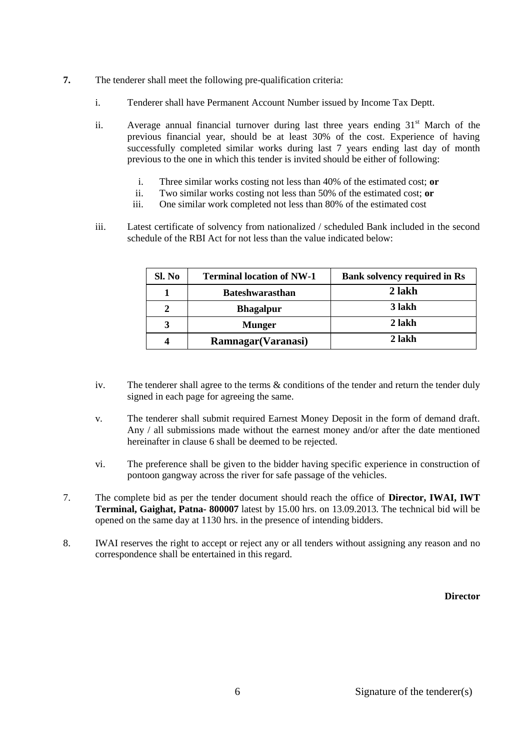**7.** The tenderer shall meet the following pre-qualification criteria:

i. Tenderer shall have Permanent Account Number issued by Income Tax Deptt.

ii. Average annual financial turnover during last three years ending 31st March of the previous financial year, should be at least 30% of the cost. Experience of having successfully completed similar works during last 7 years ending last day of month previous to the one in which this tender is invited should be either of following:

   i. Three similar works costing not less than 40% of the estimated cost; **or**
   ii. Two similar works costing not less than 50% of the estimated cost; **or**
   iii. One similar work completed not less than 80% of the estimated cost

iii. Latest certificate of solvency from nationalized / scheduled Bank included in the second schedule of the RBI Act for not less than the value indicated below:

| Sl. No | Terminal location of NW-1 | Bank solvency required in Rs |
|---|---|---|
| **1** | **Bateshwarasthan** | **2 lakh** |
| **2** | **Bhagalpur** | **3 lakh** |
| **3** | **Munger** | **2 lakh** |
| **4** | **Ramnagar(Varanasi)** | **2 lakh** |

iv. The tenderer shall agree to the terms & conditions of the tender and return the tender duly signed in each page for agreeing the same.

v. The tenderer shall submit required Earnest Money Deposit in the form of demand draft. Any / all submissions made without the earnest money and/or after the date mentioned hereinafter in clause 6 shall be deemed to be rejected.

vi. The preference shall be given to the bidder having specific experience in construction of pontoon gangway across the river for safe passage of the vehicles.

7. The complete bid as per the tender document should reach the office of **Director, IWAI, IWT Terminal, Gaighat, Patna- 800007** latest by 15.00 hrs. on 13.09.2013. The technical bid will be opened on the same day at 1130 hrs. in the presence of intending bidders.

8. IWAI reserves the right to accept or reject any or all tenders without assigning any reason and no correspondence shall be entertained in this regard.

**Director**

Signature of the tenderer(s)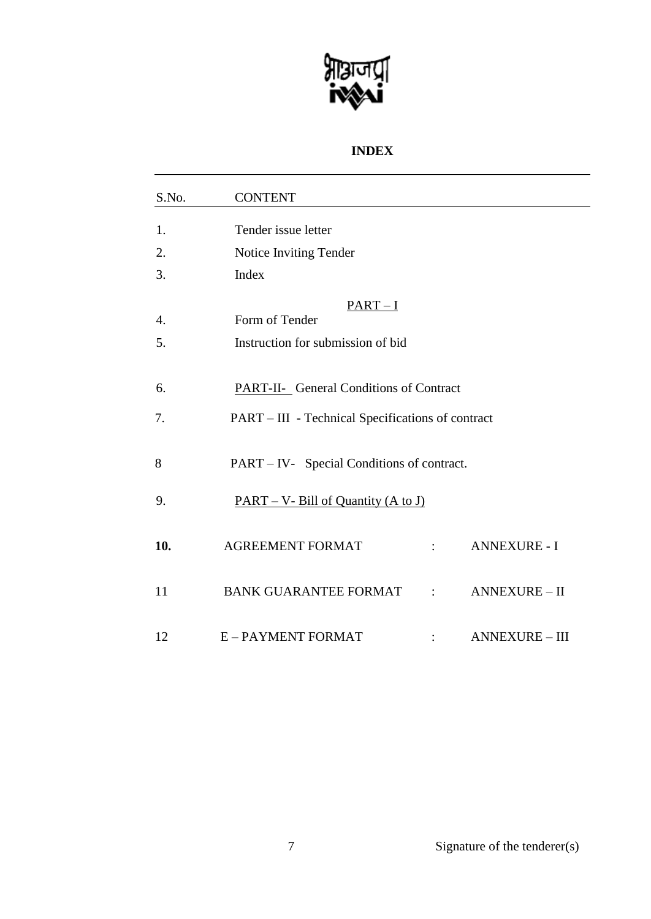# INDEX

| S.No. | CONTENT | | |
|---|---|---|---|
| 1. | Tender issue letter | | |
| 2. | Notice Inviting Tender | | |
| 3. | Index | | |
| | PART – I | | |
| 4. | Form of Tender | | |
| 5. | Instruction for submission of bid | | |
| 6. | PART-II- General Conditions of Contract | | |
| 7. | PART – III - Technical Specifications of contract | | |
| 8 | PART – IV- Special Conditions of contract. | | |
| 9. | PART – V- Bill of Quantity (A to J) | | |
| **10.** | AGREEMENT FORMAT | : | ANNEXURE - I |
| 11 | BANK GUARANTEE FORMAT | : | ANNEXURE – II |
| 12 | E – PAYMENT FORMAT | : | ANNEXURE – III |

Signature of the tenderer(s)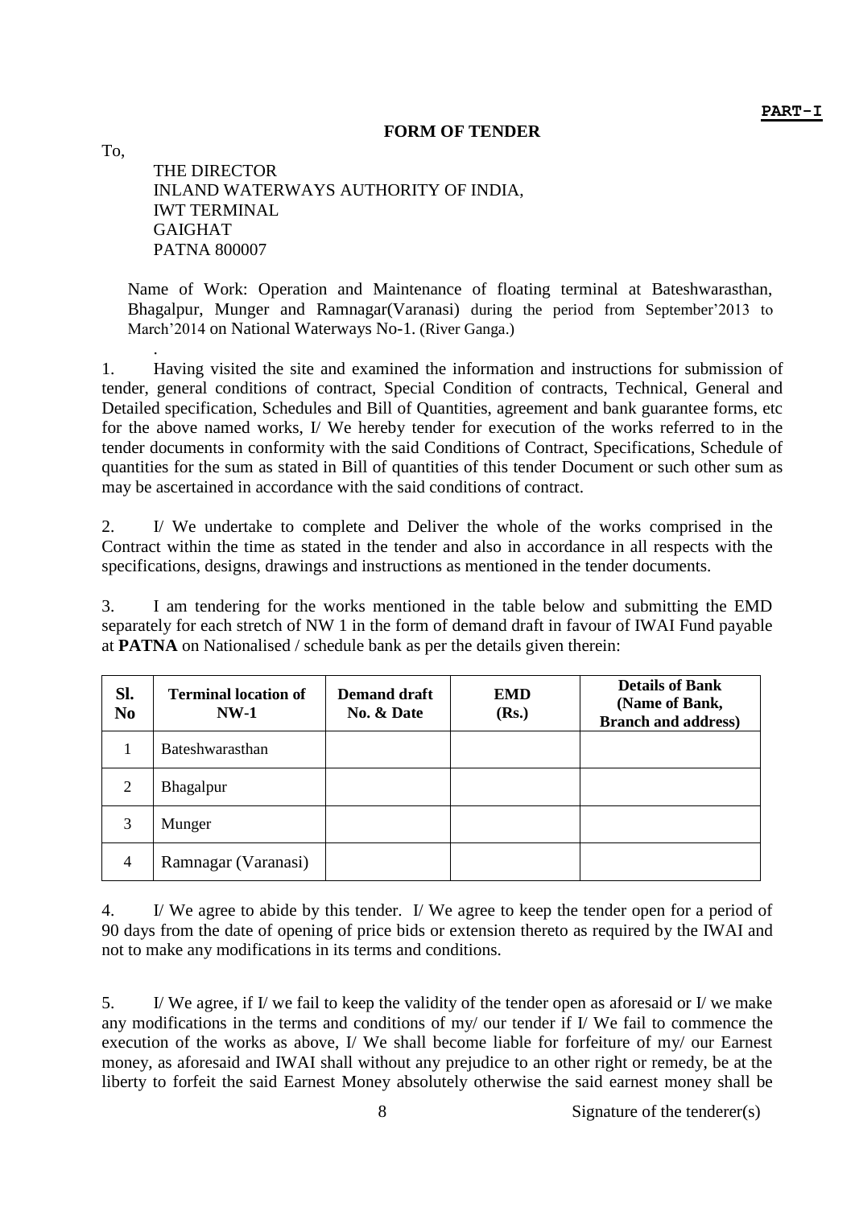**PART-I**

# FORM OF TENDER

To,

THE DIRECTOR
INLAND WATERWAYS AUTHORITY OF INDIA,
IWT TERMINAL
GAIGHAT
PATNA 800007

Name of Work: Operation and Maintenance of floating terminal at Bateshwarasthan, Bhagalpur, Munger and Ramnagar(Varanasi) during the period from September'2013 to March'2014 on National Waterways No-1. (River Ganga.)

.

1. Having visited the site and examined the information and instructions for submission of tender, general conditions of contract, Special Condition of contracts, Technical, General and Detailed specification, Schedules and Bill of Quantities, agreement and bank guarantee forms, etc for the above named works, I/ We hereby tender for execution of the works referred to in the tender documents in conformity with the said Conditions of Contract, Specifications, Schedule of quantities for the sum as stated in Bill of quantities of this tender Document or such other sum as may be ascertained in accordance with the said conditions of contract.

2. I/ We undertake to complete and Deliver the whole of the works comprised in the Contract within the time as stated in the tender and also in accordance in all respects with the specifications, designs, drawings and instructions as mentioned in the tender documents.

3. I am tendering for the works mentioned in the table below and submitting the EMD separately for each stretch of NW 1 in the form of demand draft in favour of IWAI Fund payable at **PATNA** on Nationalised / schedule bank as per the details given therein:

| Sl. No | Terminal location of NW-1 | Demand draft No. & Date | EMD (Rs.) | Details of Bank (Name of Bank, Branch and address) |
|---|---|---|---|---|
| 1 | Bateshwarasthan | | | |
| 2 | Bhagalpur | | | |
| 3 | Munger | | | |
| 4 | Ramnagar (Varanasi) | | | |

4. I/ We agree to abide by this tender. I/ We agree to keep the tender open for a period of 90 days from the date of opening of price bids or extension thereto as required by the IWAI and not to make any modifications in its terms and conditions.

5. I/ We agree, if I/ we fail to keep the validity of the tender open as aforesaid or I/ we make any modifications in the terms and conditions of my/ our tender if I/ We fail to commence the execution of the works as above, I/ We shall become liable for forfeiture of my/ our Earnest money, as aforesaid and IWAI shall without any prejudice to an other right or remedy, be at the liberty to forfeit the said Earnest Money absolutely otherwise the said earnest money shall be

Signature of the tenderer(s)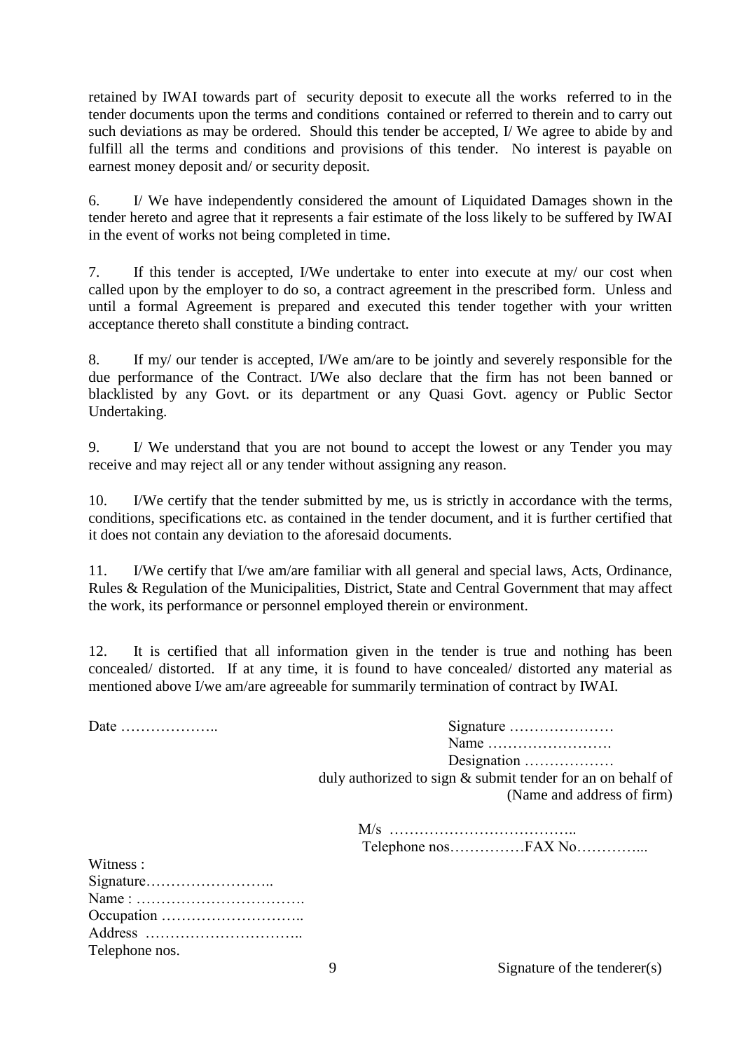retained by IWAI towards part of security deposit to execute all the works referred to in the tender documents upon the terms and conditions contained or referred to therein and to carry out such deviations as may be ordered. Should this tender be accepted, I/ We agree to abide by and fulfill all the terms and conditions and provisions of this tender. No interest is payable on earnest money deposit and/ or security deposit.

6. I/ We have independently considered the amount of Liquidated Damages shown in the tender hereto and agree that it represents a fair estimate of the loss likely to be suffered by IWAI in the event of works not being completed in time.

7. If this tender is accepted, I/We undertake to enter into execute at my/ our cost when called upon by the employer to do so, a contract agreement in the prescribed form. Unless and until a formal Agreement is prepared and executed this tender together with your written acceptance thereto shall constitute a binding contract.

8. If my/ our tender is accepted, I/We am/are to be jointly and severely responsible for the due performance of the Contract. I/We also declare that the firm has not been banned or blacklisted by any Govt. or its department or any Quasi Govt. agency or Public Sector Undertaking.

9. I/ We understand that you are not bound to accept the lowest or any Tender you may receive and may reject all or any tender without assigning any reason.

10. I/We certify that the tender submitted by me, us is strictly in accordance with the terms, conditions, specifications etc. as contained in the tender document, and it is further certified that it does not contain any deviation to the aforesaid documents.

11. I/We certify that I/we am/are familiar with all general and special laws, Acts, Ordinance, Rules & Regulation of the Municipalities, District, State and Central Government that may affect the work, its performance or personnel employed therein or environment.

12. It is certified that all information given in the tender is true and nothing has been concealed/ distorted. If at any time, it is found to have concealed/ distorted any material as mentioned above I/we am/are agreeable for summarily termination of contract by IWAI.

Date ………………..

Signature …………………
Name …………………….
Designation ………………
duly authorized to sign & submit tender for an on behalf of
(Name and address of firm)

M/s ………………………………..
Telephone nos……………FAX No…………...

Witness :
Signature……………………..
Name : …………………………….
Occupation ………………………..
Address …………………………..
Telephone nos.

Signature of the tenderer(s)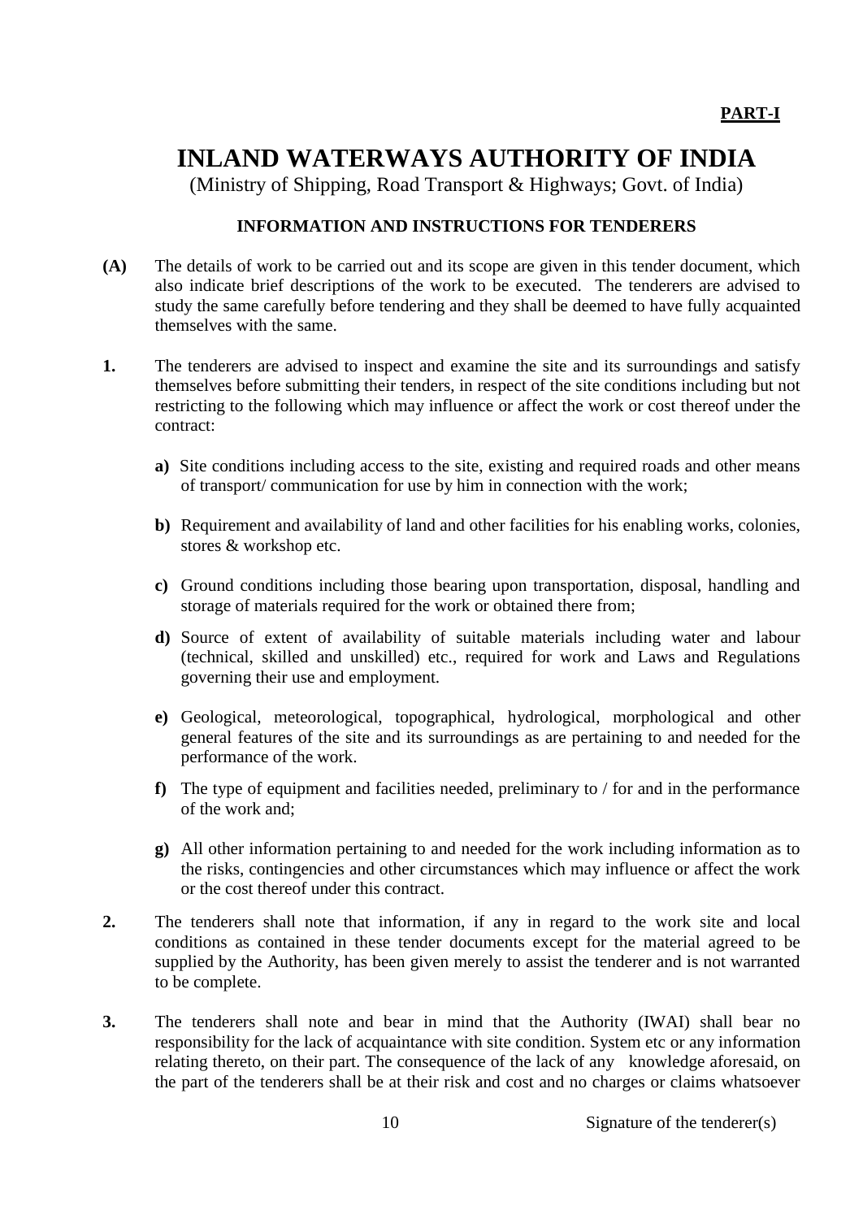**PART-I**

# INLAND WATERWAYS AUTHORITY OF INDIA

(Ministry of Shipping, Road Transport & Highways; Govt. of India)

### INFORMATION AND INSTRUCTIONS FOR TENDERERS

**(A)** The details of work to be carried out and its scope are given in this tender document, which also indicate brief descriptions of the work to be executed. The tenderers are advised to study the same carefully before tendering and they shall be deemed to have fully acquainted themselves with the same.

**1.** The tenderers are advised to inspect and examine the site and its surroundings and satisfy themselves before submitting their tenders, in respect of the site conditions including but not restricting to the following which may influence or affect the work or cost thereof under the contract:

**a)** Site conditions including access to the site, existing and required roads and other means of transport/ communication for use by him in connection with the work;

**b)** Requirement and availability of land and other facilities for his enabling works, colonies, stores & workshop etc.

**c)** Ground conditions including those bearing upon transportation, disposal, handling and storage of materials required for the work or obtained there from;

**d)** Source of extent of availability of suitable materials including water and labour (technical, skilled and unskilled) etc., required for work and Laws and Regulations governing their use and employment.

**e)** Geological, meteorological, topographical, hydrological, morphological and other general features of the site and its surroundings as are pertaining to and needed for the performance of the work.

**f)** The type of equipment and facilities needed, preliminary to / for and in the performance of the work and;

**g)** All other information pertaining to and needed for the work including information as to the risks, contingencies and other circumstances which may influence or affect the work or the cost thereof under this contract.

**2.** The tenderers shall note that information, if any in regard to the work site and local conditions as contained in these tender documents except for the material agreed to be supplied by the Authority, has been given merely to assist the tenderer and is not warranted to be complete.

**3.** The tenderers shall note and bear in mind that the Authority (IWAI) shall bear no responsibility for the lack of acquaintance with site condition. System etc or any information relating thereto, on their part. The consequence of the lack of any knowledge aforesaid, on the part of the tenderers shall be at their risk and cost and no charges or claims whatsoever

Signature of the tenderer(s)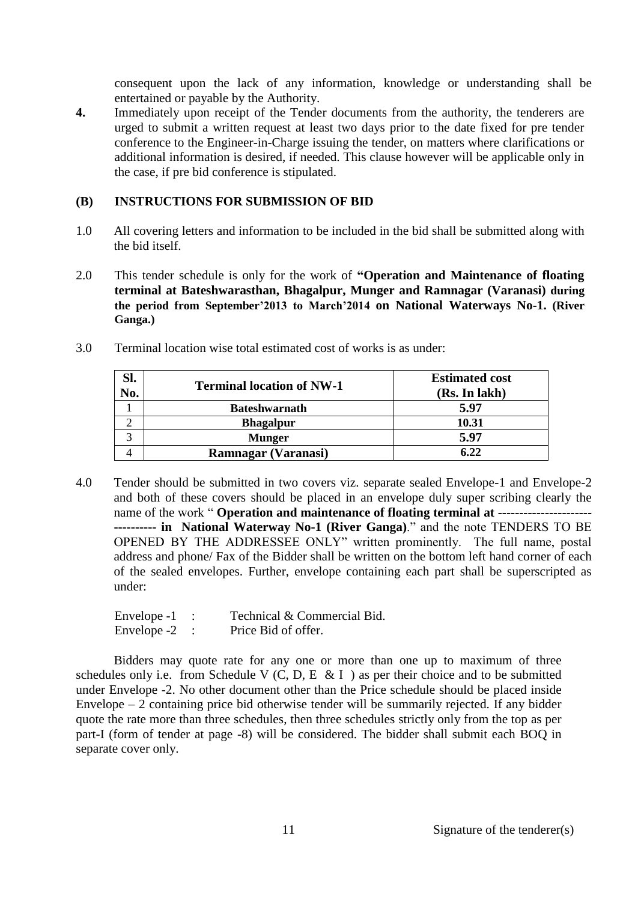consequent upon the lack of any information, knowledge or understanding shall be entertained or payable by the Authority.

**4.** Immediately upon receipt of the Tender documents from the authority, the tenderers are urged to submit a written request at least two days prior to the date fixed for pre tender conference to the Engineer-in-Charge issuing the tender, on matters where clarifications or additional information is desired, if needed. This clause however will be applicable only in the case, if pre bid conference is stipulated.

## (B) INSTRUCTIONS FOR SUBMISSION OF BID

1.0 All covering letters and information to be included in the bid shall be submitted along with the bid itself.

2.0 This tender schedule is only for the work of **"Operation and Maintenance of floating terminal at Bateshwarasthan, Bhagalpur, Munger and Ramnagar (Varanasi) during the period from September'2013 to March'2014 on National Waterways No-1. (River Ganga.)**

3.0 Terminal location wise total estimated cost of works is as under:

| Sl. No. | Terminal location of NW-1 | Estimated cost (Rs. In lakh) |
|---|---|---|
| 1 | **Bateshwarnath** | **5.97** |
| 2 | **Bhagalpur** | **10.31** |
| 3 | **Munger** | **5.97** |
| 4 | **Ramnagar (Varanasi)** | **6.22** |

4.0 Tender should be submitted in two covers viz. separate sealed Envelope-1 and Envelope-2 and both of these covers should be placed in an envelope duly super scribing clearly the name of the work " **Operation and maintenance of floating terminal at -------------------------------- in National Waterway No-1 (River Ganga)**." and the note TENDERS TO BE OPENED BY THE ADDRESSEE ONLY" written prominently. The full name, postal address and phone/ Fax of the Bidder shall be written on the bottom left hand corner of each of the sealed envelopes. Further, envelope containing each part shall be superscripted as under:

Envelope -1 : Technical & Commercial Bid.
Envelope -2 : Price Bid of offer.

Bidders may quote rate for any one or more than one up to maximum of three schedules only i.e. from Schedule V (C, D, E & I ) as per their choice and to be submitted under Envelope -2. No other document other than the Price schedule should be placed inside Envelope – 2 containing price bid otherwise tender will be summarily rejected. If any bidder quote the rate more than three schedules, then three schedules strictly only from the top as per part-I (form of tender at page -8) will be considered. The bidder shall submit each BOQ in separate cover only.

Signature of the tenderer(s)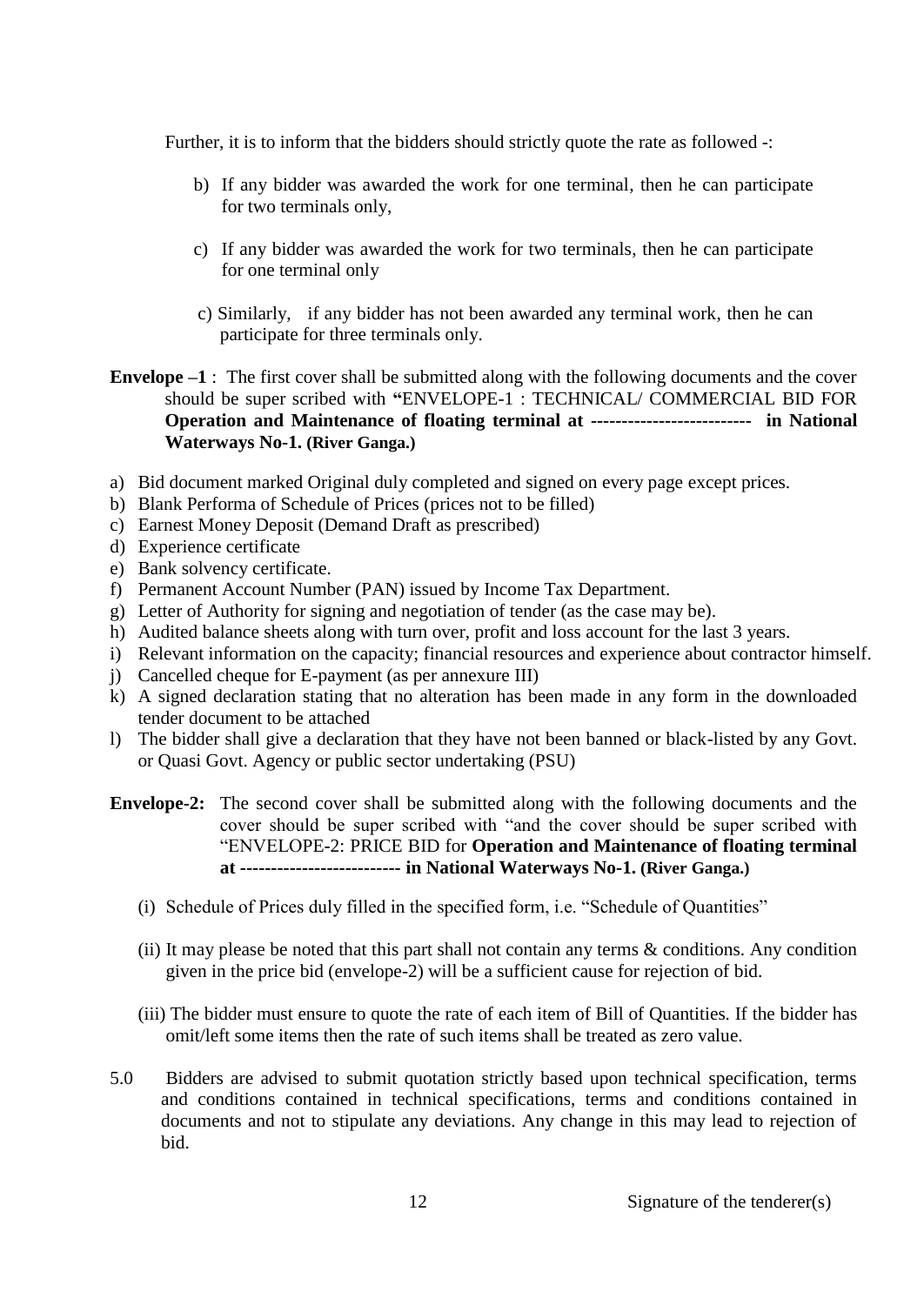Further, it is to inform that the bidders should strictly quote the rate as followed -:

b) If any bidder was awarded the work for one terminal, then he can participate for two terminals only,

c) If any bidder was awarded the work for two terminals, then he can participate for one terminal only

c) Similarly, if any bidder has not been awarded any terminal work, then he can participate for three terminals only.

**Envelope –1** : The first cover shall be submitted along with the following documents and the cover should be super scribed with **"**ENVELOPE-1 : TECHNICAL/ COMMERCIAL BID FOR **Operation and Maintenance of floating terminal at -------------------------- in National Waterways No-1. (River Ganga.)**

a) Bid document marked Original duly completed and signed on every page except prices.
b) Blank Performa of Schedule of Prices (prices not to be filled)
c) Earnest Money Deposit (Demand Draft as prescribed)
d) Experience certificate
e) Bank solvency certificate.
f) Permanent Account Number (PAN) issued by Income Tax Department.
g) Letter of Authority for signing and negotiation of tender (as the case may be).
h) Audited balance sheets along with turn over, profit and loss account for the last 3 years.
i) Relevant information on the capacity; financial resources and experience about contractor himself.
j) Cancelled cheque for E-payment (as per annexure III)
k) A signed declaration stating that no alteration has been made in any form in the downloaded tender document to be attached
l) The bidder shall give a declaration that they have not been banned or black-listed by any Govt. or Quasi Govt. Agency or public sector undertaking (PSU)

**Envelope-2:** The second cover shall be submitted along with the following documents and the cover should be super scribed with "and the cover should be super scribed with "ENVELOPE-2: PRICE BID for **Operation and Maintenance of floating terminal at -------------------------- in National Waterways No-1. (River Ganga.)**

(i) Schedule of Prices duly filled in the specified form, i.e. "Schedule of Quantities"

(ii) It may please be noted that this part shall not contain any terms & conditions. Any condition given in the price bid (envelope-2) will be a sufficient cause for rejection of bid.

(iii) The bidder must ensure to quote the rate of each item of Bill of Quantities. If the bidder has omit/left some items then the rate of such items shall be treated as zero value.

5.0 Bidders are advised to submit quotation strictly based upon technical specification, terms and conditions contained in technical specifications, terms and conditions contained in documents and not to stipulate any deviations. Any change in this may lead to rejection of bid.

Signature of the tenderer(s)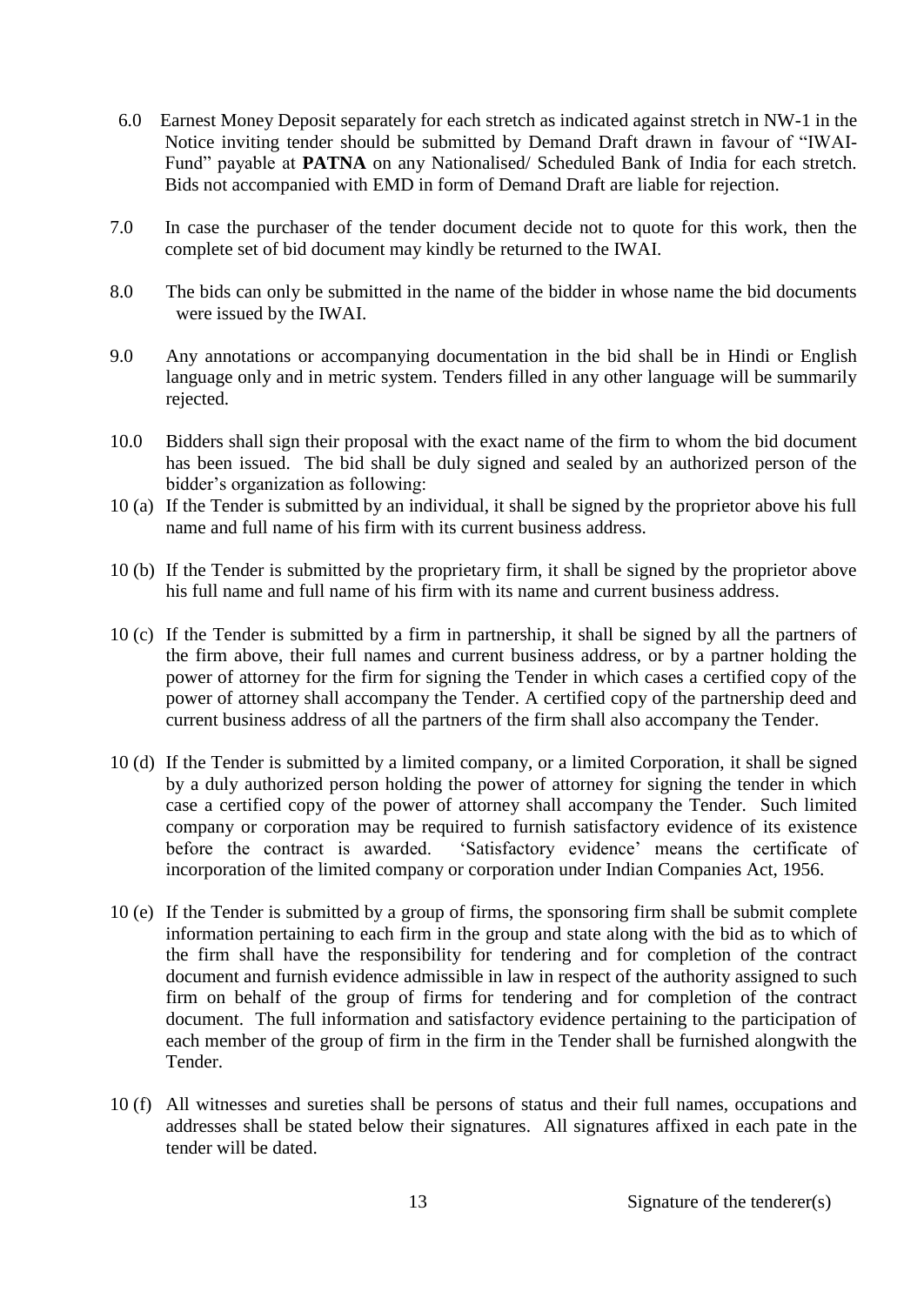6.0 Earnest Money Deposit separately for each stretch as indicated against stretch in NW-1 in the Notice inviting tender should be submitted by Demand Draft drawn in favour of "IWAI-Fund" payable at **PATNA** on any Nationalised/ Scheduled Bank of India for each stretch. Bids not accompanied with EMD in form of Demand Draft are liable for rejection.

7.0 In case the purchaser of the tender document decide not to quote for this work, then the complete set of bid document may kindly be returned to the IWAI.

8.0 The bids can only be submitted in the name of the bidder in whose name the bid documents were issued by the IWAI.

9.0 Any annotations or accompanying documentation in the bid shall be in Hindi or English language only and in metric system. Tenders filled in any other language will be summarily rejected.

10.0 Bidders shall sign their proposal with the exact name of the firm to whom the bid document has been issued. The bid shall be duly signed and sealed by an authorized person of the bidder's organization as following:

10 (a) If the Tender is submitted by an individual, it shall be signed by the proprietor above his full name and full name of his firm with its current business address.

10 (b) If the Tender is submitted by the proprietary firm, it shall be signed by the proprietor above his full name and full name of his firm with its name and current business address.

10 (c) If the Tender is submitted by a firm in partnership, it shall be signed by all the partners of the firm above, their full names and current business address, or by a partner holding the power of attorney for the firm for signing the Tender in which cases a certified copy of the power of attorney shall accompany the Tender. A certified copy of the partnership deed and current business address of all the partners of the firm shall also accompany the Tender.

10 (d) If the Tender is submitted by a limited company, or a limited Corporation, it shall be signed by a duly authorized person holding the power of attorney for signing the tender in which case a certified copy of the power of attorney shall accompany the Tender. Such limited company or corporation may be required to furnish satisfactory evidence of its existence before the contract is awarded. 'Satisfactory evidence' means the certificate of incorporation of the limited company or corporation under Indian Companies Act, 1956.

10 (e) If the Tender is submitted by a group of firms, the sponsoring firm shall be submit complete information pertaining to each firm in the group and state along with the bid as to which of the firm shall have the responsibility for tendering and for completion of the contract document and furnish evidence admissible in law in respect of the authority assigned to such firm on behalf of the group of firms for tendering and for completion of the contract document. The full information and satisfactory evidence pertaining to the participation of each member of the group of firm in the firm in the Tender shall be furnished alongwith the Tender.

10 (f) All witnesses and sureties shall be persons of status and their full names, occupations and addresses shall be stated below their signatures. All signatures affixed in each pate in the tender will be dated.

Signature of the tenderer(s)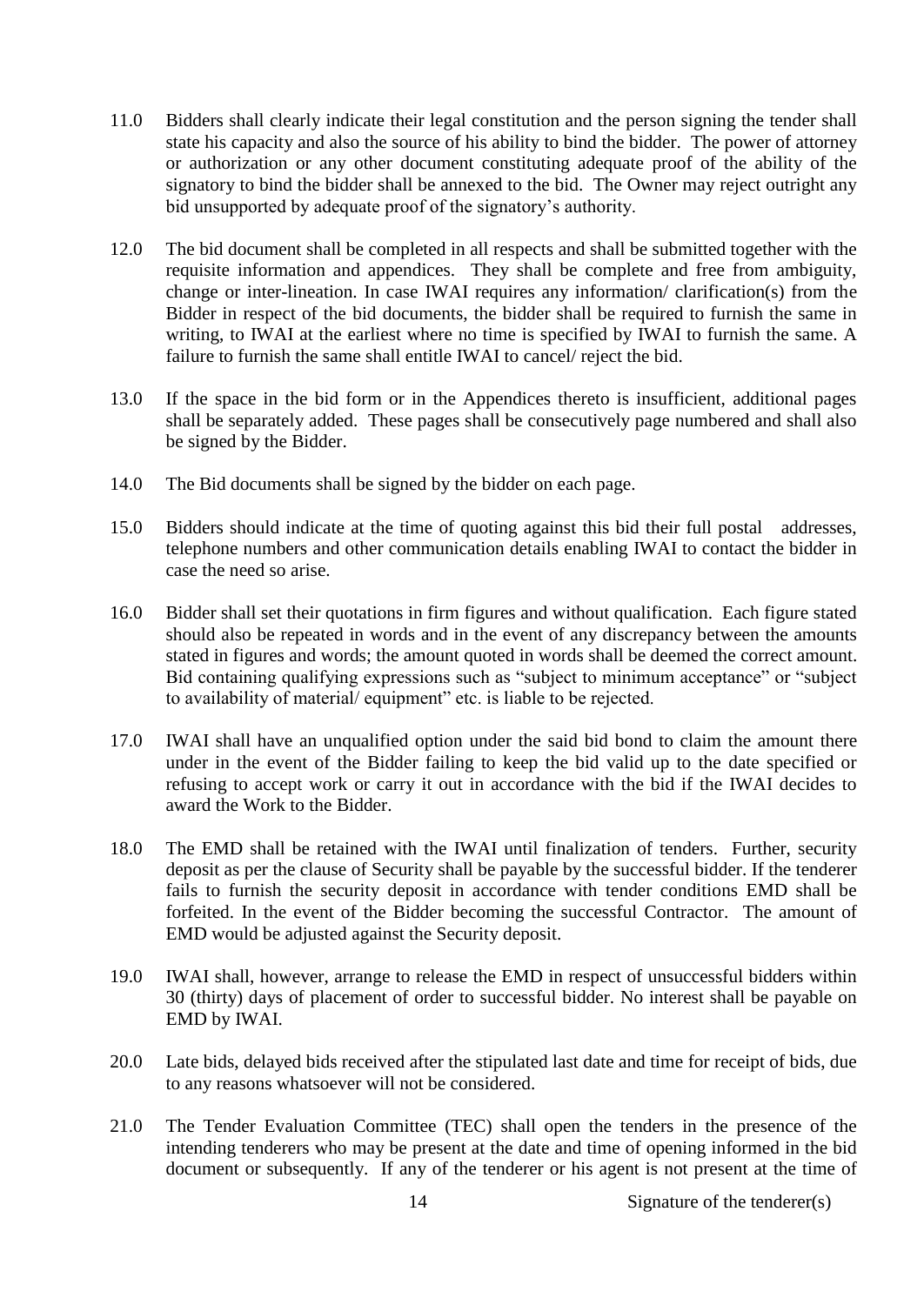11.0 Bidders shall clearly indicate their legal constitution and the person signing the tender shall state his capacity and also the source of his ability to bind the bidder. The power of attorney or authorization or any other document constituting adequate proof of the ability of the signatory to bind the bidder shall be annexed to the bid. The Owner may reject outright any bid unsupported by adequate proof of the signatory's authority.

12.0 The bid document shall be completed in all respects and shall be submitted together with the requisite information and appendices. They shall be complete and free from ambiguity, change or inter-lineation. In case IWAI requires any information/ clarification(s) from the Bidder in respect of the bid documents, the bidder shall be required to furnish the same in writing, to IWAI at the earliest where no time is specified by IWAI to furnish the same. A failure to furnish the same shall entitle IWAI to cancel/ reject the bid.

13.0 If the space in the bid form or in the Appendices thereto is insufficient, additional pages shall be separately added. These pages shall be consecutively page numbered and shall also be signed by the Bidder.

14.0 The Bid documents shall be signed by the bidder on each page.

15.0 Bidders should indicate at the time of quoting against this bid their full postal addresses, telephone numbers and other communication details enabling IWAI to contact the bidder in case the need so arise.

16.0 Bidder shall set their quotations in firm figures and without qualification. Each figure stated should also be repeated in words and in the event of any discrepancy between the amounts stated in figures and words; the amount quoted in words shall be deemed the correct amount. Bid containing qualifying expressions such as "subject to minimum acceptance" or "subject to availability of material/ equipment" etc. is liable to be rejected.

17.0 IWAI shall have an unqualified option under the said bid bond to claim the amount there under in the event of the Bidder failing to keep the bid valid up to the date specified or refusing to accept work or carry it out in accordance with the bid if the IWAI decides to award the Work to the Bidder.

18.0 The EMD shall be retained with the IWAI until finalization of tenders. Further, security deposit as per the clause of Security shall be payable by the successful bidder. If the tenderer fails to furnish the security deposit in accordance with tender conditions EMD shall be forfeited. In the event of the Bidder becoming the successful Contractor. The amount of EMD would be adjusted against the Security deposit.

19.0 IWAI shall, however, arrange to release the EMD in respect of unsuccessful bidders within 30 (thirty) days of placement of order to successful bidder. No interest shall be payable on EMD by IWAI.

20.0 Late bids, delayed bids received after the stipulated last date and time for receipt of bids, due to any reasons whatsoever will not be considered.

21.0 The Tender Evaluation Committee (TEC) shall open the tenders in the presence of the intending tenderers who may be present at the date and time of opening informed in the bid document or subsequently. If any of the tenderer or his agent is not present at the time of

Signature of the tenderer(s)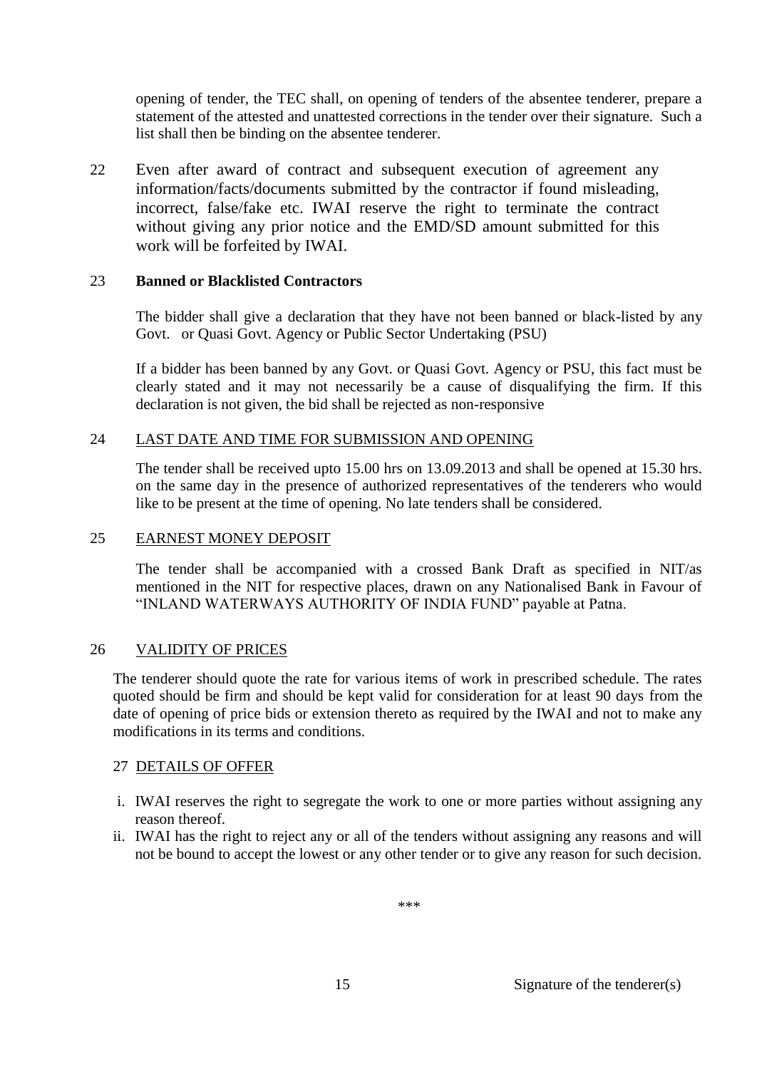opening of tender, the TEC shall, on opening of tenders of the absentee tenderer, prepare a statement of the attested and unattested corrections in the tender over their signature. Such a list shall then be binding on the absentee tenderer.

22 Even after award of contract and subsequent execution of agreement any information/facts/documents submitted by the contractor if found misleading, incorrect, false/fake etc. IWAI reserve the right to terminate the contract without giving any prior notice and the EMD/SD amount submitted for this work will be forfeited by IWAI.

23 **Banned or Blacklisted Contractors**

The bidder shall give a declaration that they have not been banned or black-listed by any Govt. or Quasi Govt. Agency or Public Sector Undertaking (PSU)

If a bidder has been banned by any Govt. or Quasi Govt. Agency or PSU, this fact must be clearly stated and it may not necessarily be a cause of disqualifying the firm. If this declaration is not given, the bid shall be rejected as non-responsive

24 LAST DATE AND TIME FOR SUBMISSION AND OPENING

The tender shall be received upto 15.00 hrs on 13.09.2013 and shall be opened at 15.30 hrs. on the same day in the presence of authorized representatives of the tenderers who would like to be present at the time of opening. No late tenders shall be considered.

25 EARNEST MONEY DEPOSIT

The tender shall be accompanied with a crossed Bank Draft as specified in NIT/as mentioned in the NIT for respective places, drawn on any Nationalised Bank in Favour of "INLAND WATERWAYS AUTHORITY OF INDIA FUND" payable at Patna.

26 VALIDITY OF PRICES

The tenderer should quote the rate for various items of work in prescribed schedule. The rates quoted should be firm and should be kept valid for consideration for at least 90 days from the date of opening of price bids or extension thereto as required by the IWAI and not to make any modifications in its terms and conditions.

27 DETAILS OF OFFER

i. IWAI reserves the right to segregate the work to one or more parties without assigning any reason thereof.
ii. IWAI has the right to reject any or all of the tenders without assigning any reasons and will not be bound to accept the lowest or any other tender or to give any reason for such decision.

\*\*\*

Signature of the tenderer(s)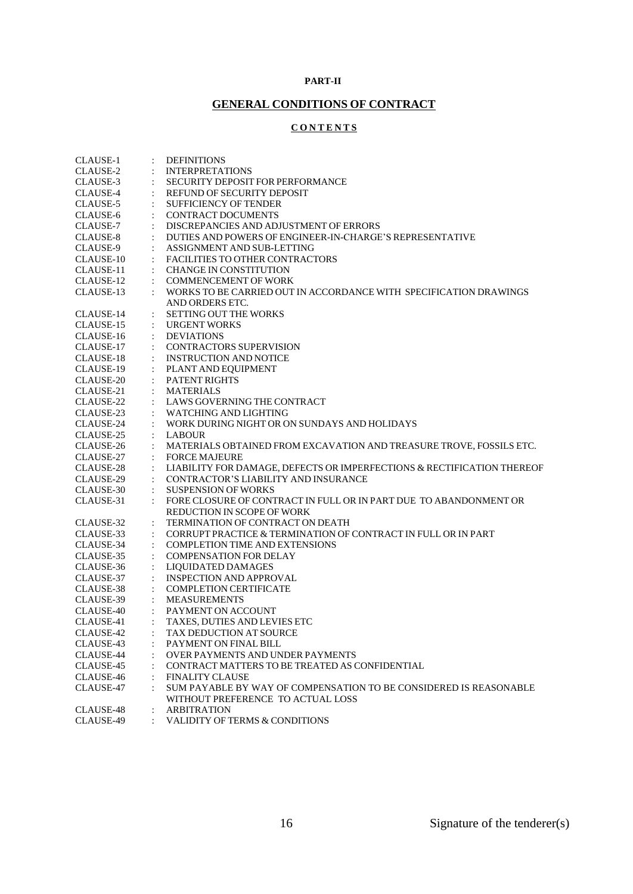**PART-II**

## GENERAL CONDITIONS OF CONTRACT

### C O N T E N T S

| | | |
|---|---|---|
| CLAUSE-1 | : | DEFINITIONS |
| CLAUSE-2 | : | INTERPRETATIONS |
| CLAUSE-3 | : | SECURITY DEPOSIT FOR PERFORMANCE |
| CLAUSE-4 | : | REFUND OF SECURITY DEPOSIT |
| CLAUSE-5 | : | SUFFICIENCY OF TENDER |
| CLAUSE-6 | : | CONTRACT DOCUMENTS |
| CLAUSE-7 | : | DISCREPANCIES AND ADJUSTMENT OF ERRORS |
| CLAUSE-8 | : | DUTIES AND POWERS OF ENGINEER-IN-CHARGE'S REPRESENTATIVE |
| CLAUSE-9 | : | ASSIGNMENT AND SUB-LETTING |
| CLAUSE-10 | : | FACILITIES TO OTHER CONTRACTORS |
| CLAUSE-11 | : | CHANGE IN CONSTITUTION |
| CLAUSE-12 | : | COMMENCEMENT OF WORK |
| CLAUSE-13 | : | WORKS TO BE CARRIED OUT IN ACCORDANCE WITH SPECIFICATION DRAWINGS AND ORDERS ETC. |
| CLAUSE-14 | : | SETTING OUT THE WORKS |
| CLAUSE-15 | : | URGENT WORKS |
| CLAUSE-16 | : | DEVIATIONS |
| CLAUSE-17 | : | CONTRACTORS SUPERVISION |
| CLAUSE-18 | : | INSTRUCTION AND NOTICE |
| CLAUSE-19 | : | PLANT AND EQUIPMENT |
| CLAUSE-20 | : | PATENT RIGHTS |
| CLAUSE-21 | : | MATERIALS |
| CLAUSE-22 | : | LAWS GOVERNING THE CONTRACT |
| CLAUSE-23 | : | WATCHING AND LIGHTING |
| CLAUSE-24 | : | WORK DURING NIGHT OR ON SUNDAYS AND HOLIDAYS |
| CLAUSE-25 | : | LABOUR |
| CLAUSE-26 | : | MATERIALS OBTAINED FROM EXCAVATION AND TREASURE TROVE, FOSSILS ETC. |
| CLAUSE-27 | : | FORCE MAJEURE |
| CLAUSE-28 | : | LIABILITY FOR DAMAGE, DEFECTS OR IMPERFECTIONS & RECTIFICATION THEREOF |
| CLAUSE-29 | : | CONTRACTOR'S LIABILITY AND INSURANCE |
| CLAUSE-30 | : | SUSPENSION OF WORKS |
| CLAUSE-31 | : | FORE CLOSURE OF CONTRACT IN FULL OR IN PART DUE TO ABANDONMENT OR REDUCTION IN SCOPE OF WORK |
| CLAUSE-32 | : | TERMINATION OF CONTRACT ON DEATH |
| CLAUSE-33 | : | CORRUPT PRACTICE & TERMINATION OF CONTRACT IN FULL OR IN PART |
| CLAUSE-34 | : | COMPLETION TIME AND EXTENSIONS |
| CLAUSE-35 | : | COMPENSATION FOR DELAY |
| CLAUSE-36 | : | LIQUIDATED DAMAGES |
| CLAUSE-37 | : | INSPECTION AND APPROVAL |
| CLAUSE-38 | : | COMPLETION CERTIFICATE |
| CLAUSE-39 | : | MEASUREMENTS |
| CLAUSE-40 | : | PAYMENT ON ACCOUNT |
| CLAUSE-41 | : | TAXES, DUTIES AND LEVIES ETC |
| CLAUSE-42 | : | TAX DEDUCTION AT SOURCE |
| CLAUSE-43 | : | PAYMENT ON FINAL BILL |
| CLAUSE-44 | : | OVER PAYMENTS AND UNDER PAYMENTS |
| CLAUSE-45 | : | CONTRACT MATTERS TO BE TREATED AS CONFIDENTIAL |
| CLAUSE-46 | : | FINALITY CLAUSE |
| CLAUSE-47 | : | SUM PAYABLE BY WAY OF COMPENSATION TO BE CONSIDERED IS REASONABLE WITHOUT PREFERENCE TO ACTUAL LOSS |
| CLAUSE-48 | : | ARBITRATION |
| CLAUSE-49 | : | VALIDITY OF TERMS & CONDITIONS |

Signature of the tenderer(s)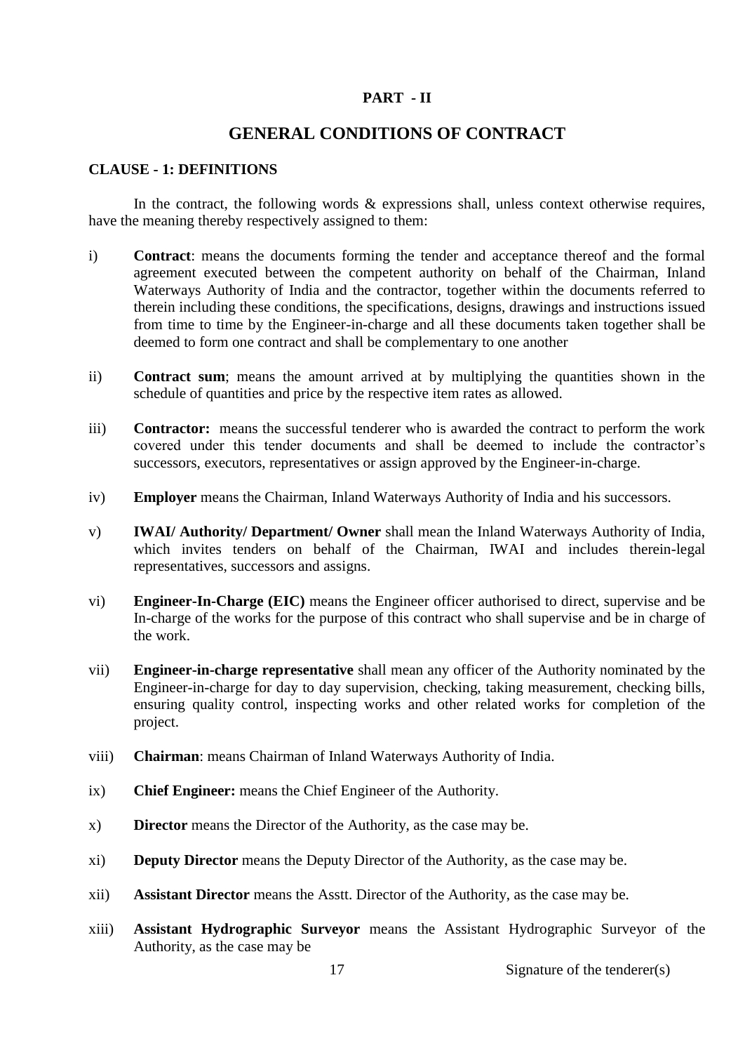## PART - II

# GENERAL CONDITIONS OF CONTRACT

### CLAUSE - 1: DEFINITIONS

In the contract, the following words & expressions shall, unless context otherwise requires, have the meaning thereby respectively assigned to them:

i) **Contract**: means the documents forming the tender and acceptance thereof and the formal agreement executed between the competent authority on behalf of the Chairman, Inland Waterways Authority of India and the contractor, together within the documents referred to therein including these conditions, the specifications, designs, drawings and instructions issued from time to time by the Engineer-in-charge and all these documents taken together shall be deemed to form one contract and shall be complementary to one another

ii) **Contract sum**; means the amount arrived at by multiplying the quantities shown in the schedule of quantities and price by the respective item rates as allowed.

iii) **Contractor:** means the successful tenderer who is awarded the contract to perform the work covered under this tender documents and shall be deemed to include the contractor's successors, executors, representatives or assign approved by the Engineer-in-charge.

iv) **Employer** means the Chairman, Inland Waterways Authority of India and his successors.

v) **IWAI/ Authority/ Department/ Owner** shall mean the Inland Waterways Authority of India, which invites tenders on behalf of the Chairman, IWAI and includes therein-legal representatives, successors and assigns.

vi) **Engineer-In-Charge (EIC)** means the Engineer officer authorised to direct, supervise and be In-charge of the works for the purpose of this contract who shall supervise and be in charge of the work.

vii) **Engineer-in-charge representative** shall mean any officer of the Authority nominated by the Engineer-in-charge for day to day supervision, checking, taking measurement, checking bills, ensuring quality control, inspecting works and other related works for completion of the project.

viii) **Chairman**: means Chairman of Inland Waterways Authority of India.

ix) **Chief Engineer:** means the Chief Engineer of the Authority.

x) **Director** means the Director of the Authority, as the case may be.

xi) **Deputy Director** means the Deputy Director of the Authority, as the case may be.

xii) **Assistant Director** means the Asstt. Director of the Authority, as the case may be.

xiii) **Assistant Hydrographic Surveyor** means the Assistant Hydrographic Surveyor of the Authority, as the case may be

Signature of the tenderer(s)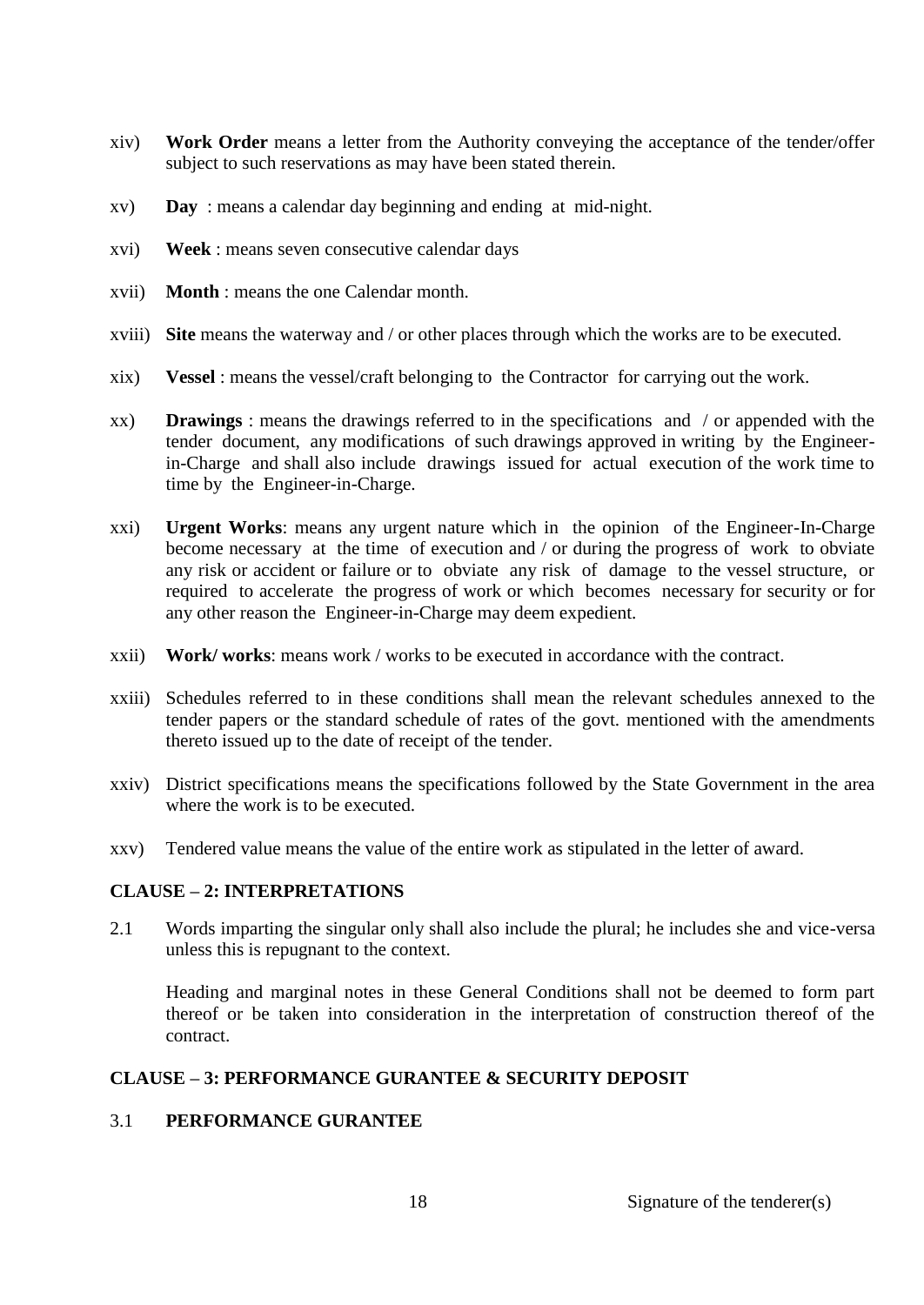xiv) **Work Order** means a letter from the Authority conveying the acceptance of the tender/offer subject to such reservations as may have been stated therein.

xv) **Day** : means a calendar day beginning and ending at mid-night.

xvi) **Week** : means seven consecutive calendar days

xvii) **Month** : means the one Calendar month.

xviii) **Site** means the waterway and / or other places through which the works are to be executed.

xix) **Vessel** : means the vessel/craft belonging to the Contractor for carrying out the work.

xx) **Drawings** : means the drawings referred to in the specifications and / or appended with the tender document, any modifications of such drawings approved in writing by the Engineer-in-Charge and shall also include drawings issued for actual execution of the work time to time by the Engineer-in-Charge.

xxi) **Urgent Works**: means any urgent nature which in the opinion of the Engineer-In-Charge become necessary at the time of execution and / or during the progress of work to obviate any risk or accident or failure or to obviate any risk of damage to the vessel structure, or required to accelerate the progress of work or which becomes necessary for security or for any other reason the Engineer-in-Charge may deem expedient.

xxii) **Work/ works**: means work / works to be executed in accordance with the contract.

xxiii) Schedules referred to in these conditions shall mean the relevant schedules annexed to the tender papers or the standard schedule of rates of the govt. mentioned with the amendments thereto issued up to the date of receipt of the tender.

xxiv) District specifications means the specifications followed by the State Government in the area where the work is to be executed.

xxv) Tendered value means the value of the entire work as stipulated in the letter of award.

## CLAUSE – 2: INTERPRETATIONS

2.1 Words imparting the singular only shall also include the plural; he includes she and vice-versa unless this is repugnant to the context.

Heading and marginal notes in these General Conditions shall not be deemed to form part thereof or be taken into consideration in the interpretation of construction thereof of the contract.

## CLAUSE – 3: PERFORMANCE GURANTEE & SECURITY DEPOSIT

### 3.1 PERFORMANCE GURANTEE

Signature of the tenderer(s)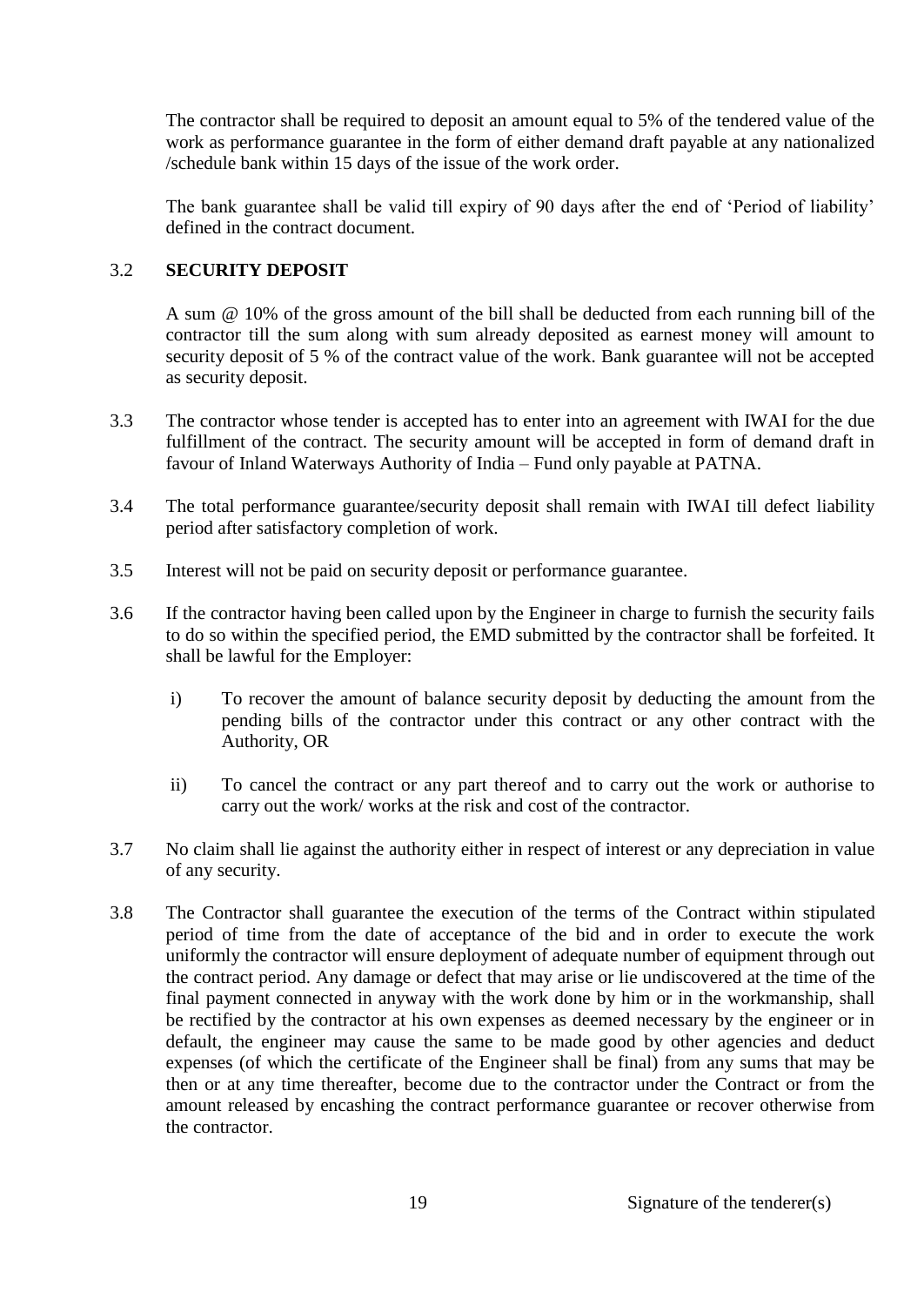The contractor shall be required to deposit an amount equal to 5% of the tendered value of the work as performance guarantee in the form of either demand draft payable at any nationalized /schedule bank within 15 days of the issue of the work order.

The bank guarantee shall be valid till expiry of 90 days after the end of 'Period of liability' defined in the contract document.

3.2 **SECURITY DEPOSIT**

A sum @ 10% of the gross amount of the bill shall be deducted from each running bill of the contractor till the sum along with sum already deposited as earnest money will amount to security deposit of 5 % of the contract value of the work. Bank guarantee will not be accepted as security deposit.

3.3 The contractor whose tender is accepted has to enter into an agreement with IWAI for the due fulfillment of the contract. The security amount will be accepted in form of demand draft in favour of Inland Waterways Authority of India – Fund only payable at PATNA.

3.4 The total performance guarantee/security deposit shall remain with IWAI till defect liability period after satisfactory completion of work.

3.5 Interest will not be paid on security deposit or performance guarantee.

3.6 If the contractor having been called upon by the Engineer in charge to furnish the security fails to do so within the specified period, the EMD submitted by the contractor shall be forfeited. It shall be lawful for the Employer:

i) To recover the amount of balance security deposit by deducting the amount from the pending bills of the contractor under this contract or any other contract with the Authority, OR

ii) To cancel the contract or any part thereof and to carry out the work or authorise to carry out the work/ works at the risk and cost of the contractor.

3.7 No claim shall lie against the authority either in respect of interest or any depreciation in value of any security.

3.8 The Contractor shall guarantee the execution of the terms of the Contract within stipulated period of time from the date of acceptance of the bid and in order to execute the work uniformly the contractor will ensure deployment of adequate number of equipment through out the contract period. Any damage or defect that may arise or lie undiscovered at the time of the final payment connected in anyway with the work done by him or in the workmanship, shall be rectified by the contractor at his own expenses as deemed necessary by the engineer or in default, the engineer may cause the same to be made good by other agencies and deduct expenses (of which the certificate of the Engineer shall be final) from any sums that may be then or at any time thereafter, become due to the contractor under the Contract or from the amount released by encashing the contract performance guarantee or recover otherwise from the contractor.

Signature of the tenderer(s)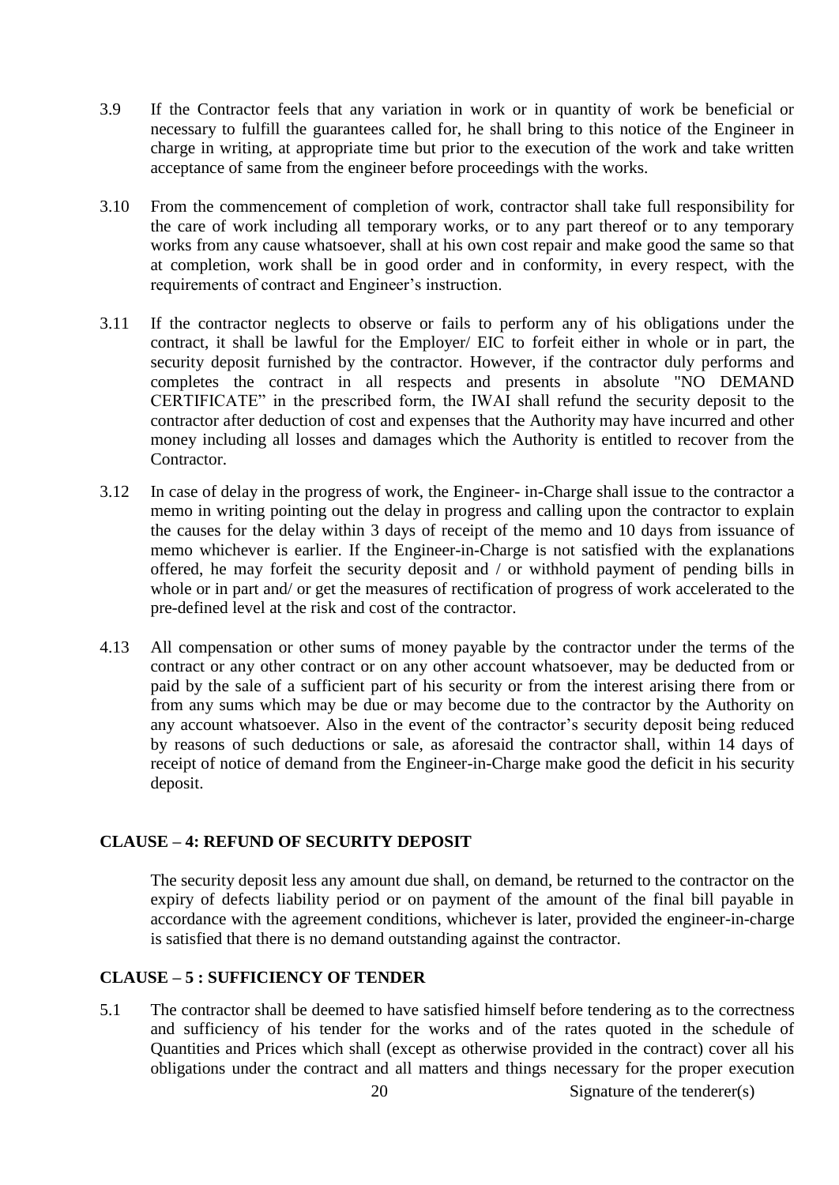3.9 If the Contractor feels that any variation in work or in quantity of work be beneficial or necessary to fulfill the guarantees called for, he shall bring to this notice of the Engineer in charge in writing, at appropriate time but prior to the execution of the work and take written acceptance of same from the engineer before proceedings with the works.

3.10 From the commencement of completion of work, contractor shall take full responsibility for the care of work including all temporary works, or to any part thereof or to any temporary works from any cause whatsoever, shall at his own cost repair and make good the same so that at completion, work shall be in good order and in conformity, in every respect, with the requirements of contract and Engineer's instruction.

3.11 If the contractor neglects to observe or fails to perform any of his obligations under the contract, it shall be lawful for the Employer/ EIC to forfeit either in whole or in part, the security deposit furnished by the contractor. However, if the contractor duly performs and completes the contract in all respects and presents in absolute "NO DEMAND CERTIFICATE" in the prescribed form, the IWAI shall refund the security deposit to the contractor after deduction of cost and expenses that the Authority may have incurred and other money including all losses and damages which the Authority is entitled to recover from the Contractor.

3.12 In case of delay in the progress of work, the Engineer- in-Charge shall issue to the contractor a memo in writing pointing out the delay in progress and calling upon the contractor to explain the causes for the delay within 3 days of receipt of the memo and 10 days from issuance of memo whichever is earlier. If the Engineer-in-Charge is not satisfied with the explanations offered, he may forfeit the security deposit and / or withhold payment of pending bills in whole or in part and/ or get the measures of rectification of progress of work accelerated to the pre-defined level at the risk and cost of the contractor.

4.13 All compensation or other sums of money payable by the contractor under the terms of the contract or any other contract or on any other account whatsoever, may be deducted from or paid by the sale of a sufficient part of his security or from the interest arising there from or from any sums which may be due or may become due to the contractor by the Authority on any account whatsoever. Also in the event of the contractor's security deposit being reduced by reasons of such deductions or sale, as aforesaid the contractor shall, within 14 days of receipt of notice of demand from the Engineer-in-Charge make good the deficit in his security deposit.

## CLAUSE – 4: REFUND OF SECURITY DEPOSIT

The security deposit less any amount due shall, on demand, be returned to the contractor on the expiry of defects liability period or on payment of the amount of the final bill payable in accordance with the agreement conditions, whichever is later, provided the engineer-in-charge is satisfied that there is no demand outstanding against the contractor.

## CLAUSE – 5 : SUFFICIENCY OF TENDER

5.1 The contractor shall be deemed to have satisfied himself before tendering as to the correctness and sufficiency of his tender for the works and of the rates quoted in the schedule of Quantities and Prices which shall (except as otherwise provided in the contract) cover all his obligations under the contract and all matters and things necessary for the proper execution

Signature of the tenderer(s)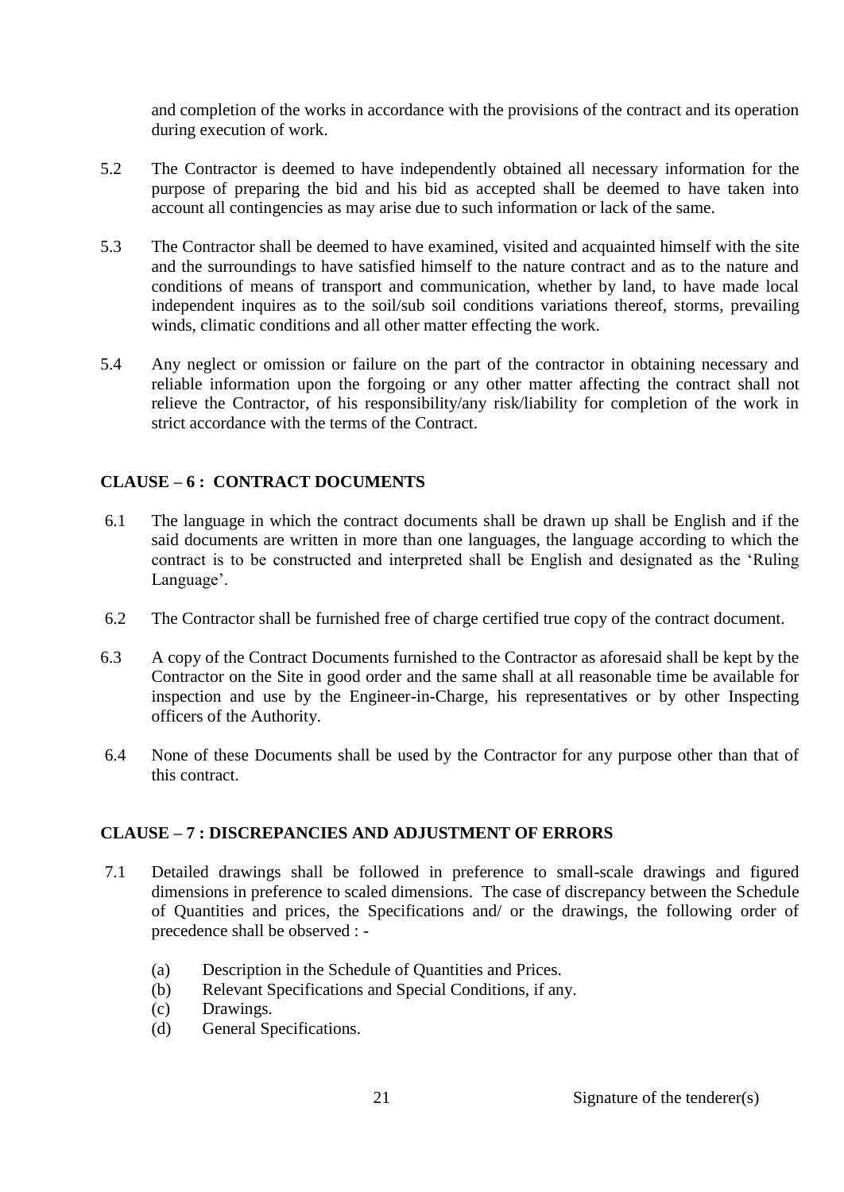and completion of the works in accordance with the provisions of the contract and its operation during execution of work.

5.2 The Contractor is deemed to have independently obtained all necessary information for the purpose of preparing the bid and his bid as accepted shall be deemed to have taken into account all contingencies as may arise due to such information or lack of the same.

5.3 The Contractor shall be deemed to have examined, visited and acquainted himself with the site and the surroundings to have satisfied himself to the nature contract and as to the nature and conditions of means of transport and communication, whether by land, to have made local independent inquires as to the soil/sub soil conditions variations thereof, storms, prevailing winds, climatic conditions and all other matter effecting the work.

5.4 Any neglect or omission or failure on the part of the contractor in obtaining necessary and reliable information upon the forgoing or any other matter affecting the contract shall not relieve the Contractor, of his responsibility/any risk/liability for completion of the work in strict accordance with the terms of the Contract.

## CLAUSE – 6 : CONTRACT DOCUMENTS

6.1 The language in which the contract documents shall be drawn up shall be English and if the said documents are written in more than one languages, the language according to which the contract is to be constructed and interpreted shall be English and designated as the 'Ruling Language'.

6.2 The Contractor shall be furnished free of charge certified true copy of the contract document.

6.3 A copy of the Contract Documents furnished to the Contractor as aforesaid shall be kept by the Contractor on the Site in good order and the same shall at all reasonable time be available for inspection and use by the Engineer-in-Charge, his representatives or by other Inspecting officers of the Authority.

6.4 None of these Documents shall be used by the Contractor for any purpose other than that of this contract.

## CLAUSE – 7 : DISCREPANCIES AND ADJUSTMENT OF ERRORS

7.1 Detailed drawings shall be followed in preference to small-scale drawings and figured dimensions in preference to scaled dimensions. The case of discrepancy between the Schedule of Quantities and prices, the Specifications and/ or the drawings, the following order of precedence shall be observed : -

(a) Description in the Schedule of Quantities and Prices.
(b) Relevant Specifications and Special Conditions, if any.
(c) Drawings.
(d) General Specifications.

Signature of the tenderer(s)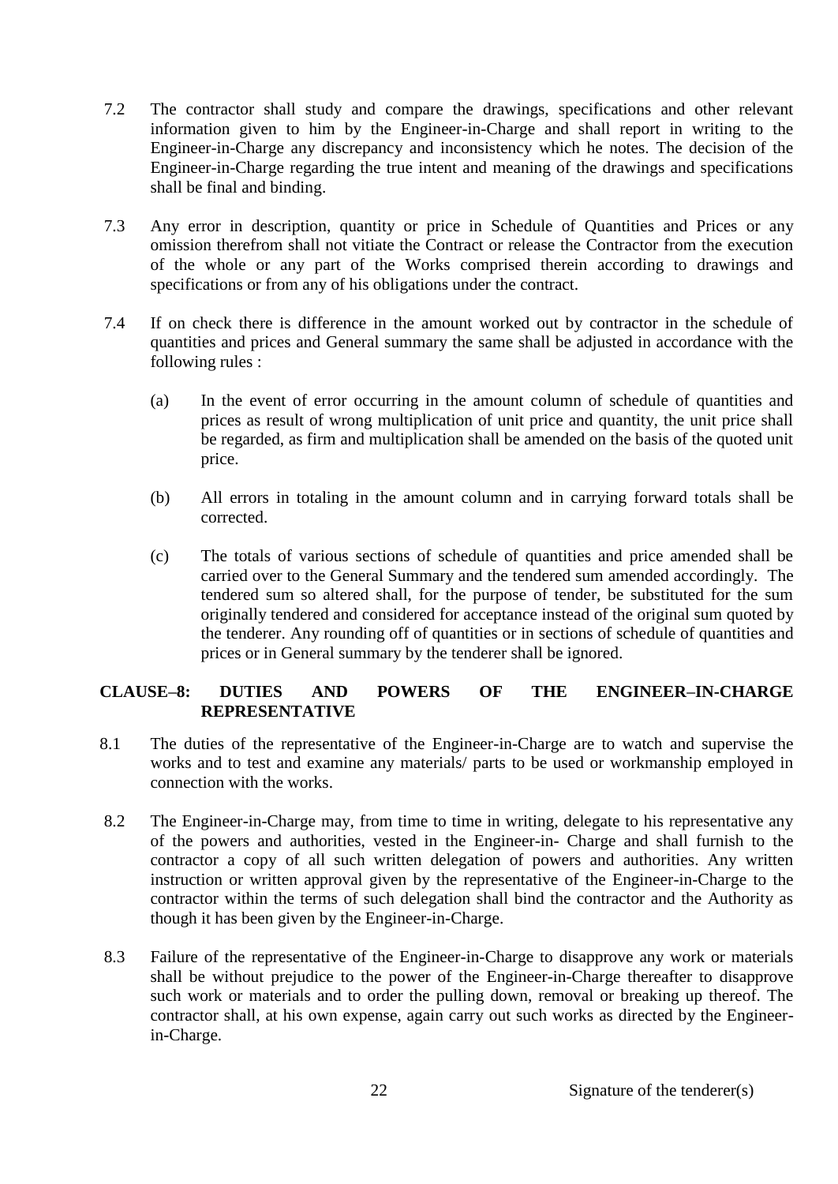7.2 The contractor shall study and compare the drawings, specifications and other relevant information given to him by the Engineer-in-Charge and shall report in writing to the Engineer-in-Charge any discrepancy and inconsistency which he notes. The decision of the Engineer-in-Charge regarding the true intent and meaning of the drawings and specifications shall be final and binding.

7.3 Any error in description, quantity or price in Schedule of Quantities and Prices or any omission therefrom shall not vitiate the Contract or release the Contractor from the execution of the whole or any part of the Works comprised therein according to drawings and specifications or from any of his obligations under the contract.

7.4 If on check there is difference in the amount worked out by contractor in the schedule of quantities and prices and General summary the same shall be adjusted in accordance with the following rules :

(a) In the event of error occurring in the amount column of schedule of quantities and prices as result of wrong multiplication of unit price and quantity, the unit price shall be regarded, as firm and multiplication shall be amended on the basis of the quoted unit price.

(b) All errors in totaling in the amount column and in carrying forward totals shall be corrected.

(c) The totals of various sections of schedule of quantities and price amended shall be carried over to the General Summary and the tendered sum amended accordingly. The tendered sum so altered shall, for the purpose of tender, be substituted for the sum originally tendered and considered for acceptance instead of the original sum quoted by the tenderer. Any rounding off of quantities or in sections of schedule of quantities and prices or in General summary by the tenderer shall be ignored.

## CLAUSE–8: DUTIES AND POWERS OF THE ENGINEER–IN-CHARGE REPRESENTATIVE

8.1 The duties of the representative of the Engineer-in-Charge are to watch and supervise the works and to test and examine any materials/ parts to be used or workmanship employed in connection with the works.

8.2 The Engineer-in-Charge may, from time to time in writing, delegate to his representative any of the powers and authorities, vested in the Engineer-in- Charge and shall furnish to the contractor a copy of all such written delegation of powers and authorities. Any written instruction or written approval given by the representative of the Engineer-in-Charge to the contractor within the terms of such delegation shall bind the contractor and the Authority as though it has been given by the Engineer-in-Charge.

8.3 Failure of the representative of the Engineer-in-Charge to disapprove any work or materials shall be without prejudice to the power of the Engineer-in-Charge thereafter to disapprove such work or materials and to order the pulling down, removal or breaking up thereof. The contractor shall, at his own expense, again carry out such works as directed by the Engineer-in-Charge.

Signature of the tenderer(s)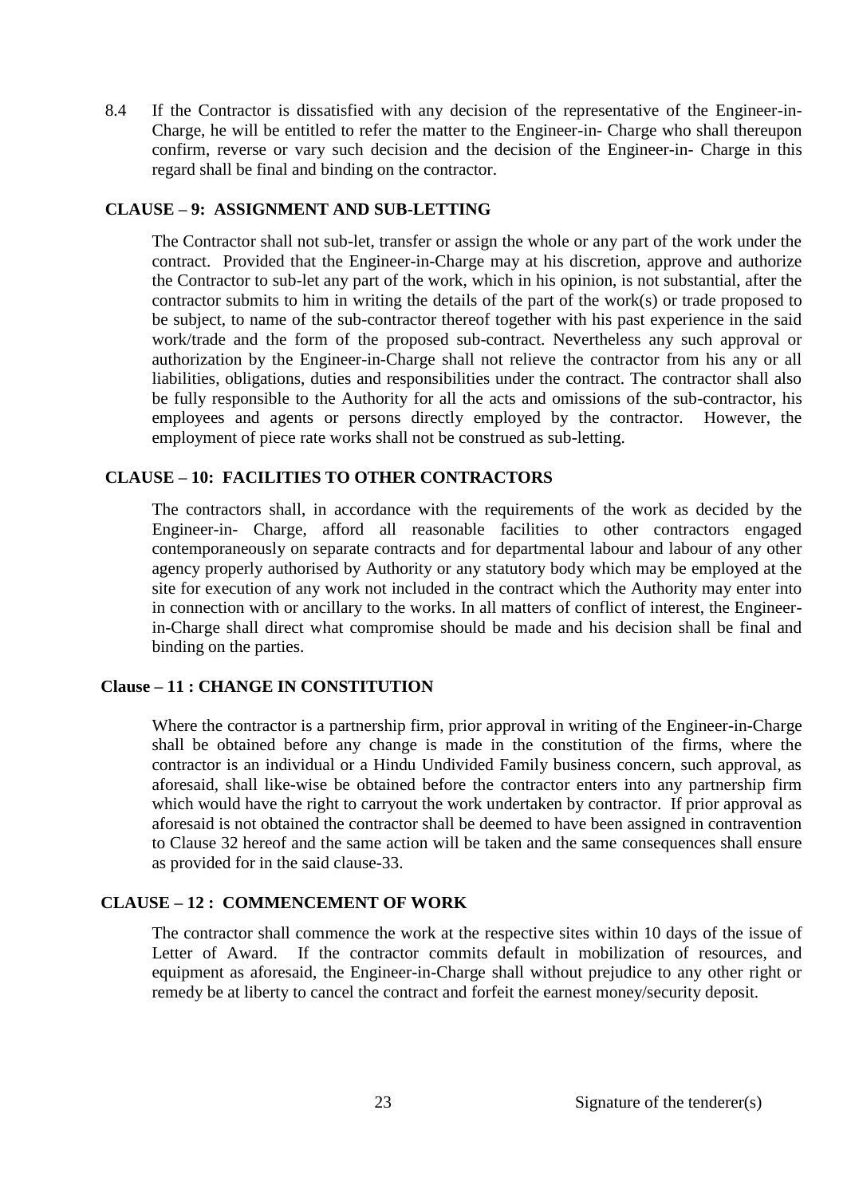8.4 If the Contractor is dissatisfied with any decision of the representative of the Engineer-in-Charge, he will be entitled to refer the matter to the Engineer-in- Charge who shall thereupon confirm, reverse or vary such decision and the decision of the Engineer-in- Charge in this regard shall be final and binding on the contractor.

## CLAUSE – 9: ASSIGNMENT AND SUB-LETTING

The Contractor shall not sub-let, transfer or assign the whole or any part of the work under the contract. Provided that the Engineer-in-Charge may at his discretion, approve and authorize the Contractor to sub-let any part of the work, which in his opinion, is not substantial, after the contractor submits to him in writing the details of the part of the work(s) or trade proposed to be subject, to name of the sub-contractor thereof together with his past experience in the said work/trade and the form of the proposed sub-contract. Nevertheless any such approval or authorization by the Engineer-in-Charge shall not relieve the contractor from his any or all liabilities, obligations, duties and responsibilities under the contract. The contractor shall also be fully responsible to the Authority for all the acts and omissions of the sub-contractor, his employees and agents or persons directly employed by the contractor. However, the employment of piece rate works shall not be construed as sub-letting.

## CLAUSE – 10: FACILITIES TO OTHER CONTRACTORS

The contractors shall, in accordance with the requirements of the work as decided by the Engineer-in- Charge, afford all reasonable facilities to other contractors engaged contemporaneously on separate contracts and for departmental labour and labour of any other agency properly authorised by Authority or any statutory body which may be employed at the site for execution of any work not included in the contract which the Authority may enter into in connection with or ancillary to the works. In all matters of conflict of interest, the Engineer-in-Charge shall direct what compromise should be made and his decision shall be final and binding on the parties.

## Clause – 11 : CHANGE IN CONSTITUTION

Where the contractor is a partnership firm, prior approval in writing of the Engineer-in-Charge shall be obtained before any change is made in the constitution of the firms, where the contractor is an individual or a Hindu Undivided Family business concern, such approval, as aforesaid, shall like-wise be obtained before the contractor enters into any partnership firm which would have the right to carryout the work undertaken by contractor. If prior approval as aforesaid is not obtained the contractor shall be deemed to have been assigned in contravention to Clause 32 hereof and the same action will be taken and the same consequences shall ensure as provided for in the said clause-33.

## CLAUSE – 12 : COMMENCEMENT OF WORK

The contractor shall commence the work at the respective sites within 10 days of the issue of Letter of Award. If the contractor commits default in mobilization of resources, and equipment as aforesaid, the Engineer-in-Charge shall without prejudice to any other right or remedy be at liberty to cancel the contract and forfeit the earnest money/security deposit.

Signature of the tenderer(s)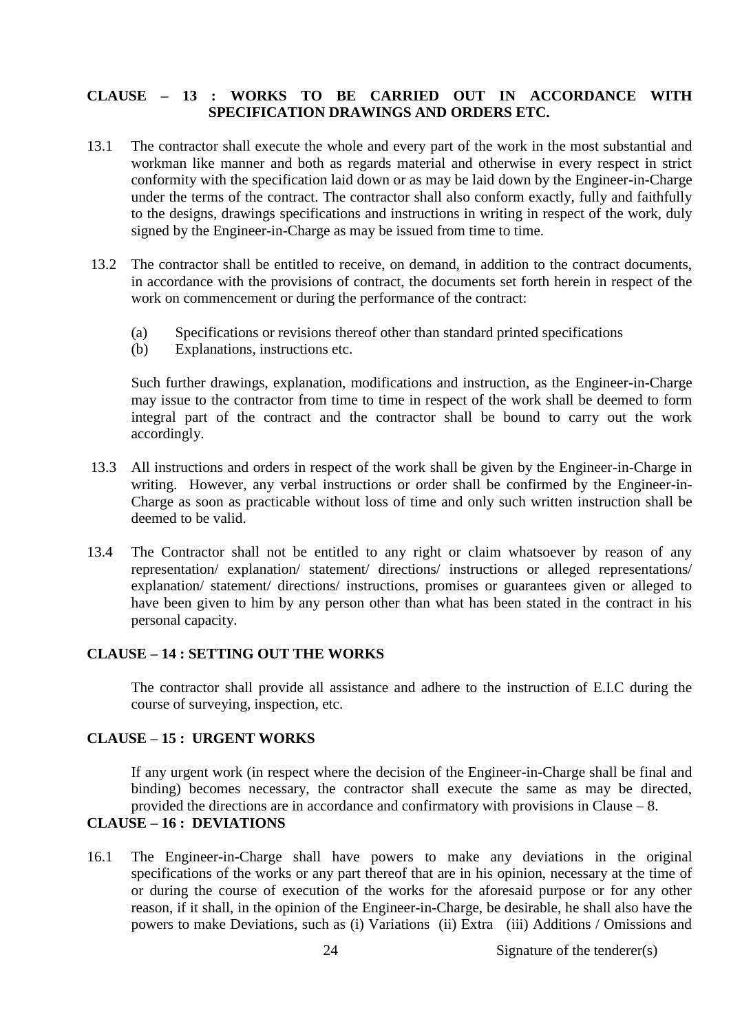**CLAUSE – 13 : WORKS TO BE CARRIED OUT IN ACCORDANCE WITH SPECIFICATION DRAWINGS AND ORDERS ETC.**

13.1 The contractor shall execute the whole and every part of the work in the most substantial and workman like manner and both as regards material and otherwise in every respect in strict conformity with the specification laid down or as may be laid down by the Engineer-in-Charge under the terms of the contract. The contractor shall also conform exactly, fully and faithfully to the designs, drawings specifications and instructions in writing in respect of the work, duly signed by the Engineer-in-Charge as may be issued from time to time.

13.2 The contractor shall be entitled to receive, on demand, in addition to the contract documents, in accordance with the provisions of contract, the documents set forth herein in respect of the work on commencement or during the performance of the contract:

(a) Specifications or revisions thereof other than standard printed specifications
(b) Explanations, instructions etc.

Such further drawings, explanation, modifications and instruction, as the Engineer-in-Charge may issue to the contractor from time to time in respect of the work shall be deemed to form integral part of the contract and the contractor shall be bound to carry out the work accordingly.

13.3 All instructions and orders in respect of the work shall be given by the Engineer-in-Charge in writing. However, any verbal instructions or order shall be confirmed by the Engineer-in-Charge as soon as practicable without loss of time and only such written instruction shall be deemed to be valid.

13.4 The Contractor shall not be entitled to any right or claim whatsoever by reason of any representation/ explanation/ statement/ directions/ instructions or alleged representations/ explanation/ statement/ directions/ instructions, promises or guarantees given or alleged to have been given to him by any person other than what has been stated in the contract in his personal capacity.

**CLAUSE – 14 : SETTING OUT THE WORKS**

The contractor shall provide all assistance and adhere to the instruction of E.I.C during the course of surveying, inspection, etc.

**CLAUSE – 15 : URGENT WORKS**

If any urgent work (in respect where the decision of the Engineer-in-Charge shall be final and binding) becomes necessary, the contractor shall execute the same as may be directed, provided the directions are in accordance and confirmatory with provisions in Clause – 8.

**CLAUSE – 16 : DEVIATIONS**

16.1 The Engineer-in-Charge shall have powers to make any deviations in the original specifications of the works or any part thereof that are in his opinion, necessary at the time of or during the course of execution of the works for the aforesaid purpose or for any other reason, if it shall, in the opinion of the Engineer-in-Charge, be desirable, he shall also have the powers to make Deviations, such as (i) Variations (ii) Extra (iii) Additions / Omissions and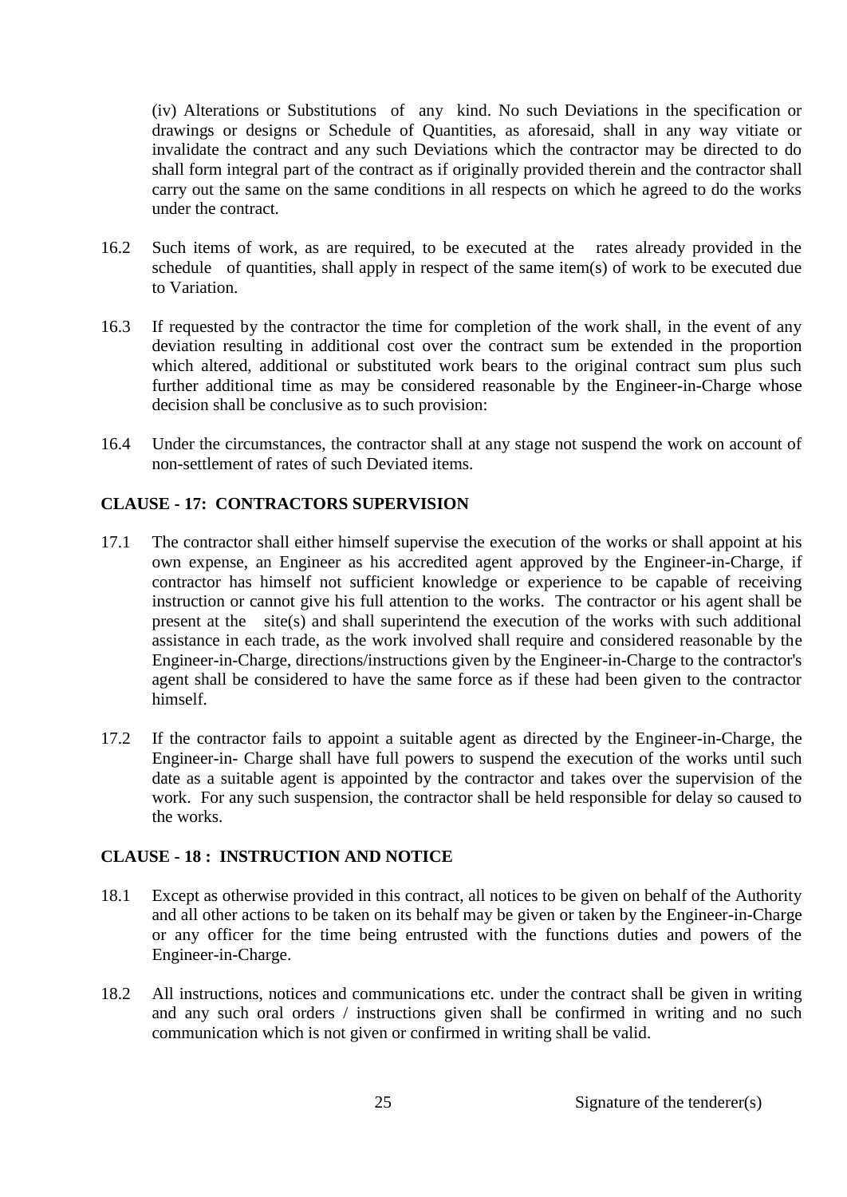(iv) Alterations or Substitutions of any kind. No such Deviations in the specification or drawings or designs or Schedule of Quantities, as aforesaid, shall in any way vitiate or invalidate the contract and any such Deviations which the contractor may be directed to do shall form integral part of the contract as if originally provided therein and the contractor shall carry out the same on the same conditions in all respects on which he agreed to do the works under the contract.

16.2 Such items of work, as are required, to be executed at the rates already provided in the schedule of quantities, shall apply in respect of the same item(s) of work to be executed due to Variation.

16.3 If requested by the contractor the time for completion of the work shall, in the event of any deviation resulting in additional cost over the contract sum be extended in the proportion which altered, additional or substituted work bears to the original contract sum plus such further additional time as may be considered reasonable by the Engineer-in-Charge whose decision shall be conclusive as to such provision:

16.4 Under the circumstances, the contractor shall at any stage not suspend the work on account of non-settlement of rates of such Deviated items.

## CLAUSE - 17: CONTRACTORS SUPERVISION

17.1 The contractor shall either himself supervise the execution of the works or shall appoint at his own expense, an Engineer as his accredited agent approved by the Engineer-in-Charge, if contractor has himself not sufficient knowledge or experience to be capable of receiving instruction or cannot give his full attention to the works. The contractor or his agent shall be present at the site(s) and shall superintend the execution of the works with such additional assistance in each trade, as the work involved shall require and considered reasonable by the Engineer-in-Charge, directions/instructions given by the Engineer-in-Charge to the contractor's agent shall be considered to have the same force as if these had been given to the contractor himself.

17.2 If the contractor fails to appoint a suitable agent as directed by the Engineer-in-Charge, the Engineer-in- Charge shall have full powers to suspend the execution of the works until such date as a suitable agent is appointed by the contractor and takes over the supervision of the work. For any such suspension, the contractor shall be held responsible for delay so caused to the works.

## CLAUSE - 18 : INSTRUCTION AND NOTICE

18.1 Except as otherwise provided in this contract, all notices to be given on behalf of the Authority and all other actions to be taken on its behalf may be given or taken by the Engineer-in-Charge or any officer for the time being entrusted with the functions duties and powers of the Engineer-in-Charge.

18.2 All instructions, notices and communications etc. under the contract shall be given in writing and any such oral orders / instructions given shall be confirmed in writing and no such communication which is not given or confirmed in writing shall be valid.

Signature of the tenderer(s)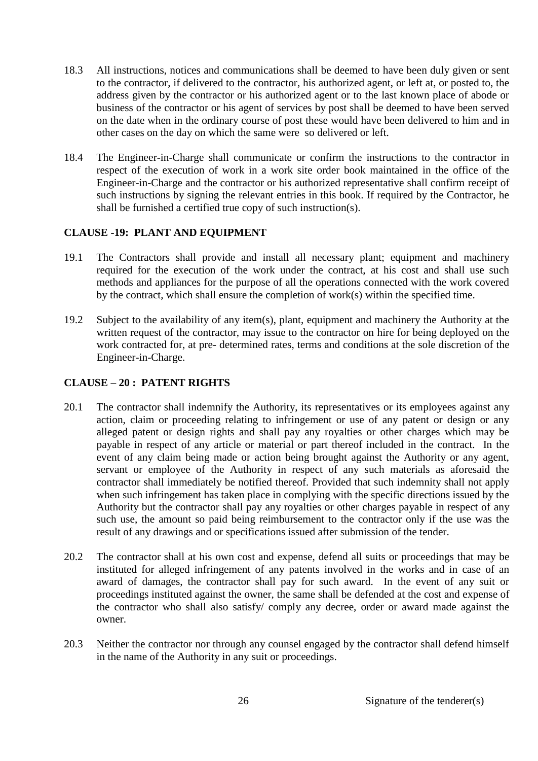18.3 All instructions, notices and communications shall be deemed to have been duly given or sent to the contractor, if delivered to the contractor, his authorized agent, or left at, or posted to, the address given by the contractor or his authorized agent or to the last known place of abode or business of the contractor or his agent of services by post shall be deemed to have been served on the date when in the ordinary course of post these would have been delivered to him and in other cases on the day on which the same were so delivered or left.

18.4 The Engineer-in-Charge shall communicate or confirm the instructions to the contractor in respect of the execution of work in a work site order book maintained in the office of the Engineer-in-Charge and the contractor or his authorized representative shall confirm receipt of such instructions by signing the relevant entries in this book. If required by the Contractor, he shall be furnished a certified true copy of such instruction(s).

**CLAUSE -19: PLANT AND EQUIPMENT**

19.1 The Contractors shall provide and install all necessary plant; equipment and machinery required for the execution of the work under the contract, at his cost and shall use such methods and appliances for the purpose of all the operations connected with the work covered by the contract, which shall ensure the completion of work(s) within the specified time.

19.2 Subject to the availability of any item(s), plant, equipment and machinery the Authority at the written request of the contractor, may issue to the contractor on hire for being deployed on the work contracted for, at pre- determined rates, terms and conditions at the sole discretion of the Engineer-in-Charge.

**CLAUSE – 20 : PATENT RIGHTS**

20.1 The contractor shall indemnify the Authority, its representatives or its employees against any action, claim or proceeding relating to infringement or use of any patent or design or any alleged patent or design rights and shall pay any royalties or other charges which may be payable in respect of any article or material or part thereof included in the contract. In the event of any claim being made or action being brought against the Authority or any agent, servant or employee of the Authority in respect of any such materials as aforesaid the contractor shall immediately be notified thereof. Provided that such indemnity shall not apply when such infringement has taken place in complying with the specific directions issued by the Authority but the contractor shall pay any royalties or other charges payable in respect of any such use, the amount so paid being reimbursement to the contractor only if the use was the result of any drawings and or specifications issued after submission of the tender.

20.2 The contractor shall at his own cost and expense, defend all suits or proceedings that may be instituted for alleged infringement of any patents involved in the works and in case of an award of damages, the contractor shall pay for such award. In the event of any suit or proceedings instituted against the owner, the same shall be defended at the cost and expense of the contractor who shall also satisfy/ comply any decree, order or award made against the owner.

20.3 Neither the contractor nor through any counsel engaged by the contractor shall defend himself in the name of the Authority in any suit or proceedings.

Signature of the tenderer(s)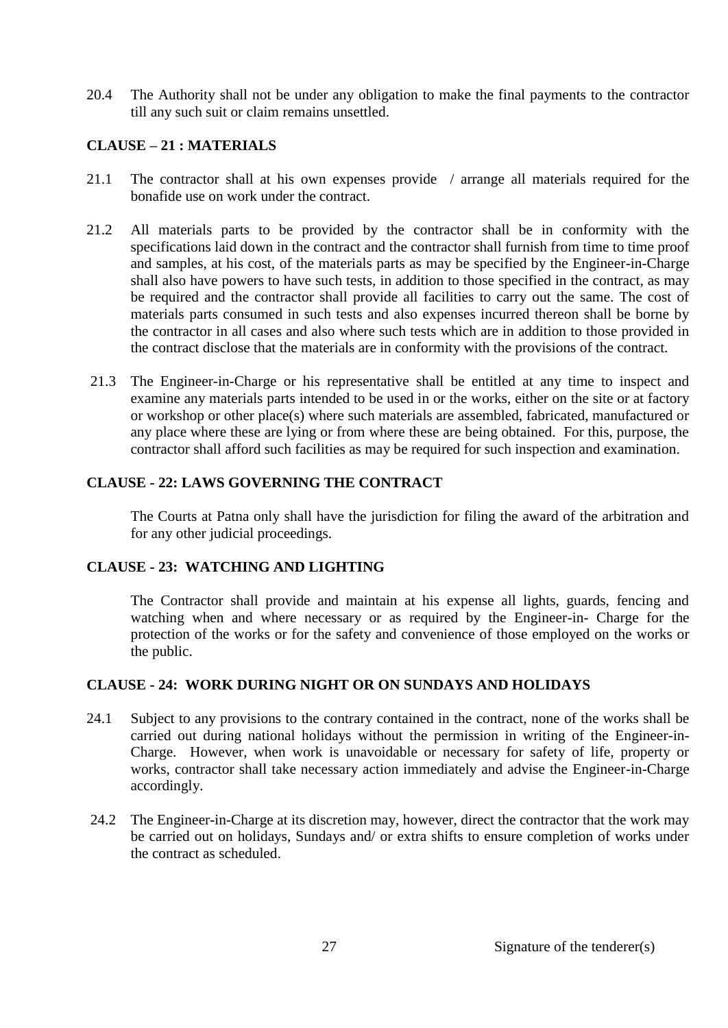20.4 The Authority shall not be under any obligation to make the final payments to the contractor till any such suit or claim remains unsettled.

**CLAUSE – 21 : MATERIALS**

21.1 The contractor shall at his own expenses provide / arrange all materials required for the bonafide use on work under the contract.

21.2 All materials parts to be provided by the contractor shall be in conformity with the specifications laid down in the contract and the contractor shall furnish from time to time proof and samples, at his cost, of the materials parts as may be specified by the Engineer-in-Charge shall also have powers to have such tests, in addition to those specified in the contract, as may be required and the contractor shall provide all facilities to carry out the same. The cost of materials parts consumed in such tests and also expenses incurred thereon shall be borne by the contractor in all cases and also where such tests which are in addition to those provided in the contract disclose that the materials are in conformity with the provisions of the contract.

21.3 The Engineer-in-Charge or his representative shall be entitled at any time to inspect and examine any materials parts intended to be used in or the works, either on the site or at factory or workshop or other place(s) where such materials are assembled, fabricated, manufactured or any place where these are lying or from where these are being obtained. For this, purpose, the contractor shall afford such facilities as may be required for such inspection and examination.

**CLAUSE - 22: LAWS GOVERNING THE CONTRACT**

The Courts at Patna only shall have the jurisdiction for filing the award of the arbitration and for any other judicial proceedings.

**CLAUSE - 23: WATCHING AND LIGHTING**

The Contractor shall provide and maintain at his expense all lights, guards, fencing and watching when and where necessary or as required by the Engineer-in- Charge for the protection of the works or for the safety and convenience of those employed on the works or the public.

**CLAUSE - 24: WORK DURING NIGHT OR ON SUNDAYS AND HOLIDAYS**

24.1 Subject to any provisions to the contrary contained in the contract, none of the works shall be carried out during national holidays without the permission in writing of the Engineer-in-Charge. However, when work is unavoidable or necessary for safety of life, property or works, contractor shall take necessary action immediately and advise the Engineer-in-Charge accordingly.

24.2 The Engineer-in-Charge at its discretion may, however, direct the contractor that the work may be carried out on holidays, Sundays and/ or extra shifts to ensure completion of works under the contract as scheduled.

Signature of the tenderer(s)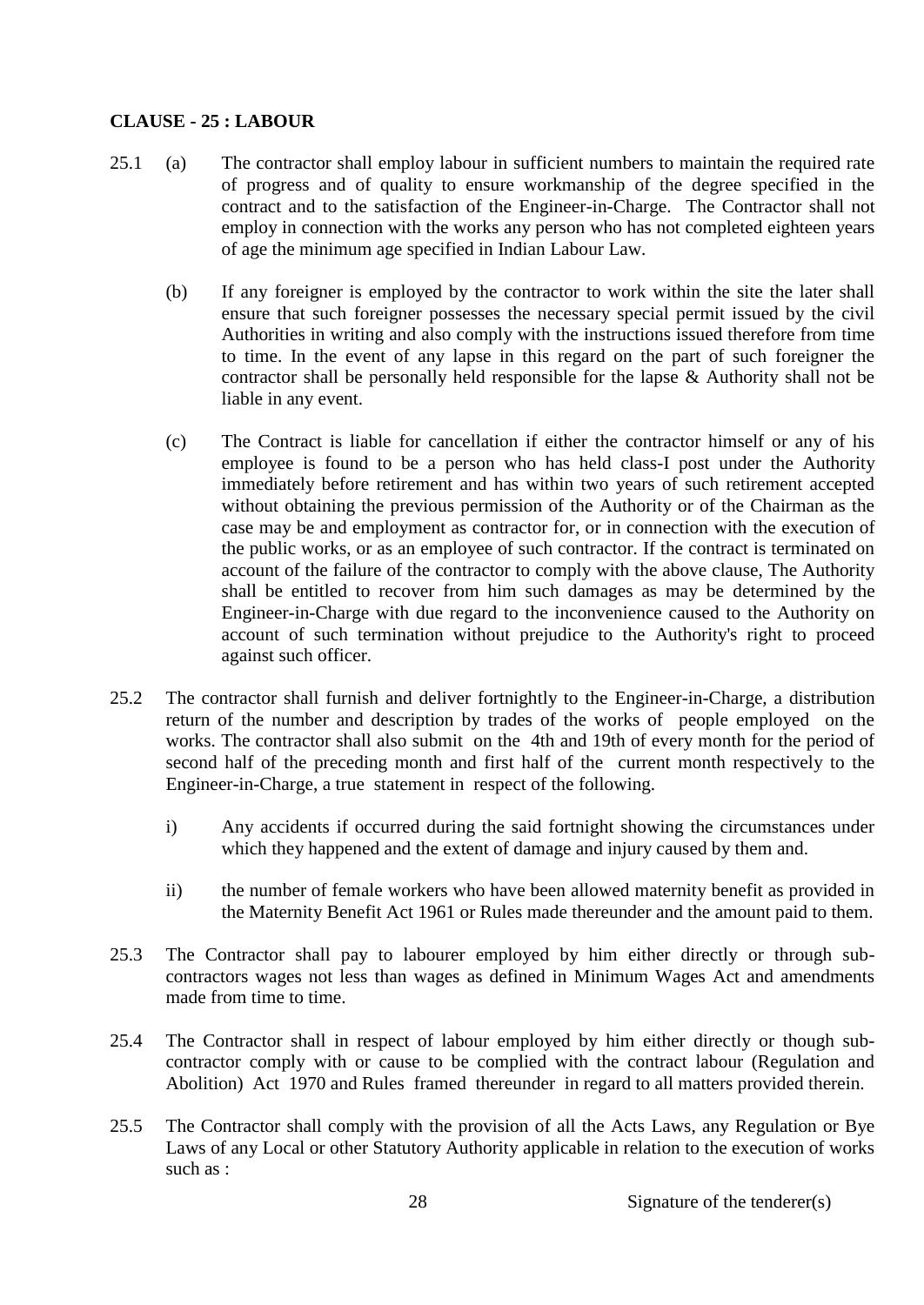**CLAUSE - 25 : LABOUR**

25.1 (a) The contractor shall employ labour in sufficient numbers to maintain the required rate of progress and of quality to ensure workmanship of the degree specified in the contract and to the satisfaction of the Engineer-in-Charge. The Contractor shall not employ in connection with the works any person who has not completed eighteen years of age the minimum age specified in Indian Labour Law.

(b) If any foreigner is employed by the contractor to work within the site the later shall ensure that such foreigner possesses the necessary special permit issued by the civil Authorities in writing and also comply with the instructions issued therefore from time to time. In the event of any lapse in this regard on the part of such foreigner the contractor shall be personally held responsible for the lapse & Authority shall not be liable in any event.

(c) The Contract is liable for cancellation if either the contractor himself or any of his employee is found to be a person who has held class-I post under the Authority immediately before retirement and has within two years of such retirement accepted without obtaining the previous permission of the Authority or of the Chairman as the case may be and employment as contractor for, or in connection with the execution of the public works, or as an employee of such contractor. If the contract is terminated on account of the failure of the contractor to comply with the above clause, The Authority shall be entitled to recover from him such damages as may be determined by the Engineer-in-Charge with due regard to the inconvenience caused to the Authority on account of such termination without prejudice to the Authority's right to proceed against such officer.

25.2 The contractor shall furnish and deliver fortnightly to the Engineer-in-Charge, a distribution return of the number and description by trades of the works of people employed on the works. The contractor shall also submit on the 4th and 19th of every month for the period of second half of the preceding month and first half of the current month respectively to the Engineer-in-Charge, a true statement in respect of the following.

i) Any accidents if occurred during the said fortnight showing the circumstances under which they happened and the extent of damage and injury caused by them and.

ii) the number of female workers who have been allowed maternity benefit as provided in the Maternity Benefit Act 1961 or Rules made thereunder and the amount paid to them.

25.3 The Contractor shall pay to labourer employed by him either directly or through sub-contractors wages not less than wages as defined in Minimum Wages Act and amendments made from time to time.

25.4 The Contractor shall in respect of labour employed by him either directly or though sub-contractor comply with or cause to be complied with the contract labour (Regulation and Abolition) Act 1970 and Rules framed thereunder in regard to all matters provided therein.

25.5 The Contractor shall comply with the provision of all the Acts Laws, any Regulation or Bye Laws of any Local or other Statutory Authority applicable in relation to the execution of works such as :

Signature of the tenderer(s)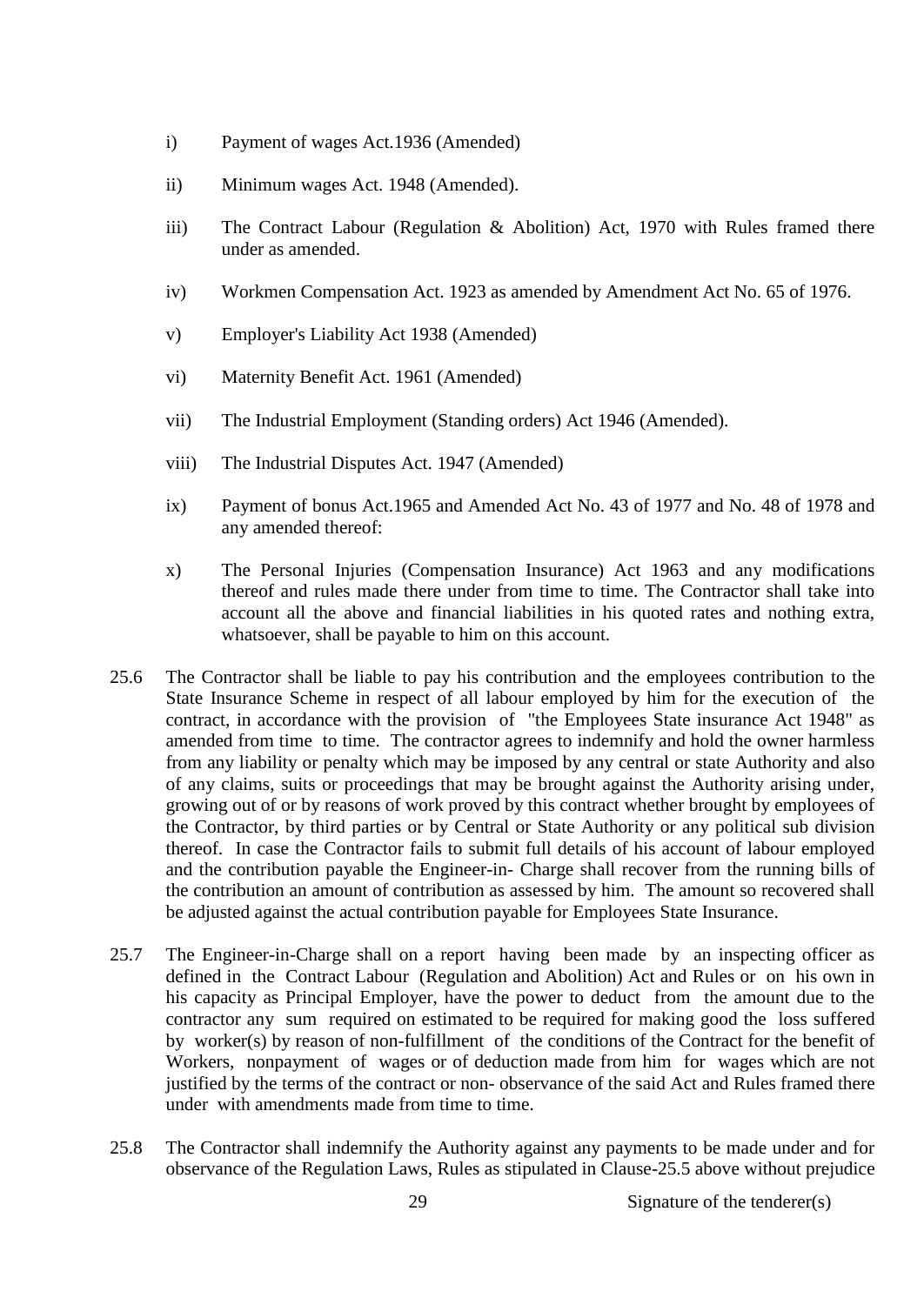i) Payment of wages Act.1936 (Amended)

ii) Minimum wages Act. 1948 (Amended).

iii) The Contract Labour (Regulation & Abolition) Act, 1970 with Rules framed there under as amended.

iv) Workmen Compensation Act. 1923 as amended by Amendment Act No. 65 of 1976.

v) Employer's Liability Act 1938 (Amended)

vi) Maternity Benefit Act. 1961 (Amended)

vii) The Industrial Employment (Standing orders) Act 1946 (Amended).

viii) The Industrial Disputes Act. 1947 (Amended)

ix) Payment of bonus Act.1965 and Amended Act No. 43 of 1977 and No. 48 of 1978 and any amended thereof:

x) The Personal Injuries (Compensation Insurance) Act 1963 and any modifications thereof and rules made there under from time to time. The Contractor shall take into account all the above and financial liabilities in his quoted rates and nothing extra, whatsoever, shall be payable to him on this account.

25.6 The Contractor shall be liable to pay his contribution and the employees contribution to the State Insurance Scheme in respect of all labour employed by him for the execution of the contract, in accordance with the provision of "the Employees State insurance Act 1948" as amended from time to time. The contractor agrees to indemnify and hold the owner harmless from any liability or penalty which may be imposed by any central or state Authority and also of any claims, suits or proceedings that may be brought against the Authority arising under, growing out of or by reasons of work proved by this contract whether brought by employees of the Contractor, by third parties or by Central or State Authority or any political sub division thereof. In case the Contractor fails to submit full details of his account of labour employed and the contribution payable the Engineer-in- Charge shall recover from the running bills of the contribution an amount of contribution as assessed by him. The amount so recovered shall be adjusted against the actual contribution payable for Employees State Insurance.

25.7 The Engineer-in-Charge shall on a report having been made by an inspecting officer as defined in the Contract Labour (Regulation and Abolition) Act and Rules or on his own in his capacity as Principal Employer, have the power to deduct from the amount due to the contractor any sum required on estimated to be required for making good the loss suffered by worker(s) by reason of non-fulfillment of the conditions of the Contract for the benefit of Workers, nonpayment of wages or of deduction made from him for wages which are not justified by the terms of the contract or non- observance of the said Act and Rules framed there under with amendments made from time to time.

25.8 The Contractor shall indemnify the Authority against any payments to be made under and for observance of the Regulation Laws, Rules as stipulated in Clause-25.5 above without prejudice

Signature of the tenderer(s)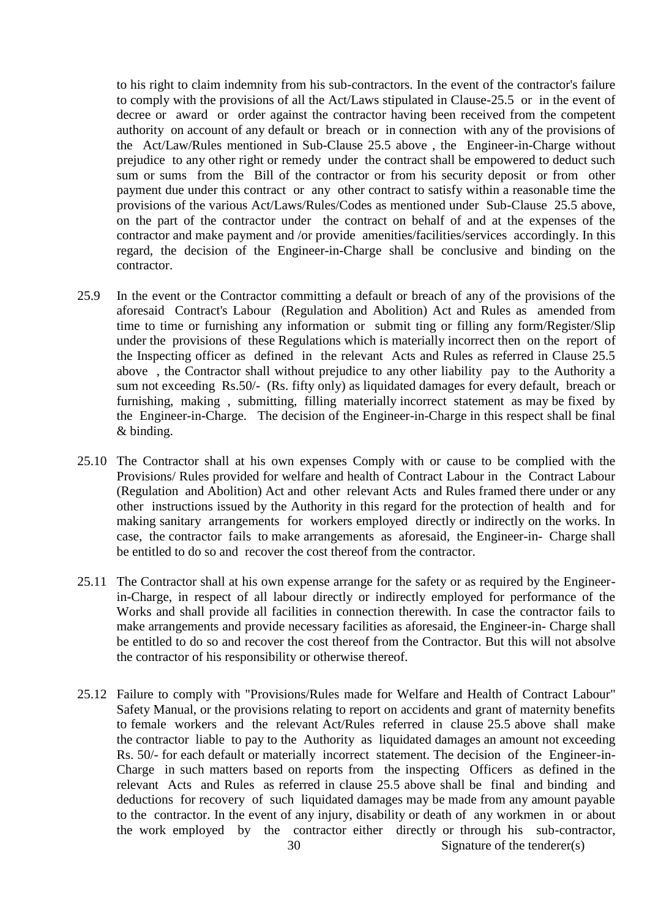to his right to claim indemnity from his sub-contractors. In the event of the contractor's failure to comply with the provisions of all the Act/Laws stipulated in Clause-25.5 or in the event of decree or award or order against the contractor having been received from the competent authority on account of any default or breach or in connection with any of the provisions of the Act/Law/Rules mentioned in Sub-Clause 25.5 above , the Engineer-in-Charge without prejudice to any other right or remedy under the contract shall be empowered to deduct such sum or sums from the Bill of the contractor or from his security deposit or from other payment due under this contract or any other contract to satisfy within a reasonable time the provisions of the various Act/Laws/Rules/Codes as mentioned under Sub-Clause 25.5 above, on the part of the contractor under the contract on behalf of and at the expenses of the contractor and make payment and /or provide amenities/facilities/services accordingly. In this regard, the decision of the Engineer-in-Charge shall be conclusive and binding on the contractor.

25.9 In the event or the Contractor committing a default or breach of any of the provisions of the aforesaid Contract's Labour (Regulation and Abolition) Act and Rules as amended from time to time or furnishing any information or submit ting or filling any form/Register/Slip under the provisions of these Regulations which is materially incorrect then on the report of the Inspecting officer as defined in the relevant Acts and Rules as referred in Clause 25.5 above , the Contractor shall without prejudice to any other liability pay to the Authority a sum not exceeding Rs.50/- (Rs. fifty only) as liquidated damages for every default, breach or furnishing, making , submitting, filling materially incorrect statement as may be fixed by the Engineer-in-Charge. The decision of the Engineer-in-Charge in this respect shall be final & binding.

25.10 The Contractor shall at his own expenses Comply with or cause to be complied with the Provisions/ Rules provided for welfare and health of Contract Labour in the Contract Labour (Regulation and Abolition) Act and other relevant Acts and Rules framed there under or any other instructions issued by the Authority in this regard for the protection of health and for making sanitary arrangements for workers employed directly or indirectly on the works. In case, the contractor fails to make arrangements as aforesaid, the Engineer-in- Charge shall be entitled to do so and recover the cost thereof from the contractor.

25.11 The Contractor shall at his own expense arrange for the safety or as required by the Engineer-in-Charge, in respect of all labour directly or indirectly employed for performance of the Works and shall provide all facilities in connection therewith. In case the contractor fails to make arrangements and provide necessary facilities as aforesaid, the Engineer-in- Charge shall be entitled to do so and recover the cost thereof from the Contractor. But this will not absolve the contractor of his responsibility or otherwise thereof.

25.12 Failure to comply with "Provisions/Rules made for Welfare and Health of Contract Labour" Safety Manual, or the provisions relating to report on accidents and grant of maternity benefits to female workers and the relevant Act/Rules referred in clause 25.5 above shall make the contractor liable to pay to the Authority as liquidated damages an amount not exceeding Rs. 50/- for each default or materially incorrect statement. The decision of the Engineer-in-Charge in such matters based on reports from the inspecting Officers as defined in the relevant Acts and Rules as referred in clause 25.5 above shall be final and binding and deductions for recovery of such liquidated damages may be made from any amount payable to the contractor. In the event of any injury, disability or death of any workmen in or about the work employed by the contractor either directly or through his sub-contractor,

Signature of the tenderer(s)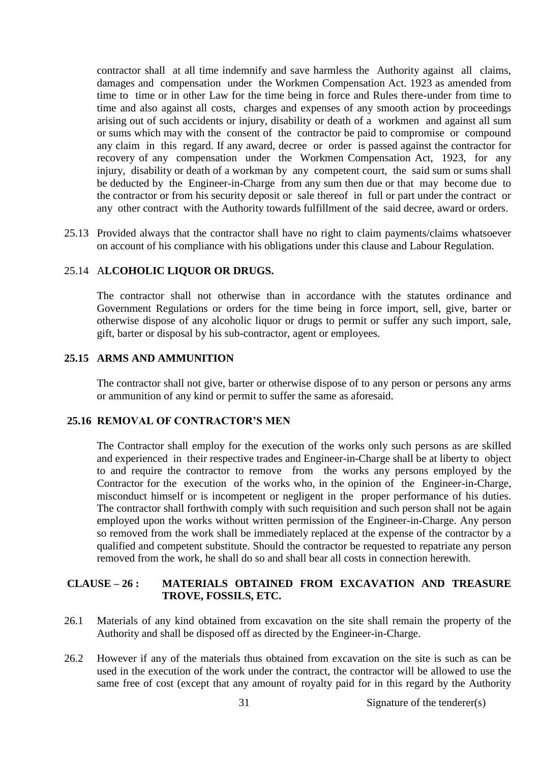contractor shall at all time indemnify and save harmless the Authority against all claims, damages and compensation under the Workmen Compensation Act. 1923 as amended from time to time or in other Law for the time being in force and Rules there-under from time to time and also against all costs, charges and expenses of any smooth action by proceedings arising out of such accidents or injury, disability or death of a workmen and against all sum or sums which may with the consent of the contractor be paid to compromise or compound any claim in this regard. If any award, decree or order is passed against the contractor for recovery of any compensation under the Workmen Compensation Act, 1923, for any injury, disability or death of a workman by any competent court, the said sum or sums shall be deducted by the Engineer-in-Charge from any sum then due or that may become due to the contractor or from his security deposit or sale thereof in full or part under the contract or any other contract with the Authority towards fulfillment of the said decree, award or orders.

25.13 Provided always that the contractor shall have no right to claim payments/claims whatsoever on account of his compliance with his obligations under this clause and Labour Regulation.

25.14 A**LCOHOLIC LIQUOR OR DRUGS.**

The contractor shall not otherwise than in accordance with the statutes ordinance and Government Regulations or orders for the time being in force import, sell, give, barter or otherwise dispose of any alcoholic liquor or drugs to permit or suffer any such import, sale, gift, barter or disposal by his sub-contractor, agent or employees.

**25.15 ARMS AND AMMUNITION**

The contractor shall not give, barter or otherwise dispose of to any person or persons any arms or ammunition of any kind or permit to suffer the same as aforesaid.

**25.16 REMOVAL OF CONTRACTOR'S MEN**

The Contractor shall employ for the execution of the works only such persons as are skilled and experienced in their respective trades and Engineer-in-Charge shall be at liberty to object to and require the contractor to remove from the works any persons employed by the Contractor for the execution of the works who, in the opinion of the Engineer-in-Charge, misconduct himself or is incompetent or negligent in the proper performance of his duties. The contractor shall forthwith comply with such requisition and such person shall not be again employed upon the works without written permission of the Engineer-in-Charge. Any person so removed from the work shall be immediately replaced at the expense of the contractor by a qualified and competent substitute. Should the contractor be requested to repatriate any person removed from the work, he shall do so and shall bear all costs in connection herewith.

## CLAUSE – 26 : MATERIALS OBTAINED FROM EXCAVATION AND TREASURE TROVE, FOSSILS, ETC.

26.1 Materials of any kind obtained from excavation on the site shall remain the property of the Authority and shall be disposed off as directed by the Engineer-in-Charge.

26.2 However if any of the materials thus obtained from excavation on the site is such as can be used in the execution of the work under the contract, the contractor will be allowed to use the same free of cost (except that any amount of royalty paid for in this regard by the Authority

Signature of the tenderer(s)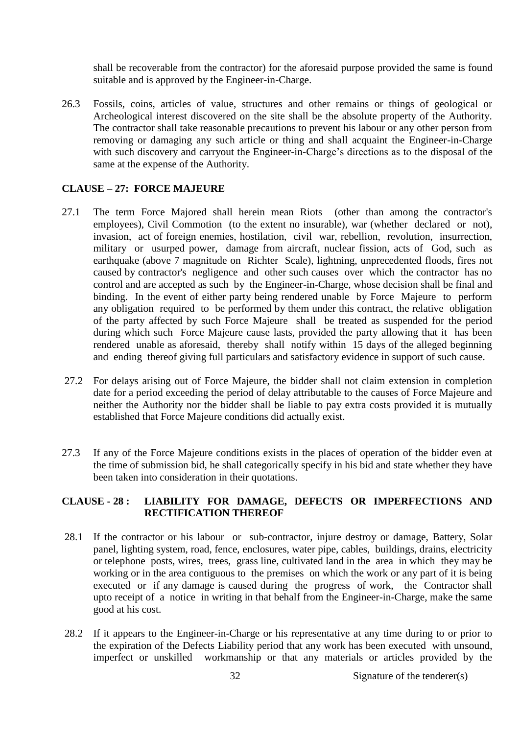shall be recoverable from the contractor) for the aforesaid purpose provided the same is found suitable and is approved by the Engineer-in-Charge.

26.3 Fossils, coins, articles of value, structures and other remains or things of geological or Archeological interest discovered on the site shall be the absolute property of the Authority. The contractor shall take reasonable precautions to prevent his labour or any other person from removing or damaging any such article or thing and shall acquaint the Engineer-in-Charge with such discovery and carryout the Engineer-in-Charge's directions as to the disposal of the same at the expense of the Authority.

**CLAUSE – 27: FORCE MAJEURE**

27.1 The term Force Majored shall herein mean Riots (other than among the contractor's employees), Civil Commotion (to the extent no insurable), war (whether declared or not), invasion, act of foreign enemies, hostilation, civil war, rebellion, revolution, insurrection, military or usurped power, damage from aircraft, nuclear fission, acts of God, such as earthquake (above 7 magnitude on Richter Scale), lightning, unprecedented floods, fires not caused by contractor's negligence and other such causes over which the contractor has no control and are accepted as such by the Engineer-in-Charge, whose decision shall be final and binding. In the event of either party being rendered unable by Force Majeure to perform any obligation required to be performed by them under this contract, the relative obligation of the party affected by such Force Majeure shall be treated as suspended for the period during which such Force Majeure cause lasts, provided the party allowing that it has been rendered unable as aforesaid, thereby shall notify within 15 days of the alleged beginning and ending thereof giving full particulars and satisfactory evidence in support of such cause.

27.2 For delays arising out of Force Majeure, the bidder shall not claim extension in completion date for a period exceeding the period of delay attributable to the causes of Force Majeure and neither the Authority nor the bidder shall be liable to pay extra costs provided it is mutually established that Force Majeure conditions did actually exist.

27.3 If any of the Force Majeure conditions exists in the places of operation of the bidder even at the time of submission bid, he shall categorically specify in his bid and state whether they have been taken into consideration in their quotations.

**CLAUSE - 28 : LIABILITY FOR DAMAGE, DEFECTS OR IMPERFECTIONS AND RECTIFICATION THEREOF**

28.1 If the contractor or his labour or sub-contractor, injure destroy or damage, Battery, Solar panel, lighting system, road, fence, enclosures, water pipe, cables, buildings, drains, electricity or telephone posts, wires, trees, grass line, cultivated land in the area in which they may be working or in the area contiguous to the premises on which the work or any part of it is being executed or if any damage is caused during the progress of work, the Contractor shall upto receipt of a notice in writing in that behalf from the Engineer-in-Charge, make the same good at his cost.

28.2 If it appears to the Engineer-in-Charge or his representative at any time during to or prior to the expiration of the Defects Liability period that any work has been executed with unsound, imperfect or unskilled workmanship or that any materials or articles provided by the

Signature of the tenderer(s)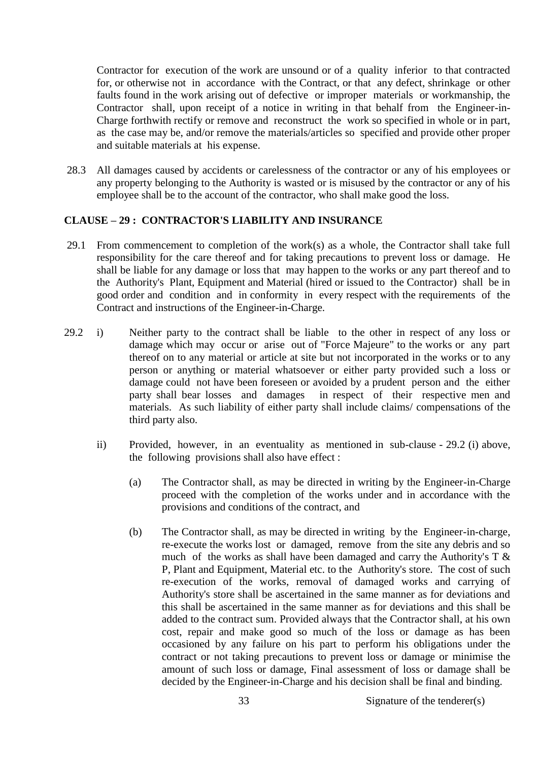Contractor for execution of the work are unsound or of a quality inferior to that contracted for, or otherwise not in accordance with the Contract, or that any defect, shrinkage or other faults found in the work arising out of defective or improper materials or workmanship, the Contractor shall, upon receipt of a notice in writing in that behalf from the Engineer-in-Charge forthwith rectify or remove and reconstruct the work so specified in whole or in part, as the case may be, and/or remove the materials/articles so specified and provide other proper and suitable materials at his expense.

28.3 All damages caused by accidents or carelessness of the contractor or any of his employees or any property belonging to the Authority is wasted or is misused by the contractor or any of his employee shall be to the account of the contractor, who shall make good the loss.

**CLAUSE – 29 : CONTRACTOR'S LIABILITY AND INSURANCE**

29.1 From commencement to completion of the work(s) as a whole, the Contractor shall take full responsibility for the care thereof and for taking precautions to prevent loss or damage. He shall be liable for any damage or loss that may happen to the works or any part thereof and to the Authority's Plant, Equipment and Material (hired or issued to the Contractor) shall be in good order and condition and in conformity in every respect with the requirements of the Contract and instructions of the Engineer-in-Charge.

29.2 i) Neither party to the contract shall be liable to the other in respect of any loss or damage which may occur or arise out of "Force Majeure" to the works or any part thereof on to any material or article at site but not incorporated in the works or to any person or anything or material whatsoever or either party provided such a loss or damage could not have been foreseen or avoided by a prudent person and the either party shall bear losses and damages in respect of their respective men and materials. As such liability of either party shall include claims/ compensations of the third party also.

ii) Provided, however, in an eventuality as mentioned in sub-clause - 29.2 (i) above, the following provisions shall also have effect :

(a) The Contractor shall, as may be directed in writing by the Engineer-in-Charge proceed with the completion of the works under and in accordance with the provisions and conditions of the contract, and

(b) The Contractor shall, as may be directed in writing by the Engineer-in-charge, re-execute the works lost or damaged, remove from the site any debris and so much of the works as shall have been damaged and carry the Authority's T & P, Plant and Equipment, Material etc. to the Authority's store. The cost of such re-execution of the works, removal of damaged works and carrying of Authority's store shall be ascertained in the same manner as for deviations and this shall be ascertained in the same manner as for deviations and this shall be added to the contract sum. Provided always that the Contractor shall, at his own cost, repair and make good so much of the loss or damage as has been occasioned by any failure on his part to perform his obligations under the contract or not taking precautions to prevent loss or damage or minimise the amount of such loss or damage, Final assessment of loss or damage shall be decided by the Engineer-in-Charge and his decision shall be final and binding.

Signature of the tenderer(s)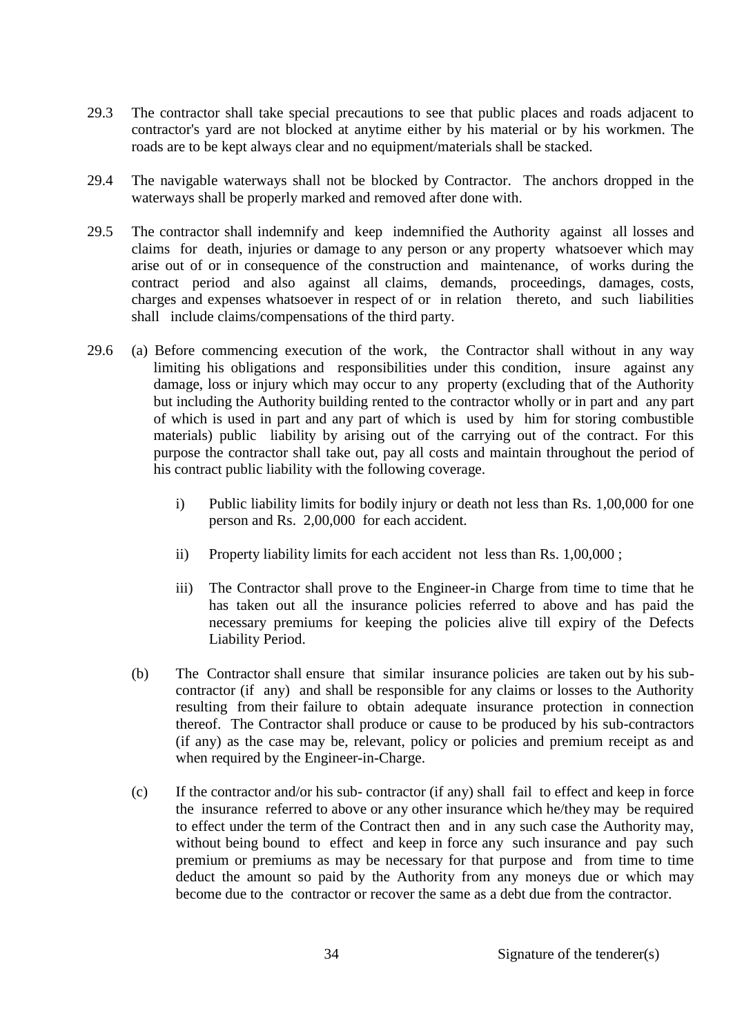29.3 The contractor shall take special precautions to see that public places and roads adjacent to contractor's yard are not blocked at anytime either by his material or by his workmen. The roads are to be kept always clear and no equipment/materials shall be stacked.

29.4 The navigable waterways shall not be blocked by Contractor. The anchors dropped in the waterways shall be properly marked and removed after done with.

29.5 The contractor shall indemnify and keep indemnified the Authority against all losses and claims for death, injuries or damage to any person or any property whatsoever which may arise out of or in consequence of the construction and maintenance, of works during the contract period and also against all claims, demands, proceedings, damages, costs, charges and expenses whatsoever in respect of or in relation thereto, and such liabilities shall include claims/compensations of the third party.

29.6 (a) Before commencing execution of the work, the Contractor shall without in any way limiting his obligations and responsibilities under this condition, insure against any damage, loss or injury which may occur to any property (excluding that of the Authority but including the Authority building rented to the contractor wholly or in part and any part of which is used in part and any part of which is used by him for storing combustible materials) public liability by arising out of the carrying out of the contract. For this purpose the contractor shall take out, pay all costs and maintain throughout the period of his contract public liability with the following coverage.

i) Public liability limits for bodily injury or death not less than Rs. 1,00,000 for one person and Rs. 2,00,000 for each accident.

ii) Property liability limits for each accident not less than Rs. 1,00,000 ;

iii) The Contractor shall prove to the Engineer-in Charge from time to time that he has taken out all the insurance policies referred to above and has paid the necessary premiums for keeping the policies alive till expiry of the Defects Liability Period.

(b) The Contractor shall ensure that similar insurance policies are taken out by his sub-contractor (if any) and shall be responsible for any claims or losses to the Authority resulting from their failure to obtain adequate insurance protection in connection thereof. The Contractor shall produce or cause to be produced by his sub-contractors (if any) as the case may be, relevant, policy or policies and premium receipt as and when required by the Engineer-in-Charge.

(c) If the contractor and/or his sub- contractor (if any) shall fail to effect and keep in force the insurance referred to above or any other insurance which he/they may be required to effect under the term of the Contract then and in any such case the Authority may, without being bound to effect and keep in force any such insurance and pay such premium or premiums as may be necessary for that purpose and from time to time deduct the amount so paid by the Authority from any moneys due or which may become due to the contractor or recover the same as a debt due from the contractor.

Signature of the tenderer(s)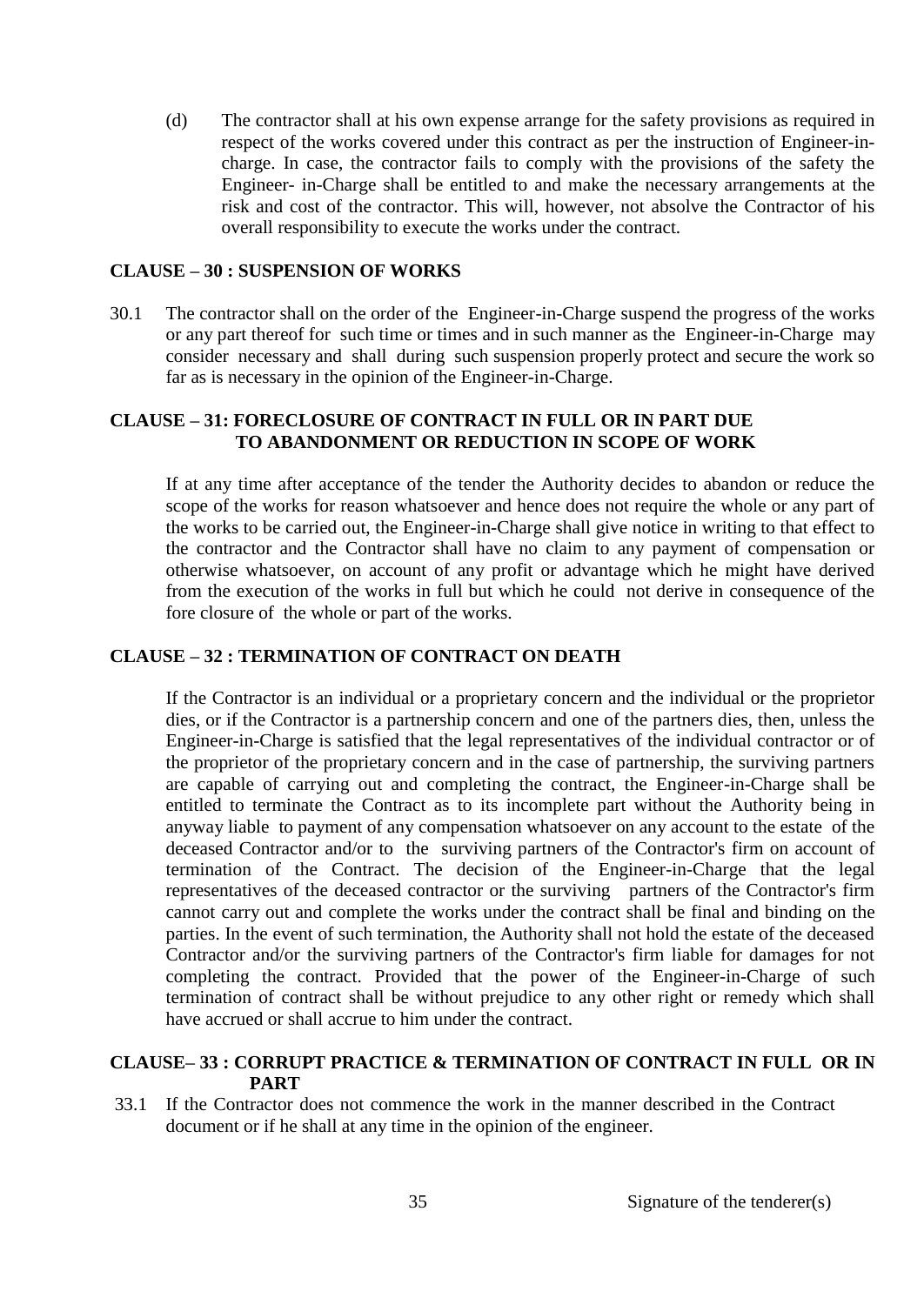(d) The contractor shall at his own expense arrange for the safety provisions as required in respect of the works covered under this contract as per the instruction of Engineer-in-charge. In case, the contractor fails to comply with the provisions of the safety the Engineer- in-Charge shall be entitled to and make the necessary arrangements at the risk and cost of the contractor. This will, however, not absolve the Contractor of his overall responsibility to execute the works under the contract.

## CLAUSE – 30 : SUSPENSION OF WORKS

30.1 The contractor shall on the order of the Engineer-in-Charge suspend the progress of the works or any part thereof for such time or times and in such manner as the Engineer-in-Charge may consider necessary and shall during such suspension properly protect and secure the work so far as is necessary in the opinion of the Engineer-in-Charge.

## CLAUSE – 31: FORECLOSURE OF CONTRACT IN FULL OR IN PART DUE TO ABANDONMENT OR REDUCTION IN SCOPE OF WORK

If at any time after acceptance of the tender the Authority decides to abandon or reduce the scope of the works for reason whatsoever and hence does not require the whole or any part of the works to be carried out, the Engineer-in-Charge shall give notice in writing to that effect to the contractor and the Contractor shall have no claim to any payment of compensation or otherwise whatsoever, on account of any profit or advantage which he might have derived from the execution of the works in full but which he could not derive in consequence of the fore closure of the whole or part of the works.

## CLAUSE – 32 : TERMINATION OF CONTRACT ON DEATH

If the Contractor is an individual or a proprietary concern and the individual or the proprietor dies, or if the Contractor is a partnership concern and one of the partners dies, then, unless the Engineer-in-Charge is satisfied that the legal representatives of the individual contractor or of the proprietor of the proprietary concern and in the case of partnership, the surviving partners are capable of carrying out and completing the contract, the Engineer-in-Charge shall be entitled to terminate the Contract as to its incomplete part without the Authority being in anyway liable to payment of any compensation whatsoever on any account to the estate of the deceased Contractor and/or to the surviving partners of the Contractor's firm on account of termination of the Contract. The decision of the Engineer-in-Charge that the legal representatives of the deceased contractor or the surviving partners of the Contractor's firm cannot carry out and complete the works under the contract shall be final and binding on the parties. In the event of such termination, the Authority shall not hold the estate of the deceased Contractor and/or the surviving partners of the Contractor's firm liable for damages for not completing the contract. Provided that the power of the Engineer-in-Charge of such termination of contract shall be without prejudice to any other right or remedy which shall have accrued or shall accrue to him under the contract.

## CLAUSE– 33 : CORRUPT PRACTICE & TERMINATION OF CONTRACT IN FULL OR IN PART

33.1 If the Contractor does not commence the work in the manner described in the Contract document or if he shall at any time in the opinion of the engineer.

Signature of the tenderer(s)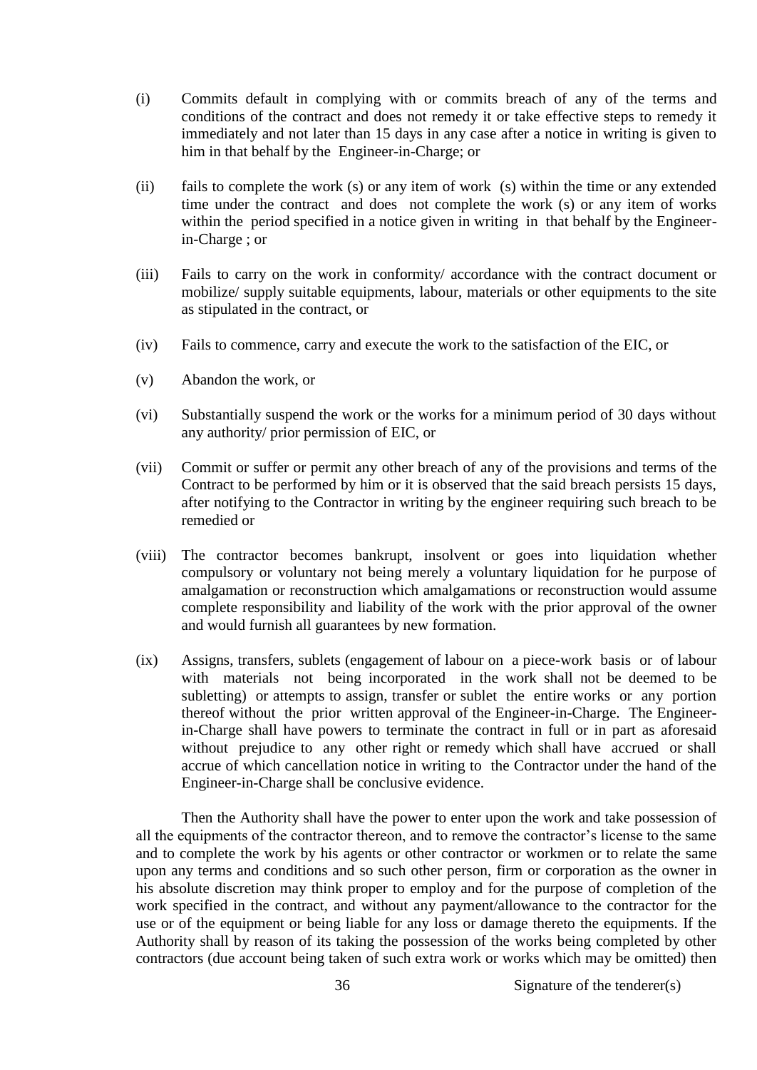(i) Commits default in complying with or commits breach of any of the terms and conditions of the contract and does not remedy it or take effective steps to remedy it immediately and not later than 15 days in any case after a notice in writing is given to him in that behalf by the Engineer-in-Charge; or

(ii) fails to complete the work (s) or any item of work (s) within the time or any extended time under the contract and does not complete the work (s) or any item of works within the period specified in a notice given in writing in that behalf by the Engineer-in-Charge ; or

(iii) Fails to carry on the work in conformity/ accordance with the contract document or mobilize/ supply suitable equipments, labour, materials or other equipments to the site as stipulated in the contract, or

(iv) Fails to commence, carry and execute the work to the satisfaction of the EIC, or

(v) Abandon the work, or

(vi) Substantially suspend the work or the works for a minimum period of 30 days without any authority/ prior permission of EIC, or

(vii) Commit or suffer or permit any other breach of any of the provisions and terms of the Contract to be performed by him or it is observed that the said breach persists 15 days, after notifying to the Contractor in writing by the engineer requiring such breach to be remedied or

(viii) The contractor becomes bankrupt, insolvent or goes into liquidation whether compulsory or voluntary not being merely a voluntary liquidation for he purpose of amalgamation or reconstruction which amalgamations or reconstruction would assume complete responsibility and liability of the work with the prior approval of the owner and would furnish all guarantees by new formation.

(ix) Assigns, transfers, sublets (engagement of labour on a piece-work basis or of labour with materials not being incorporated in the work shall not be deemed to be subletting) or attempts to assign, transfer or sublet the entire works or any portion thereof without the prior written approval of the Engineer-in-Charge. The Engineer-in-Charge shall have powers to terminate the contract in full or in part as aforesaid without prejudice to any other right or remedy which shall have accrued or shall accrue of which cancellation notice in writing to the Contractor under the hand of the Engineer-in-Charge shall be conclusive evidence.

Then the Authority shall have the power to enter upon the work and take possession of all the equipments of the contractor thereon, and to remove the contractor's license to the same and to complete the work by his agents or other contractor or workmen or to relate the same upon any terms and conditions and so such other person, firm or corporation as the owner in his absolute discretion may think proper to employ and for the purpose of completion of the work specified in the contract, and without any payment/allowance to the contractor for the use or of the equipment or being liable for any loss or damage thereto the equipments. If the Authority shall by reason of its taking the possession of the works being completed by other contractors (due account being taken of such extra work or works which may be omitted) then

Signature of the tenderer(s)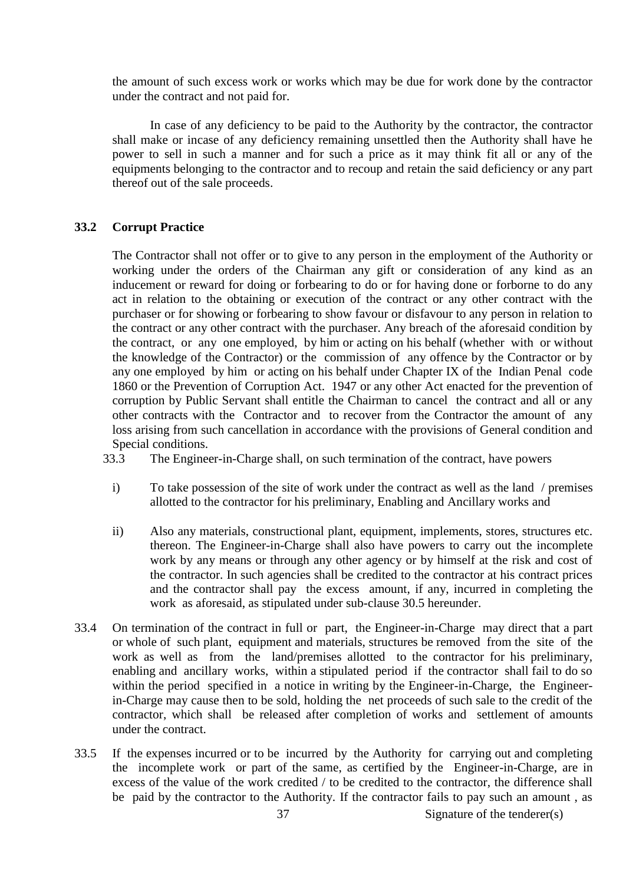the amount of such excess work or works which may be due for work done by the contractor under the contract and not paid for.

In case of any deficiency to be paid to the Authority by the contractor, the contractor shall make or incase of any deficiency remaining unsettled then the Authority shall have he power to sell in such a manner and for such a price as it may think fit all or any of the equipments belonging to the contractor and to recoup and retain the said deficiency or any part thereof out of the sale proceeds.

**33.2 Corrupt Practice**

The Contractor shall not offer or to give to any person in the employment of the Authority or working under the orders of the Chairman any gift or consideration of any kind as an inducement or reward for doing or forbearing to do or for having done or forborne to do any act in relation to the obtaining or execution of the contract or any other contract with the purchaser or for showing or forbearing to show favour or disfavour to any person in relation to the contract or any other contract with the purchaser. Any breach of the aforesaid condition by the contract, or any one employed, by him or acting on his behalf (whether with or without the knowledge of the Contractor) or the commission of any offence by the Contractor or by any one employed by him or acting on his behalf under Chapter IX of the Indian Penal code 1860 or the Prevention of Corruption Act. 1947 or any other Act enacted for the prevention of corruption by Public Servant shall entitle the Chairman to cancel the contract and all or any other contracts with the Contractor and to recover from the Contractor the amount of any loss arising from such cancellation in accordance with the provisions of General condition and Special conditions.

33.3 The Engineer-in-Charge shall, on such termination of the contract, have powers

i) To take possession of the site of work under the contract as well as the land / premises allotted to the contractor for his preliminary, Enabling and Ancillary works and

ii) Also any materials, constructional plant, equipment, implements, stores, structures etc. thereon. The Engineer-in-Charge shall also have powers to carry out the incomplete work by any means or through any other agency or by himself at the risk and cost of the contractor. In such agencies shall be credited to the contractor at his contract prices and the contractor shall pay the excess amount, if any, incurred in completing the work as aforesaid, as stipulated under sub-clause 30.5 hereunder.

33.4 On termination of the contract in full or part, the Engineer-in-Charge may direct that a part or whole of such plant, equipment and materials, structures be removed from the site of the work as well as from the land/premises allotted to the contractor for his preliminary, enabling and ancillary works, within a stipulated period if the contractor shall fail to do so within the period specified in a notice in writing by the Engineer-in-Charge, the Engineer-in-Charge may cause then to be sold, holding the net proceeds of such sale to the credit of the contractor, which shall be released after completion of works and settlement of amounts under the contract.

33.5 If the expenses incurred or to be incurred by the Authority for carrying out and completing the incomplete work or part of the same, as certified by the Engineer-in-Charge, are in excess of the value of the work credited / to be credited to the contractor, the difference shall be paid by the contractor to the Authority. If the contractor fails to pay such an amount , as

Signature of the tenderer(s)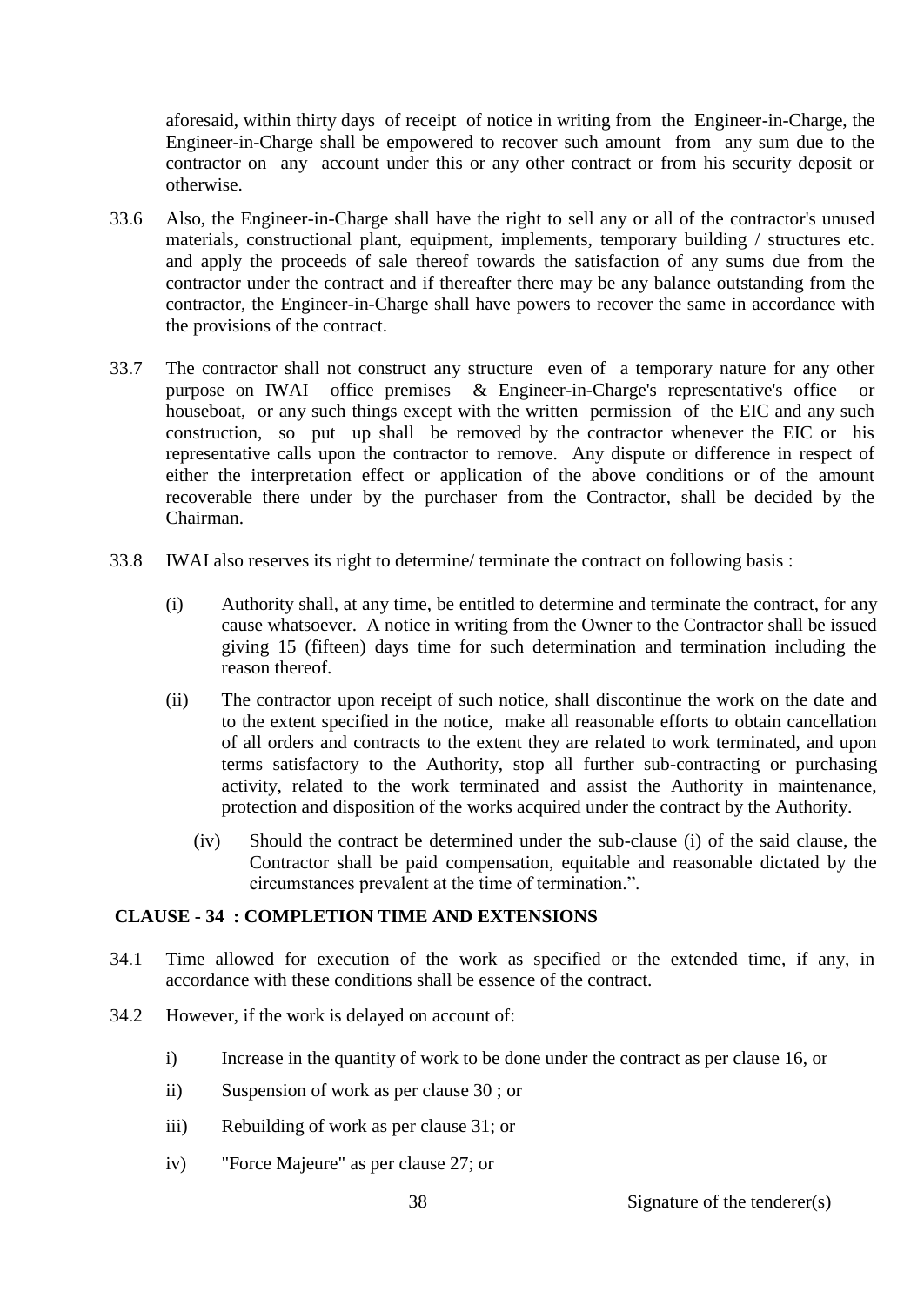aforesaid, within thirty days of receipt of notice in writing from the Engineer-in-Charge, the Engineer-in-Charge shall be empowered to recover such amount from any sum due to the contractor on any account under this or any other contract or from his security deposit or otherwise.

33.6 Also, the Engineer-in-Charge shall have the right to sell any or all of the contractor's unused materials, constructional plant, equipment, implements, temporary building / structures etc. and apply the proceeds of sale thereof towards the satisfaction of any sums due from the contractor under the contract and if thereafter there may be any balance outstanding from the contractor, the Engineer-in-Charge shall have powers to recover the same in accordance with the provisions of the contract.

33.7 The contractor shall not construct any structure even of a temporary nature for any other purpose on IWAI office premises & Engineer-in-Charge's representative's office or houseboat, or any such things except with the written permission of the EIC and any such construction, so put up shall be removed by the contractor whenever the EIC or his representative calls upon the contractor to remove. Any dispute or difference in respect of either the interpretation effect or application of the above conditions or of the amount recoverable there under by the purchaser from the Contractor, shall be decided by the Chairman.

33.8 IWAI also reserves its right to determine/ terminate the contract on following basis :

(i) Authority shall, at any time, be entitled to determine and terminate the contract, for any cause whatsoever. A notice in writing from the Owner to the Contractor shall be issued giving 15 (fifteen) days time for such determination and termination including the reason thereof.

(ii) The contractor upon receipt of such notice, shall discontinue the work on the date and to the extent specified in the notice, make all reasonable efforts to obtain cancellation of all orders and contracts to the extent they are related to work terminated, and upon terms satisfactory to the Authority, stop all further sub-contracting or purchasing activity, related to the work terminated and assist the Authority in maintenance, protection and disposition of the works acquired under the contract by the Authority.

(iv) Should the contract be determined under the sub-clause (i) of the said clause, the Contractor shall be paid compensation, equitable and reasonable dictated by the circumstances prevalent at the time of termination.".

**CLAUSE - 34 : COMPLETION TIME AND EXTENSIONS**

34.1 Time allowed for execution of the work as specified or the extended time, if any, in accordance with these conditions shall be essence of the contract.

34.2 However, if the work is delayed on account of:

i) Increase in the quantity of work to be done under the contract as per clause 16, or

ii) Suspension of work as per clause 30 ; or

iii) Rebuilding of work as per clause 31; or

iv) "Force Majeure" as per clause 27; or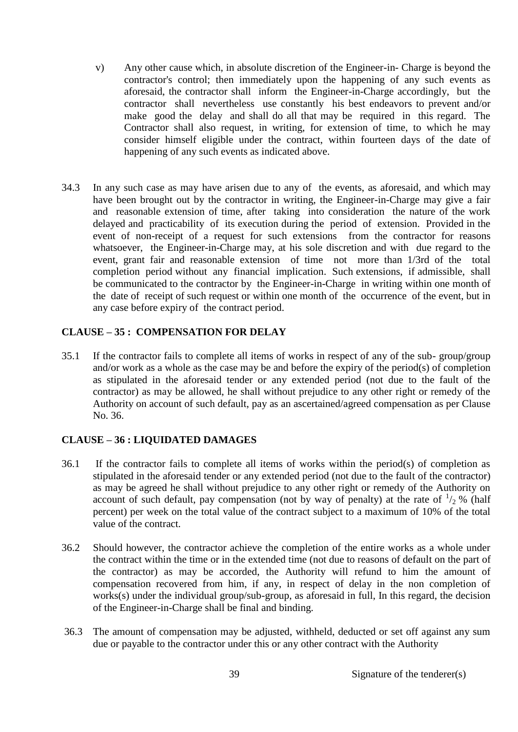v) Any other cause which, in absolute discretion of the Engineer-in- Charge is beyond the contractor's control; then immediately upon the happening of any such events as aforesaid, the contractor shall inform the Engineer-in-Charge accordingly, but the contractor shall nevertheless use constantly his best endeavors to prevent and/or make good the delay and shall do all that may be required in this regard. The Contractor shall also request, in writing, for extension of time, to which he may consider himself eligible under the contract, within fourteen days of the date of happening of any such events as indicated above.

34.3 In any such case as may have arisen due to any of the events, as aforesaid, and which may have been brought out by the contractor in writing, the Engineer-in-Charge may give a fair and reasonable extension of time, after taking into consideration the nature of the work delayed and practicability of its execution during the period of extension. Provided in the event of non-receipt of a request for such extensions from the contractor for reasons whatsoever, the Engineer-in-Charge may, at his sole discretion and with due regard to the event, grant fair and reasonable extension of time not more than 1/3rd of the total completion period without any financial implication. Such extensions, if admissible, shall be communicated to the contractor by the Engineer-in-Charge in writing within one month of the date of receipt of such request or within one month of the occurrence of the event, but in any case before expiry of the contract period.

## CLAUSE – 35 : COMPENSATION FOR DELAY

35.1 If the contractor fails to complete all items of works in respect of any of the sub- group/group and/or work as a whole as the case may be and before the expiry of the period(s) of completion as stipulated in the aforesaid tender or any extended period (not due to the fault of the contractor) as may be allowed, he shall without prejudice to any other right or remedy of the Authority on account of such default, pay as an ascertained/agreed compensation as per Clause No. 36.

## CLAUSE – 36 : LIQUIDATED DAMAGES

36.1 If the contractor fails to complete all items of works within the period(s) of completion as stipulated in the aforesaid tender or any extended period (not due to the fault of the contractor) as may be agreed he shall without prejudice to any other right or remedy of the Authority on account of such default, pay compensation (not by way of penalty) at the rate of $^1/_2$ % (half percent) per week on the total value of the contract subject to a maximum of 10% of the total value of the contract.

36.2 Should however, the contractor achieve the completion of the entire works as a whole under the contract within the time or in the extended time (not due to reasons of default on the part of the contractor) as may be accorded, the Authority will refund to him the amount of compensation recovered from him, if any, in respect of delay in the non completion of works(s) under the individual group/sub-group, as aforesaid in full, In this regard, the decision of the Engineer-in-Charge shall be final and binding.

36.3 The amount of compensation may be adjusted, withheld, deducted or set off against any sum due or payable to the contractor under this or any other contract with the Authority

Signature of the tenderer(s)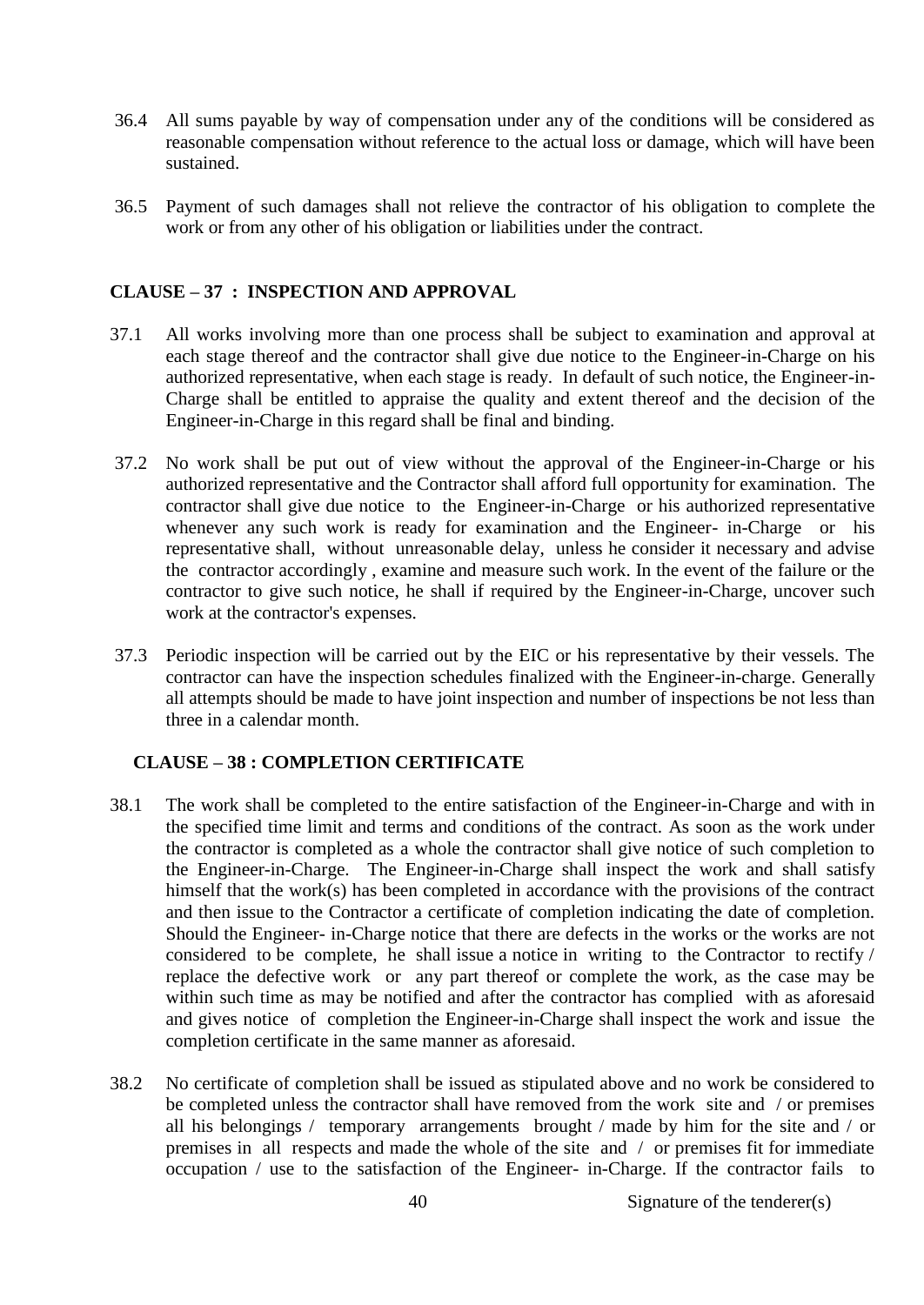36.4 All sums payable by way of compensation under any of the conditions will be considered as reasonable compensation without reference to the actual loss or damage, which will have been sustained.

36.5 Payment of such damages shall not relieve the contractor of his obligation to complete the work or from any other of his obligation or liabilities under the contract.

## CLAUSE – 37 : INSPECTION AND APPROVAL

37.1 All works involving more than one process shall be subject to examination and approval at each stage thereof and the contractor shall give due notice to the Engineer-in-Charge on his authorized representative, when each stage is ready. In default of such notice, the Engineer-in-Charge shall be entitled to appraise the quality and extent thereof and the decision of the Engineer-in-Charge in this regard shall be final and binding.

37.2 No work shall be put out of view without the approval of the Engineer-in-Charge or his authorized representative and the Contractor shall afford full opportunity for examination. The contractor shall give due notice to the Engineer-in-Charge or his authorized representative whenever any such work is ready for examination and the Engineer- in-Charge or his representative shall, without unreasonable delay, unless he consider it necessary and advise the contractor accordingly , examine and measure such work. In the event of the failure or the contractor to give such notice, he shall if required by the Engineer-in-Charge, uncover such work at the contractor's expenses.

37.3 Periodic inspection will be carried out by the EIC or his representative by their vessels. The contractor can have the inspection schedules finalized with the Engineer-in-charge. Generally all attempts should be made to have joint inspection and number of inspections be not less than three in a calendar month.

## CLAUSE – 38 : COMPLETION CERTIFICATE

38.1 The work shall be completed to the entire satisfaction of the Engineer-in-Charge and with in the specified time limit and terms and conditions of the contract. As soon as the work under the contractor is completed as a whole the contractor shall give notice of such completion to the Engineer-in-Charge. The Engineer-in-Charge shall inspect the work and shall satisfy himself that the work(s) has been completed in accordance with the provisions of the contract and then issue to the Contractor a certificate of completion indicating the date of completion. Should the Engineer- in-Charge notice that there are defects in the works or the works are not considered to be complete, he shall issue a notice in writing to the Contractor to rectify / replace the defective work or any part thereof or complete the work, as the case may be within such time as may be notified and after the contractor has complied with as aforesaid and gives notice of completion the Engineer-in-Charge shall inspect the work and issue the completion certificate in the same manner as aforesaid.

38.2 No certificate of completion shall be issued as stipulated above and no work be considered to be completed unless the contractor shall have removed from the work site and / or premises all his belongings / temporary arrangements brought / made by him for the site and / or premises in all respects and made the whole of the site and / or premises fit for immediate occupation / use to the satisfaction of the Engineer- in-Charge. If the contractor fails to

Signature of the tenderer(s)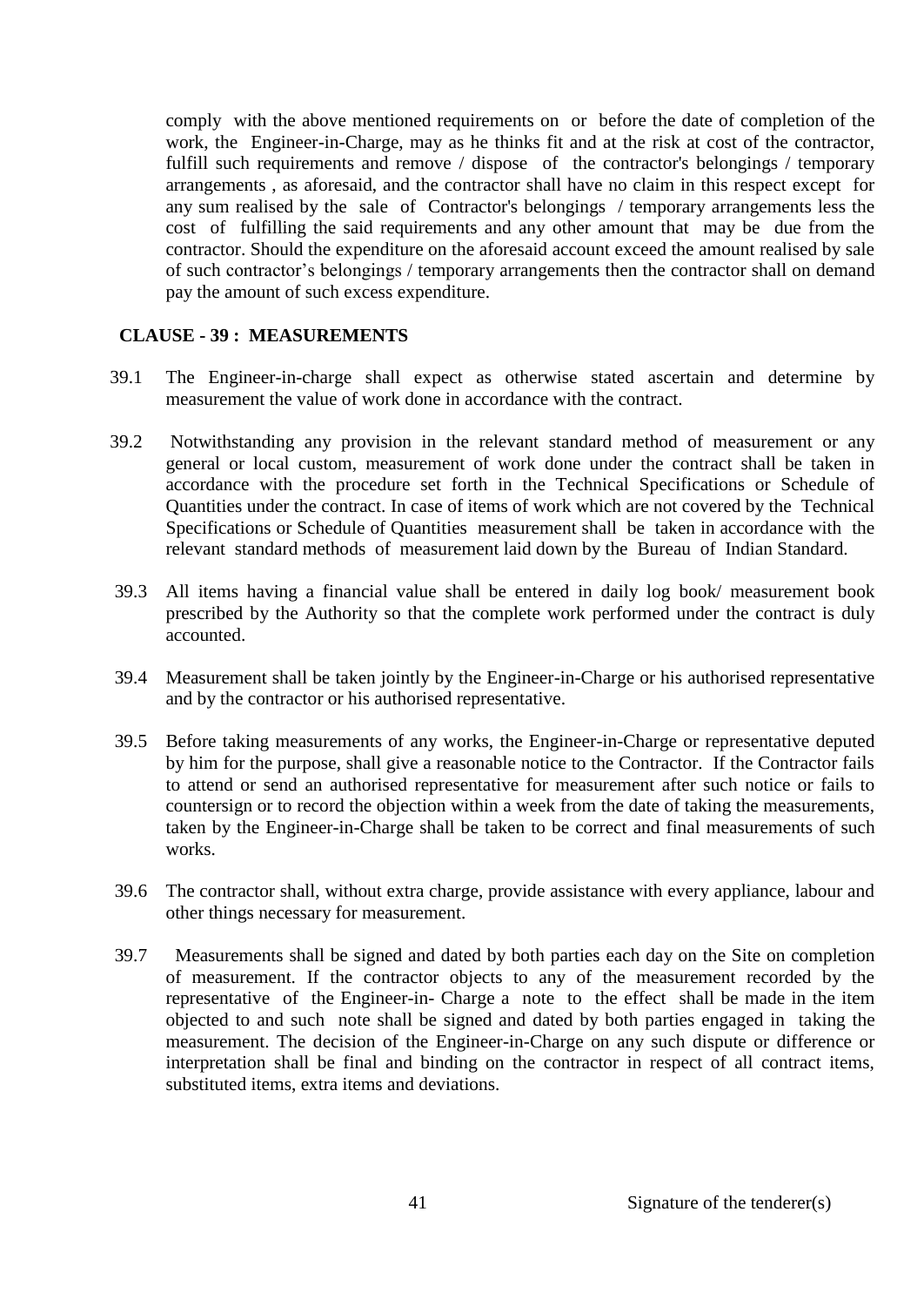comply with the above mentioned requirements on or before the date of completion of the work, the Engineer-in-Charge, may as he thinks fit and at the risk at cost of the contractor, fulfill such requirements and remove / dispose of the contractor's belongings / temporary arrangements , as aforesaid, and the contractor shall have no claim in this respect except for any sum realised by the sale of Contractor's belongings / temporary arrangements less the cost of fulfilling the said requirements and any other amount that may be due from the contractor. Should the expenditure on the aforesaid account exceed the amount realised by sale of such contractor's belongings / temporary arrangements then the contractor shall on demand pay the amount of such excess expenditure.

**CLAUSE - 39 : MEASUREMENTS**

39.1 The Engineer-in-charge shall expect as otherwise stated ascertain and determine by measurement the value of work done in accordance with the contract.

39.2 Notwithstanding any provision in the relevant standard method of measurement or any general or local custom, measurement of work done under the contract shall be taken in accordance with the procedure set forth in the Technical Specifications or Schedule of Quantities under the contract. In case of items of work which are not covered by the Technical Specifications or Schedule of Quantities measurement shall be taken in accordance with the relevant standard methods of measurement laid down by the Bureau of Indian Standard.

39.3 All items having a financial value shall be entered in daily log book/ measurement book prescribed by the Authority so that the complete work performed under the contract is duly accounted.

39.4 Measurement shall be taken jointly by the Engineer-in-Charge or his authorised representative and by the contractor or his authorised representative.

39.5 Before taking measurements of any works, the Engineer-in-Charge or representative deputed by him for the purpose, shall give a reasonable notice to the Contractor. If the Contractor fails to attend or send an authorised representative for measurement after such notice or fails to countersign or to record the objection within a week from the date of taking the measurements, taken by the Engineer-in-Charge shall be taken to be correct and final measurements of such works.

39.6 The contractor shall, without extra charge, provide assistance with every appliance, labour and other things necessary for measurement.

39.7 Measurements shall be signed and dated by both parties each day on the Site on completion of measurement. If the contractor objects to any of the measurement recorded by the representative of the Engineer-in- Charge a note to the effect shall be made in the item objected to and such note shall be signed and dated by both parties engaged in taking the measurement. The decision of the Engineer-in-Charge on any such dispute or difference or interpretation shall be final and binding on the contractor in respect of all contract items, substituted items, extra items and deviations.

Signature of the tenderer(s)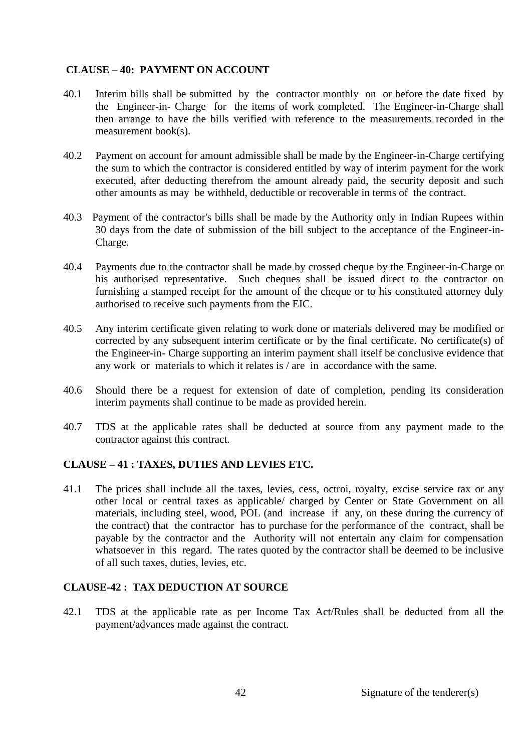**CLAUSE – 40: PAYMENT ON ACCOUNT**

40.1 Interim bills shall be submitted by the contractor monthly on or before the date fixed by the Engineer-in- Charge for the items of work completed. The Engineer-in-Charge shall then arrange to have the bills verified with reference to the measurements recorded in the measurement book(s).

40.2 Payment on account for amount admissible shall be made by the Engineer-in-Charge certifying the sum to which the contractor is considered entitled by way of interim payment for the work executed, after deducting therefrom the amount already paid, the security deposit and such other amounts as may be withheld, deductible or recoverable in terms of the contract.

40.3 Payment of the contractor's bills shall be made by the Authority only in Indian Rupees within 30 days from the date of submission of the bill subject to the acceptance of the Engineer-in-Charge.

40.4 Payments due to the contractor shall be made by crossed cheque by the Engineer-in-Charge or his authorised representative. Such cheques shall be issued direct to the contractor on furnishing a stamped receipt for the amount of the cheque or to his constituted attorney duly authorised to receive such payments from the EIC.

40.5 Any interim certificate given relating to work done or materials delivered may be modified or corrected by any subsequent interim certificate or by the final certificate. No certificate(s) of the Engineer-in- Charge supporting an interim payment shall itself be conclusive evidence that any work or materials to which it relates is / are in accordance with the same.

40.6 Should there be a request for extension of date of completion, pending its consideration interim payments shall continue to be made as provided herein.

40.7 TDS at the applicable rates shall be deducted at source from any payment made to the contractor against this contract.

**CLAUSE – 41 : TAXES, DUTIES AND LEVIES ETC.**

41.1 The prices shall include all the taxes, levies, cess, octroi, royalty, excise service tax or any other local or central taxes as applicable/ charged by Center or State Government on all materials, including steel, wood, POL (and increase if any, on these during the currency of the contract) that the contractor has to purchase for the performance of the contract, shall be payable by the contractor and the Authority will not entertain any claim for compensation whatsoever in this regard. The rates quoted by the contractor shall be deemed to be inclusive of all such taxes, duties, levies, etc.

**CLAUSE-42 : TAX DEDUCTION AT SOURCE**

42.1 TDS at the applicable rate as per Income Tax Act/Rules shall be deducted from all the payment/advances made against the contract.

Signature of the tenderer(s)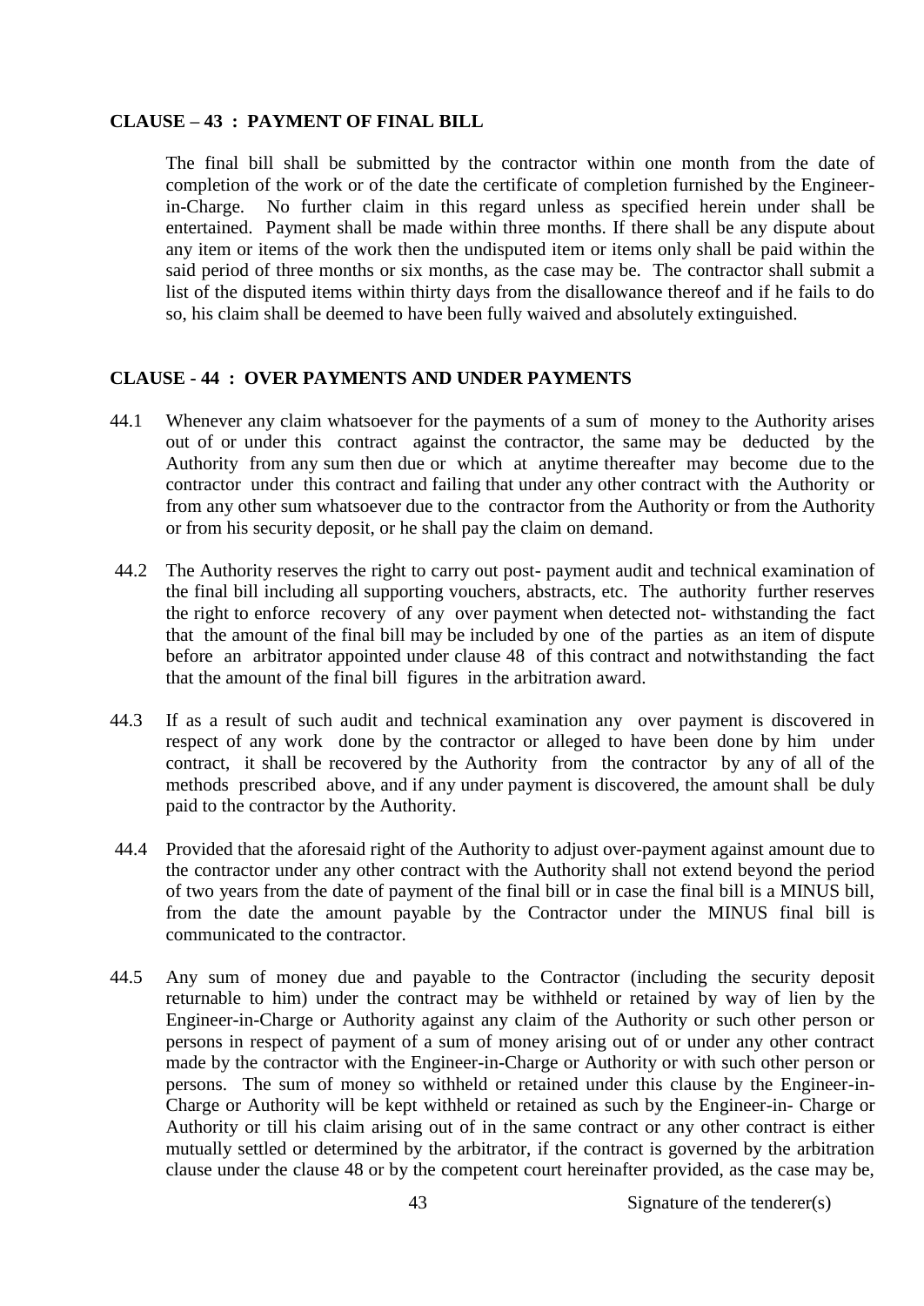**CLAUSE – 43 : PAYMENT OF FINAL BILL**

The final bill shall be submitted by the contractor within one month from the date of completion of the work or of the date the certificate of completion furnished by the Engineer-in-Charge. No further claim in this regard unless as specified herein under shall be entertained. Payment shall be made within three months. If there shall be any dispute about any item or items of the work then the undisputed item or items only shall be paid within the said period of three months or six months, as the case may be. The contractor shall submit a list of the disputed items within thirty days from the disallowance thereof and if he fails to do so, his claim shall be deemed to have been fully waived and absolutely extinguished.

**CLAUSE - 44 : OVER PAYMENTS AND UNDER PAYMENTS**

44.1 Whenever any claim whatsoever for the payments of a sum of money to the Authority arises out of or under this contract against the contractor, the same may be deducted by the Authority from any sum then due or which at anytime thereafter may become due to the contractor under this contract and failing that under any other contract with the Authority or from any other sum whatsoever due to the contractor from the Authority or from the Authority or from his security deposit, or he shall pay the claim on demand.

44.2 The Authority reserves the right to carry out post- payment audit and technical examination of the final bill including all supporting vouchers, abstracts, etc. The authority further reserves the right to enforce recovery of any over payment when detected not- withstanding the fact that the amount of the final bill may be included by one of the parties as an item of dispute before an arbitrator appointed under clause 48 of this contract and notwithstanding the fact that the amount of the final bill figures in the arbitration award.

44.3 If as a result of such audit and technical examination any over payment is discovered in respect of any work done by the contractor or alleged to have been done by him under contract, it shall be recovered by the Authority from the contractor by any of all of the methods prescribed above, and if any under payment is discovered, the amount shall be duly paid to the contractor by the Authority.

44.4 Provided that the aforesaid right of the Authority to adjust over-payment against amount due to the contractor under any other contract with the Authority shall not extend beyond the period of two years from the date of payment of the final bill or in case the final bill is a MINUS bill, from the date the amount payable by the Contractor under the MINUS final bill is communicated to the contractor.

44.5 Any sum of money due and payable to the Contractor (including the security deposit returnable to him) under the contract may be withheld or retained by way of lien by the Engineer-in-Charge or Authority against any claim of the Authority or such other person or persons in respect of payment of a sum of money arising out of or under any other contract made by the contractor with the Engineer-in-Charge or Authority or with such other person or persons. The sum of money so withheld or retained under this clause by the Engineer-in-Charge or Authority will be kept withheld or retained as such by the Engineer-in- Charge or Authority or till his claim arising out of in the same contract or any other contract is either mutually settled or determined by the arbitrator, if the contract is governed by the arbitration clause under the clause 48 or by the competent court hereinafter provided, as the case may be,

Signature of the tenderer(s)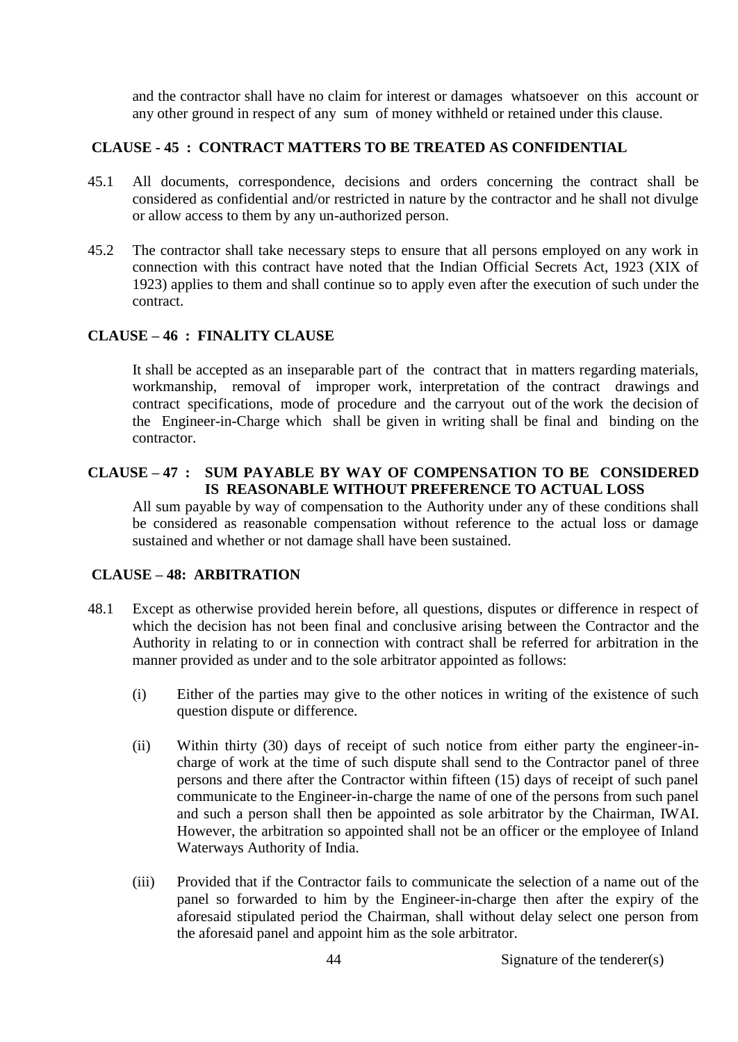and the contractor shall have no claim for interest or damages whatsoever on this account or any other ground in respect of any sum of money withheld or retained under this clause.

### CLAUSE - 45 : CONTRACT MATTERS TO BE TREATED AS CONFIDENTIAL

45.1 All documents, correspondence, decisions and orders concerning the contract shall be considered as confidential and/or restricted in nature by the contractor and he shall not divulge or allow access to them by any un-authorized person.

45.2 The contractor shall take necessary steps to ensure that all persons employed on any work in connection with this contract have noted that the Indian Official Secrets Act, 1923 (XIX of 1923) applies to them and shall continue so to apply even after the execution of such under the contract.

### CLAUSE – 46 : FINALITY CLAUSE

It shall be accepted as an inseparable part of the contract that in matters regarding materials, workmanship, removal of improper work, interpretation of the contract drawings and contract specifications, mode of procedure and the carryout out of the work the decision of the Engineer-in-Charge which shall be given in writing shall be final and binding on the contractor.

### CLAUSE – 47 : SUM PAYABLE BY WAY OF COMPENSATION TO BE CONSIDERED IS REASONABLE WITHOUT PREFERENCE TO ACTUAL LOSS

All sum payable by way of compensation to the Authority under any of these conditions shall be considered as reasonable compensation without reference to the actual loss or damage sustained and whether or not damage shall have been sustained.

### CLAUSE – 48: ARBITRATION

48.1 Except as otherwise provided herein before, all questions, disputes or difference in respect of which the decision has not been final and conclusive arising between the Contractor and the Authority in relating to or in connection with contract shall be referred for arbitration in the manner provided as under and to the sole arbitrator appointed as follows:

(i) Either of the parties may give to the other notices in writing of the existence of such question dispute or difference.

(ii) Within thirty (30) days of receipt of such notice from either party the engineer-in-charge of work at the time of such dispute shall send to the Contractor panel of three persons and there after the Contractor within fifteen (15) days of receipt of such panel communicate to the Engineer-in-charge the name of one of the persons from such panel and such a person shall then be appointed as sole arbitrator by the Chairman, IWAI. However, the arbitration so appointed shall not be an officer or the employee of Inland Waterways Authority of India.

(iii) Provided that if the Contractor fails to communicate the selection of a name out of the panel so forwarded to him by the Engineer-in-charge then after the expiry of the aforesaid stipulated period the Chairman, shall without delay select one person from the aforesaid panel and appoint him as the sole arbitrator.

Signature of the tenderer(s)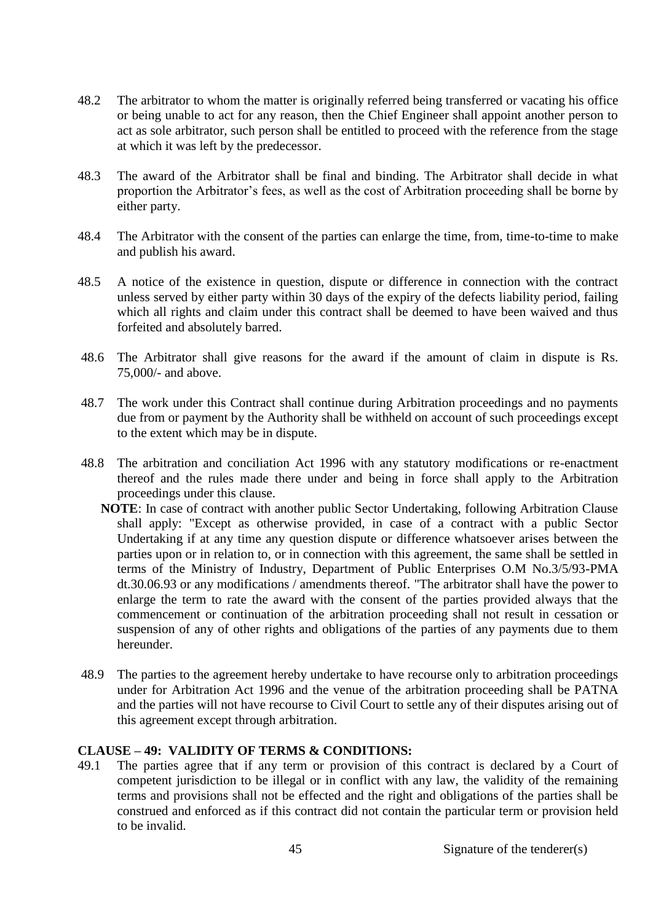48.2 The arbitrator to whom the matter is originally referred being transferred or vacating his office or being unable to act for any reason, then the Chief Engineer shall appoint another person to act as sole arbitrator, such person shall be entitled to proceed with the reference from the stage at which it was left by the predecessor.

48.3 The award of the Arbitrator shall be final and binding. The Arbitrator shall decide in what proportion the Arbitrator's fees, as well as the cost of Arbitration proceeding shall be borne by either party.

48.4 The Arbitrator with the consent of the parties can enlarge the time, from, time-to-time to make and publish his award.

48.5 A notice of the existence in question, dispute or difference in connection with the contract unless served by either party within 30 days of the expiry of the defects liability period, failing which all rights and claim under this contract shall be deemed to have been waived and thus forfeited and absolutely barred.

48.6 The Arbitrator shall give reasons for the award if the amount of claim in dispute is Rs. 75,000/- and above.

48.7 The work under this Contract shall continue during Arbitration proceedings and no payments due from or payment by the Authority shall be withheld on account of such proceedings except to the extent which may be in dispute.

48.8 The arbitration and conciliation Act 1996 with any statutory modifications or re-enactment thereof and the rules made there under and being in force shall apply to the Arbitration proceedings under this clause.

**NOTE**: In case of contract with another public Sector Undertaking, following Arbitration Clause shall apply: "Except as otherwise provided, in case of a contract with a public Sector Undertaking if at any time any question dispute or difference whatsoever arises between the parties upon or in relation to, or in connection with this agreement, the same shall be settled in terms of the Ministry of Industry, Department of Public Enterprises O.M No.3/5/93-PMA dt.30.06.93 or any modifications / amendments thereof. "The arbitrator shall have the power to enlarge the term to rate the award with the consent of the parties provided always that the commencement or continuation of the arbitration proceeding shall not result in cessation or suspension of any of other rights and obligations of the parties of any payments due to them hereunder.

48.9 The parties to the agreement hereby undertake to have recourse only to arbitration proceedings under for Arbitration Act 1996 and the venue of the arbitration proceeding shall be PATNA and the parties will not have recourse to Civil Court to settle any of their disputes arising out of this agreement except through arbitration.

**CLAUSE – 49: VALIDITY OF TERMS & CONDITIONS:**

49.1 The parties agree that if any term or provision of this contract is declared by a Court of competent jurisdiction to be illegal or in conflict with any law, the validity of the remaining terms and provisions shall not be effected and the right and obligations of the parties shall be construed and enforced as if this contract did not contain the particular term or provision held to be invalid.

Signature of the tenderer(s)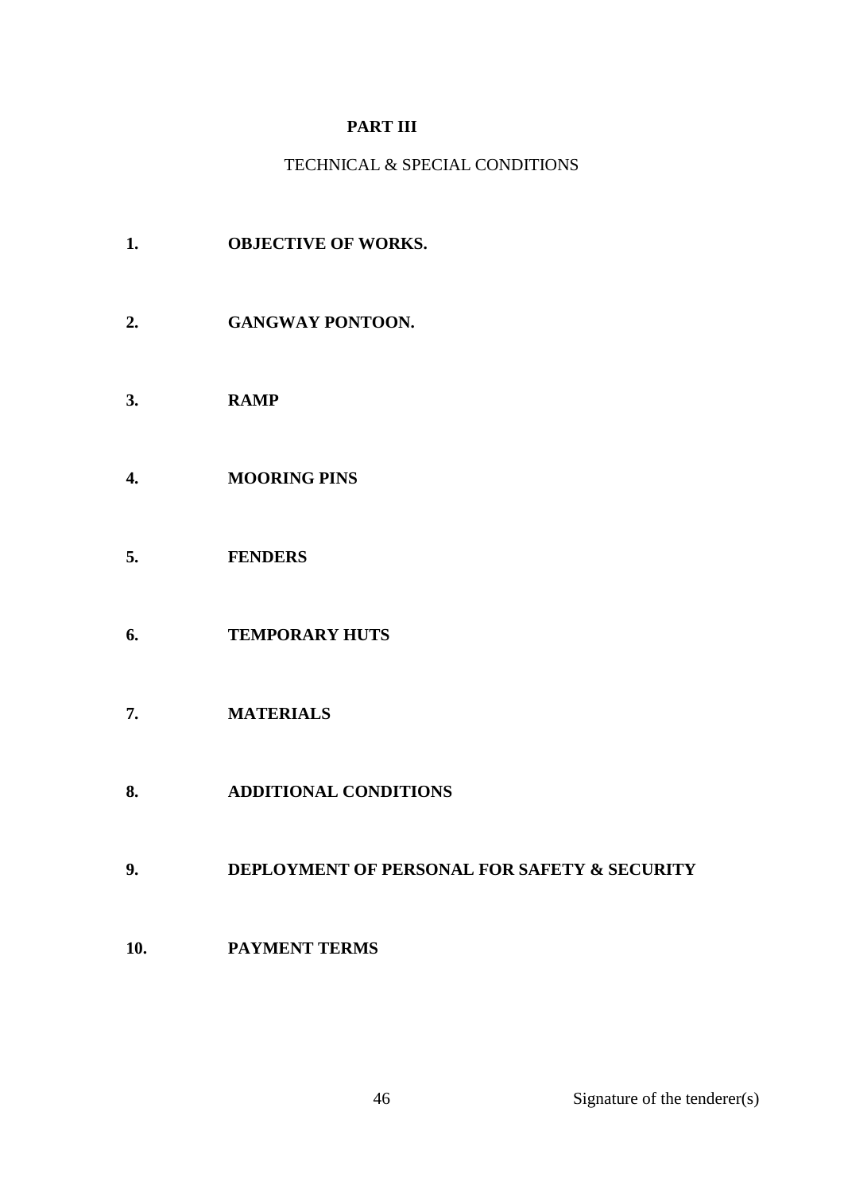# PART III

TECHNICAL & SPECIAL CONDITIONS

**1. OBJECTIVE OF WORKS.**

**2. GANGWAY PONTOON.**

**3. RAMP**

**4. MOORING PINS**

**5. FENDERS**

**6. TEMPORARY HUTS**

**7. MATERIALS**

**8. ADDITIONAL CONDITIONS**

**9. DEPLOYMENT OF PERSONAL FOR SAFETY & SECURITY**

**10. PAYMENT TERMS**

Signature of the tenderer(s)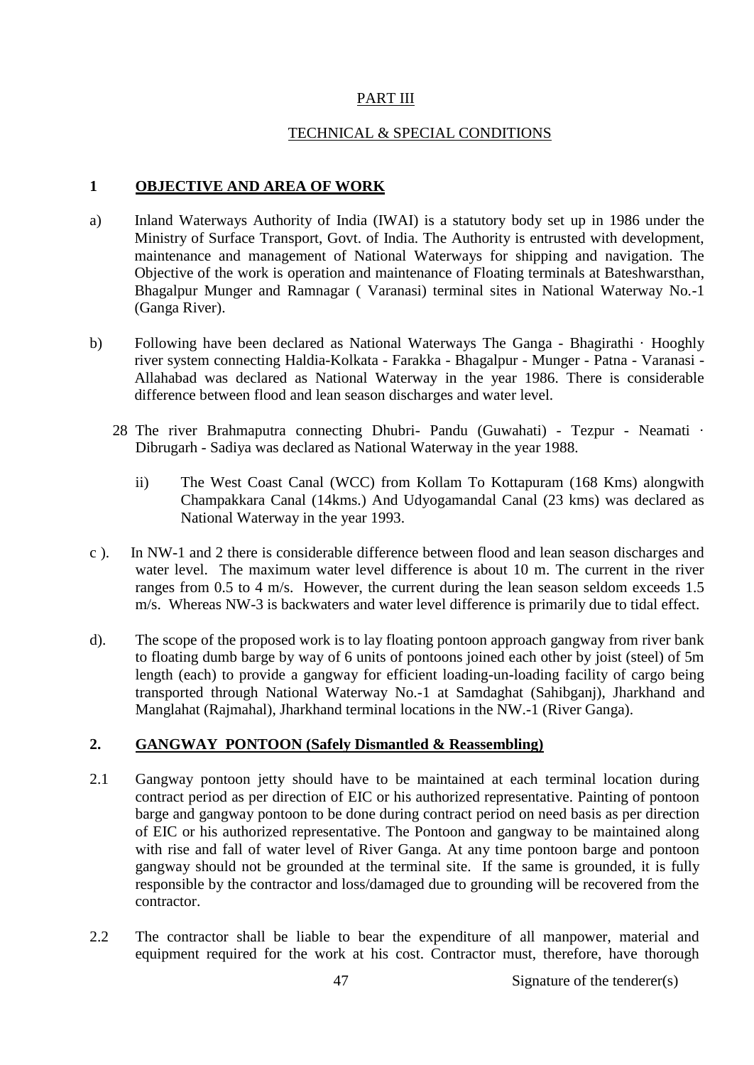PART III

TECHNICAL & SPECIAL CONDITIONS

## 1 OBJECTIVE AND AREA OF WORK

a) Inland Waterways Authority of India (IWAI) is a statutory body set up in 1986 under the Ministry of Surface Transport, Govt. of India. The Authority is entrusted with development, maintenance and management of National Waterways for shipping and navigation. The Objective of the work is operation and maintenance of Floating terminals at Bateshwarsthan, Bhagalpur Munger and Ramnagar ( Varanasi) terminal sites in National Waterway No.-1 (Ganga River).

b) Following have been declared as National Waterways The Ganga - Bhagirathi · Hooghly river system connecting Haldia-Kolkata - Farakka - Bhagalpur - Munger - Patna - Varanasi - Allahabad was declared as National Waterway in the year 1986. There is considerable difference between flood and lean season discharges and water level.

28 The river Brahmaputra connecting Dhubri- Pandu (Guwahati) - Tezpur - Neamati · Dibrugarh - Sadiya was declared as National Waterway in the year 1988.

ii) The West Coast Canal (WCC) from Kollam To Kottapuram (168 Kms) alongwith Champakkara Canal (14kms.) And Udyogamandal Canal (23 kms) was declared as National Waterway in the year 1993.

c ). In NW-1 and 2 there is considerable difference between flood and lean season discharges and water level. The maximum water level difference is about 10 m. The current in the river ranges from 0.5 to 4 m/s. However, the current during the lean season seldom exceeds 1.5 m/s. Whereas NW-3 is backwaters and water level difference is primarily due to tidal effect.

d). The scope of the proposed work is to lay floating pontoon approach gangway from river bank to floating dumb barge by way of 6 units of pontoons joined each other by joist (steel) of 5m length (each) to provide a gangway for efficient loading-un-loading facility of cargo being transported through National Waterway No.-1 at Samdaghat (Sahibganj), Jharkhand and Manglahat (Rajmahal), Jharkhand terminal locations in the NW.-1 (River Ganga).

## 2. GANGWAY PONTOON (Safely Dismantled & Reassembling)

2.1 Gangway pontoon jetty should have to be maintained at each terminal location during contract period as per direction of EIC or his authorized representative. Painting of pontoon barge and gangway pontoon to be done during contract period on need basis as per direction of EIC or his authorized representative. The Pontoon and gangway to be maintained along with rise and fall of water level of River Ganga. At any time pontoon barge and pontoon gangway should not be grounded at the terminal site. If the same is grounded, it is fully responsible by the contractor and loss/damaged due to grounding will be recovered from the contractor.

2.2 The contractor shall be liable to bear the expenditure of all manpower, material and equipment required for the work at his cost. Contractor must, therefore, have thorough

Signature of the tenderer(s)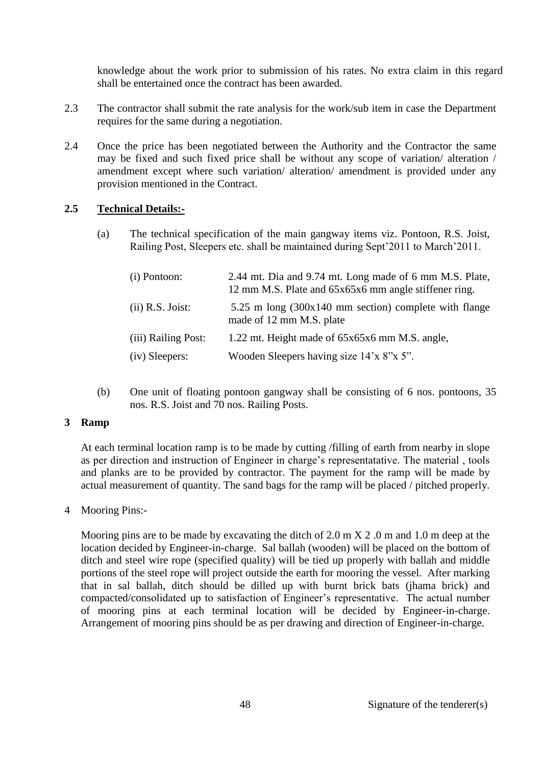knowledge about the work prior to submission of his rates. No extra claim in this regard shall be entertained once the contract has been awarded.

2.3 The contractor shall submit the rate analysis for the work/sub item in case the Department requires for the same during a negotiation.

2.4 Once the price has been negotiated between the Authority and the Contractor the same may be fixed and such fixed price shall be without any scope of variation/ alteration / amendment except where such variation/ alteration/ amendment is provided under any provision mentioned in the Contract.

**2.5 Technical Details:-**

(a) The technical specification of the main gangway items viz. Pontoon, R.S. Joist, Railing Post, Sleepers etc. shall be maintained during Sept'2011 to March'2011.

| | |
|---|---|
| (i) Pontoon: | 2.44 mt. Dia and 9.74 mt. Long made of 6 mm M.S. Plate, 12 mm M.S. Plate and 65x65x6 mm angle stiffener ring. |
| (ii) R.S. Joist: | 5.25 m long (300x140 mm section) complete with flange made of 12 mm M.S. plate |
| (iii) Railing Post: | 1.22 mt. Height made of 65x65x6 mm M.S. angle, |
| (iv) Sleepers: | Wooden Sleepers having size 14'x 8"x 5". |

(b) One unit of floating pontoon gangway shall be consisting of 6 nos. pontoons, 35 nos. R.S. Joist and 70 nos. Railing Posts.

**3 Ramp**

At each terminal location ramp is to be made by cutting /filling of earth from nearby in slope as per direction and instruction of Engineer in charge's representatative. The material , tools and planks are to be provided by contractor. The payment for the ramp will be made by actual measurement of quantity. The sand bags for the ramp will be placed / pitched properly.

4 Mooring Pins:-

Mooring pins are to be made by excavating the ditch of 2.0 m X 2 .0 m and 1.0 m deep at the location decided by Engineer-in-charge. Sal ballah (wooden) will be placed on the bottom of ditch and steel wire rope (specified quality) will be tied up properly with ballah and middle portions of the steel rope will project outside the earth for mooring the vessel. After marking that in sal ballah, ditch should be dilled up with burnt brick bats (jhama brick) and compacted/consolidated up to satisfaction of Engineer's representative. The actual number of mooring pins at each terminal location will be decided by Engineer-in-charge. Arrangement of mooring pins should be as per drawing and direction of Engineer-in-charge.

Signature of the tenderer(s)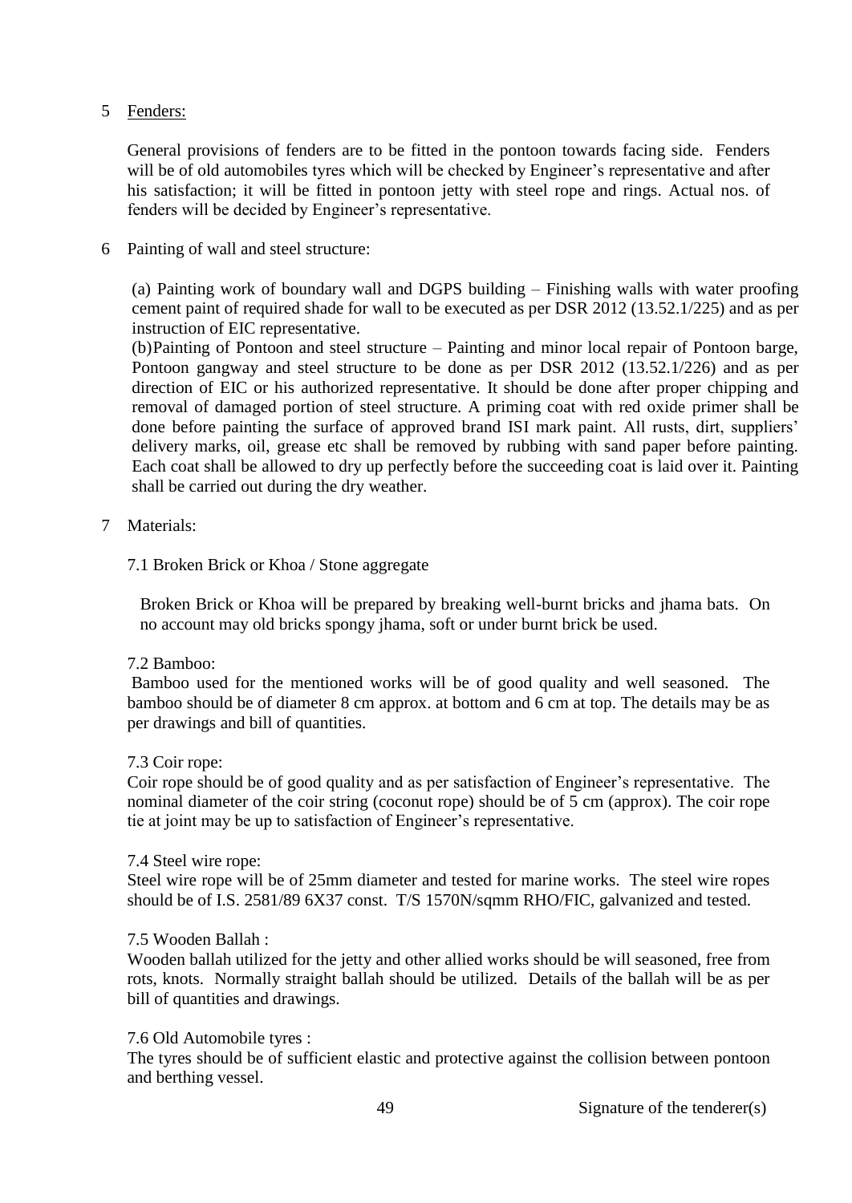5 <u>Fenders:</u>

General provisions of fenders are to be fitted in the pontoon towards facing side. Fenders will be of old automobiles tyres which will be checked by Engineer's representative and after his satisfaction; it will be fitted in pontoon jetty with steel rope and rings. Actual nos. of fenders will be decided by Engineer's representative.

6 Painting of wall and steel structure:

(a) Painting work of boundary wall and DGPS building – Finishing walls with water proofing cement paint of required shade for wall to be executed as per DSR 2012 (13.52.1/225) and as per instruction of EIC representative.

(b)Painting of Pontoon and steel structure – Painting and minor local repair of Pontoon barge, Pontoon gangway and steel structure to be done as per DSR 2012 (13.52.1/226) and as per direction of EIC or his authorized representative. It should be done after proper chipping and removal of damaged portion of steel structure. A priming coat with red oxide primer shall be done before painting the surface of approved brand ISI mark paint. All rusts, dirt, suppliers' delivery marks, oil, grease etc shall be removed by rubbing with sand paper before painting. Each coat shall be allowed to dry up perfectly before the succeeding coat is laid over it. Painting shall be carried out during the dry weather.

7 Materials:

7.1 Broken Brick or Khoa / Stone aggregate

Broken Brick or Khoa will be prepared by breaking well-burnt bricks and jhama bats. On no account may old bricks spongy jhama, soft or under burnt brick be used.

7.2 Bamboo:

Bamboo used for the mentioned works will be of good quality and well seasoned. The bamboo should be of diameter 8 cm approx. at bottom and 6 cm at top. The details may be as per drawings and bill of quantities.

7.3 Coir rope:

Coir rope should be of good quality and as per satisfaction of Engineer's representative. The nominal diameter of the coir string (coconut rope) should be of 5 cm (approx). The coir rope tie at joint may be up to satisfaction of Engineer's representative.

7.4 Steel wire rope:

Steel wire rope will be of 25mm diameter and tested for marine works. The steel wire ropes should be of I.S. 2581/89 6X37 const. T/S 1570N/sqmm RHO/FIC, galvanized and tested.

7.5 Wooden Ballah :

Wooden ballah utilized for the jetty and other allied works should be will seasoned, free from rots, knots. Normally straight ballah should be utilized. Details of the ballah will be as per bill of quantities and drawings.

7.6 Old Automobile tyres :

The tyres should be of sufficient elastic and protective against the collision between pontoon and berthing vessel.

Signature of the tenderer(s)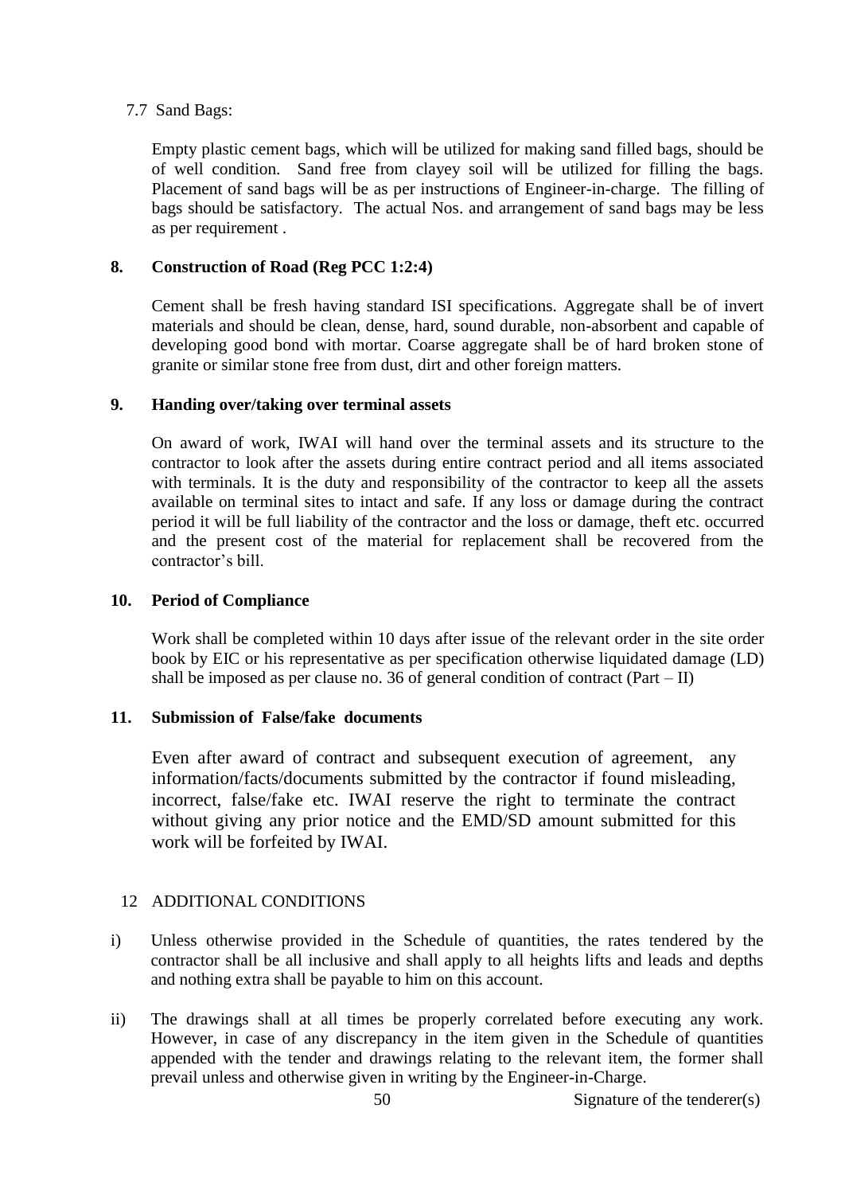7.7 Sand Bags:

Empty plastic cement bags, which will be utilized for making sand filled bags, should be of well condition. Sand free from clayey soil will be utilized for filling the bags. Placement of sand bags will be as per instructions of Engineer-in-charge. The filling of bags should be satisfactory. The actual Nos. and arrangement of sand bags may be less as per requirement .

**8. Construction of Road (Reg PCC 1:2:4)**

Cement shall be fresh having standard ISI specifications. Aggregate shall be of invert materials and should be clean, dense, hard, sound durable, non-absorbent and capable of developing good bond with mortar. Coarse aggregate shall be of hard broken stone of granite or similar stone free from dust, dirt and other foreign matters.

**9. Handing over/taking over terminal assets**

On award of work, IWAI will hand over the terminal assets and its structure to the contractor to look after the assets during entire contract period and all items associated with terminals. It is the duty and responsibility of the contractor to keep all the assets available on terminal sites to intact and safe. If any loss or damage during the contract period it will be full liability of the contractor and the loss or damage, theft etc. occurred and the present cost of the material for replacement shall be recovered from the contractor's bill.

**10. Period of Compliance**

Work shall be completed within 10 days after issue of the relevant order in the site order book by EIC or his representative as per specification otherwise liquidated damage (LD) shall be imposed as per clause no. 36 of general condition of contract (Part – II)

**11. Submission of False/fake documents**

Even after award of contract and subsequent execution of agreement, any information/facts/documents submitted by the contractor if found misleading, incorrect, false/fake etc. IWAI reserve the right to terminate the contract without giving any prior notice and the EMD/SD amount submitted for this work will be forfeited by IWAI.

12 ADDITIONAL CONDITIONS

i) Unless otherwise provided in the Schedule of quantities, the rates tendered by the contractor shall be all inclusive and shall apply to all heights lifts and leads and depths and nothing extra shall be payable to him on this account.

ii) The drawings shall at all times be properly correlated before executing any work. However, in case of any discrepancy in the item given in the Schedule of quantities appended with the tender and drawings relating to the relevant item, the former shall prevail unless and otherwise given in writing by the Engineer-in-Charge.

Signature of the tenderer(s)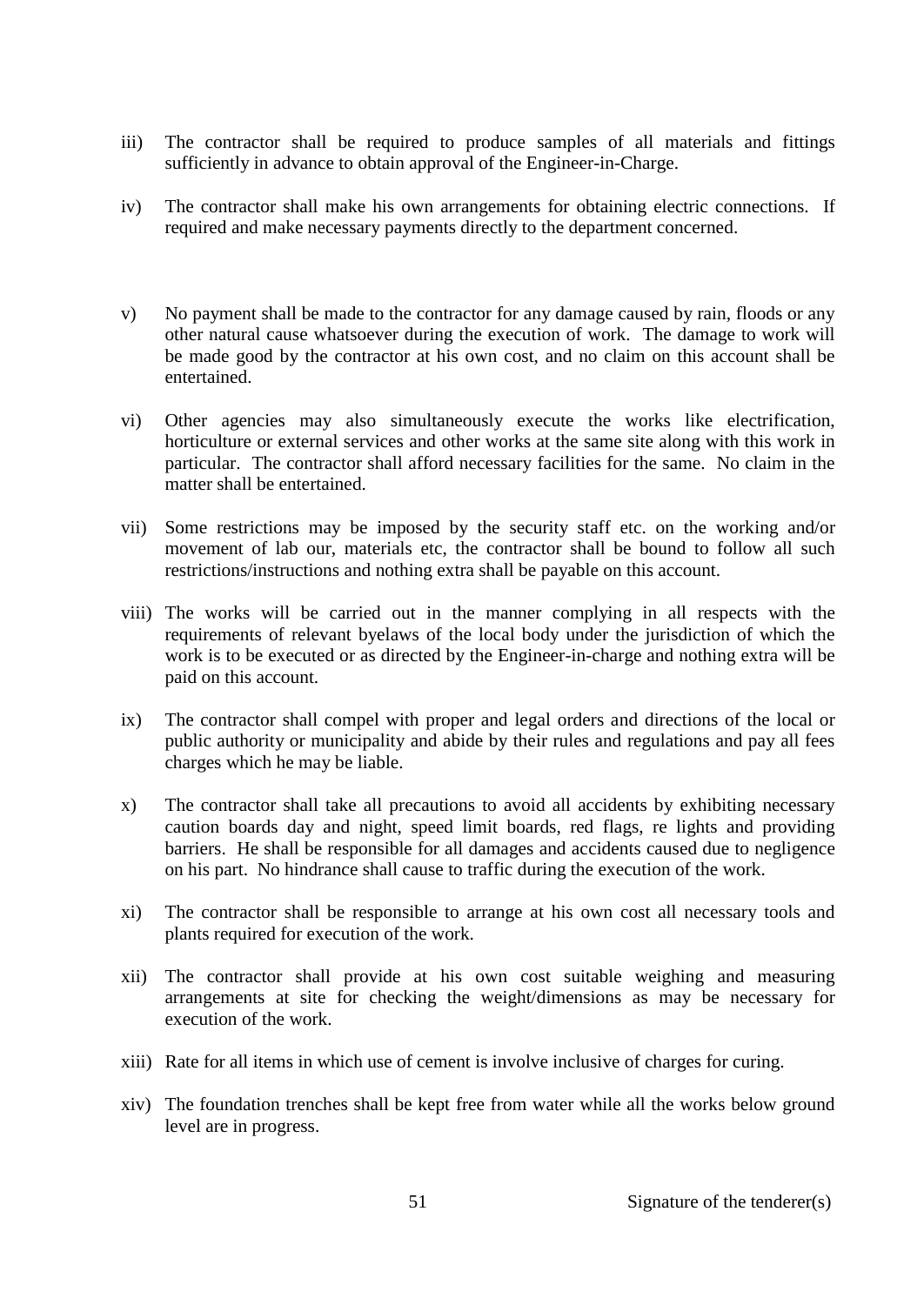iii) The contractor shall be required to produce samples of all materials and fittings sufficiently in advance to obtain approval of the Engineer-in-Charge.

iv) The contractor shall make his own arrangements for obtaining electric connections. If required and make necessary payments directly to the department concerned.

v) No payment shall be made to the contractor for any damage caused by rain, floods or any other natural cause whatsoever during the execution of work. The damage to work will be made good by the contractor at his own cost, and no claim on this account shall be entertained.

vi) Other agencies may also simultaneously execute the works like electrification, horticulture or external services and other works at the same site along with this work in particular. The contractor shall afford necessary facilities for the same. No claim in the matter shall be entertained.

vii) Some restrictions may be imposed by the security staff etc. on the working and/or movement of lab our, materials etc, the contractor shall be bound to follow all such restrictions/instructions and nothing extra shall be payable on this account.

viii) The works will be carried out in the manner complying in all respects with the requirements of relevant byelaws of the local body under the jurisdiction of which the work is to be executed or as directed by the Engineer-in-charge and nothing extra will be paid on this account.

ix) The contractor shall compel with proper and legal orders and directions of the local or public authority or municipality and abide by their rules and regulations and pay all fees charges which he may be liable.

x) The contractor shall take all precautions to avoid all accidents by exhibiting necessary caution boards day and night, speed limit boards, red flags, re lights and providing barriers. He shall be responsible for all damages and accidents caused due to negligence on his part. No hindrance shall cause to traffic during the execution of the work.

xi) The contractor shall be responsible to arrange at his own cost all necessary tools and plants required for execution of the work.

xii) The contractor shall provide at his own cost suitable weighing and measuring arrangements at site for checking the weight/dimensions as may be necessary for execution of the work.

xiii) Rate for all items in which use of cement is involve inclusive of charges for curing.

xiv) The foundation trenches shall be kept free from water while all the works below ground level are in progress.

Signature of the tenderer(s)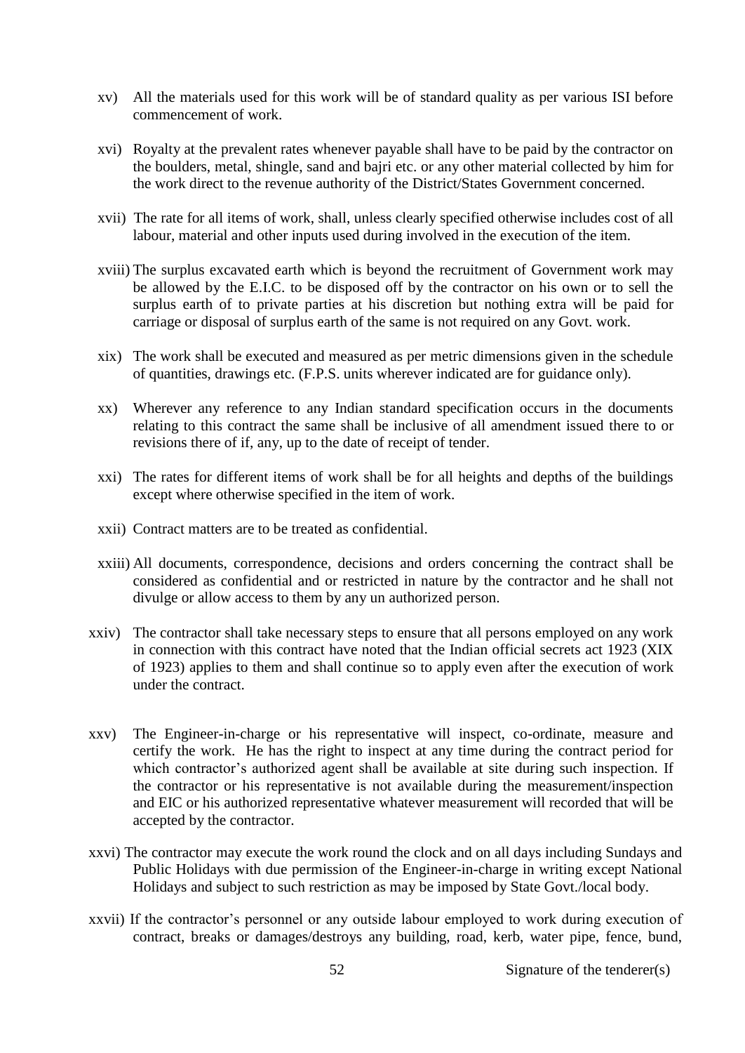xv) All the materials used for this work will be of standard quality as per various ISI before commencement of work.

xvi) Royalty at the prevalent rates whenever payable shall have to be paid by the contractor on the boulders, metal, shingle, sand and bajri etc. or any other material collected by him for the work direct to the revenue authority of the District/States Government concerned.

xvii) The rate for all items of work, shall, unless clearly specified otherwise includes cost of all labour, material and other inputs used during involved in the execution of the item.

xviii) The surplus excavated earth which is beyond the recruitment of Government work may be allowed by the E.I.C. to be disposed off by the contractor on his own or to sell the surplus earth of to private parties at his discretion but nothing extra will be paid for carriage or disposal of surplus earth of the same is not required on any Govt. work.

xix) The work shall be executed and measured as per metric dimensions given in the schedule of quantities, drawings etc. (F.P.S. units wherever indicated are for guidance only).

xx) Wherever any reference to any Indian standard specification occurs in the documents relating to this contract the same shall be inclusive of all amendment issued there to or revisions there of if, any, up to the date of receipt of tender.

xxi) The rates for different items of work shall be for all heights and depths of the buildings except where otherwise specified in the item of work.

xxii) Contract matters are to be treated as confidential.

xxiii) All documents, correspondence, decisions and orders concerning the contract shall be considered as confidential and or restricted in nature by the contractor and he shall not divulge or allow access to them by any un authorized person.

xxiv) The contractor shall take necessary steps to ensure that all persons employed on any work in connection with this contract have noted that the Indian official secrets act 1923 (XIX of 1923) applies to them and shall continue so to apply even after the execution of work under the contract.

xxv) The Engineer-in-charge or his representative will inspect, co-ordinate, measure and certify the work. He has the right to inspect at any time during the contract period for which contractor's authorized agent shall be available at site during such inspection. If the contractor or his representative is not available during the measurement/inspection and EIC or his authorized representative whatever measurement will recorded that will be accepted by the contractor.

xxvi) The contractor may execute the work round the clock and on all days including Sundays and Public Holidays with due permission of the Engineer-in-charge in writing except National Holidays and subject to such restriction as may be imposed by State Govt./local body.

xxvii) If the contractor's personnel or any outside labour employed to work during execution of contract, breaks or damages/destroys any building, road, kerb, water pipe, fence, bund,

Signature of the tenderer(s)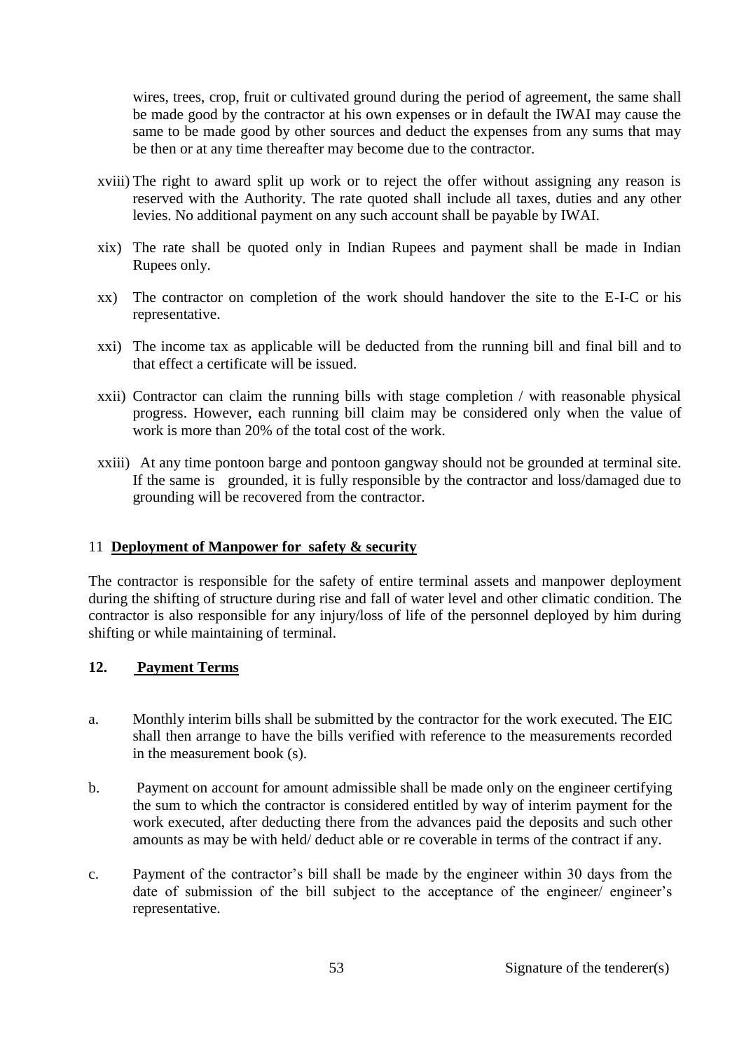wires, trees, crop, fruit or cultivated ground during the period of agreement, the same shall be made good by the contractor at his own expenses or in default the IWAI may cause the same to be made good by other sources and deduct the expenses from any sums that may be then or at any time thereafter may become due to the contractor.

xviii) The right to award split up work or to reject the offer without assigning any reason is reserved with the Authority. The rate quoted shall include all taxes, duties and any other levies. No additional payment on any such account shall be payable by IWAI.

xix) The rate shall be quoted only in Indian Rupees and payment shall be made in Indian Rupees only.

xx) The contractor on completion of the work should handover the site to the E-I-C or his representative.

xxi) The income tax as applicable will be deducted from the running bill and final bill and to that effect a certificate will be issued.

xxii) Contractor can claim the running bills with stage completion / with reasonable physical progress. However, each running bill claim may be considered only when the value of work is more than 20% of the total cost of the work.

xxiii) At any time pontoon barge and pontoon gangway should not be grounded at terminal site. If the same is grounded, it is fully responsible by the contractor and loss/damaged due to grounding will be recovered from the contractor.

## 11 Deployment of Manpower for safety & security

The contractor is responsible for the safety of entire terminal assets and manpower deployment during the shifting of structure during rise and fall of water level and other climatic condition. The contractor is also responsible for any injury/loss of life of the personnel deployed by him during shifting or while maintaining of terminal.

## 12. Payment Terms

a. Monthly interim bills shall be submitted by the contractor for the work executed. The EIC shall then arrange to have the bills verified with reference to the measurements recorded in the measurement book (s).

b. Payment on account for amount admissible shall be made only on the engineer certifying the sum to which the contractor is considered entitled by way of interim payment for the work executed, after deducting there from the advances paid the deposits and such other amounts as may be with held/ deduct able or re coverable in terms of the contract if any.

c. Payment of the contractor's bill shall be made by the engineer within 30 days from the date of submission of the bill subject to the acceptance of the engineer/ engineer's representative.

Signature of the tenderer(s)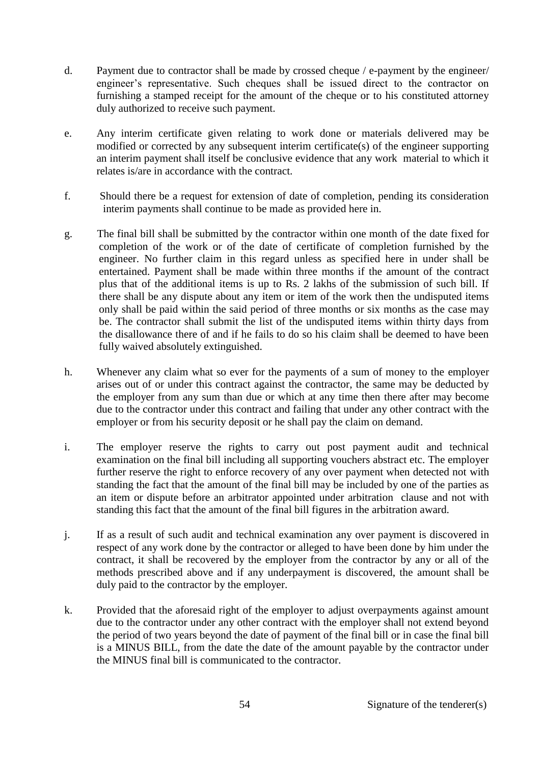d. Payment due to contractor shall be made by crossed cheque / e-payment by the engineer/ engineer's representative. Such cheques shall be issued direct to the contractor on furnishing a stamped receipt for the amount of the cheque or to his constituted attorney duly authorized to receive such payment.

e. Any interim certificate given relating to work done or materials delivered may be modified or corrected by any subsequent interim certificate(s) of the engineer supporting an interim payment shall itself be conclusive evidence that any work material to which it relates is/are in accordance with the contract.

f. Should there be a request for extension of date of completion, pending its consideration interim payments shall continue to be made as provided here in.

g. The final bill shall be submitted by the contractor within one month of the date fixed for completion of the work or of the date of certificate of completion furnished by the engineer. No further claim in this regard unless as specified here in under shall be entertained. Payment shall be made within three months if the amount of the contract plus that of the additional items is up to Rs. 2 lakhs of the submission of such bill. If there shall be any dispute about any item or item of the work then the undisputed items only shall be paid within the said period of three months or six months as the case may be. The contractor shall submit the list of the undisputed items within thirty days from the disallowance there of and if he fails to do so his claim shall be deemed to have been fully waived absolutely extinguished.

h. Whenever any claim what so ever for the payments of a sum of money to the employer arises out of or under this contract against the contractor, the same may be deducted by the employer from any sum than due or which at any time then there after may become due to the contractor under this contract and failing that under any other contract with the employer or from his security deposit or he shall pay the claim on demand.

i. The employer reserve the rights to carry out post payment audit and technical examination on the final bill including all supporting vouchers abstract etc. The employer further reserve the right to enforce recovery of any over payment when detected not with standing the fact that the amount of the final bill may be included by one of the parties as an item or dispute before an arbitrator appointed under arbitration clause and not with standing this fact that the amount of the final bill figures in the arbitration award.

j. If as a result of such audit and technical examination any over payment is discovered in respect of any work done by the contractor or alleged to have been done by him under the contract, it shall be recovered by the employer from the contractor by any or all of the methods prescribed above and if any underpayment is discovered, the amount shall be duly paid to the contractor by the employer.

k. Provided that the aforesaid right of the employer to adjust overpayments against amount due to the contractor under any other contract with the employer shall not extend beyond the period of two years beyond the date of payment of the final bill or in case the final bill is a MINUS BILL, from the date the date of the amount payable by the contractor under the MINUS final bill is communicated to the contractor.

Signature of the tenderer(s)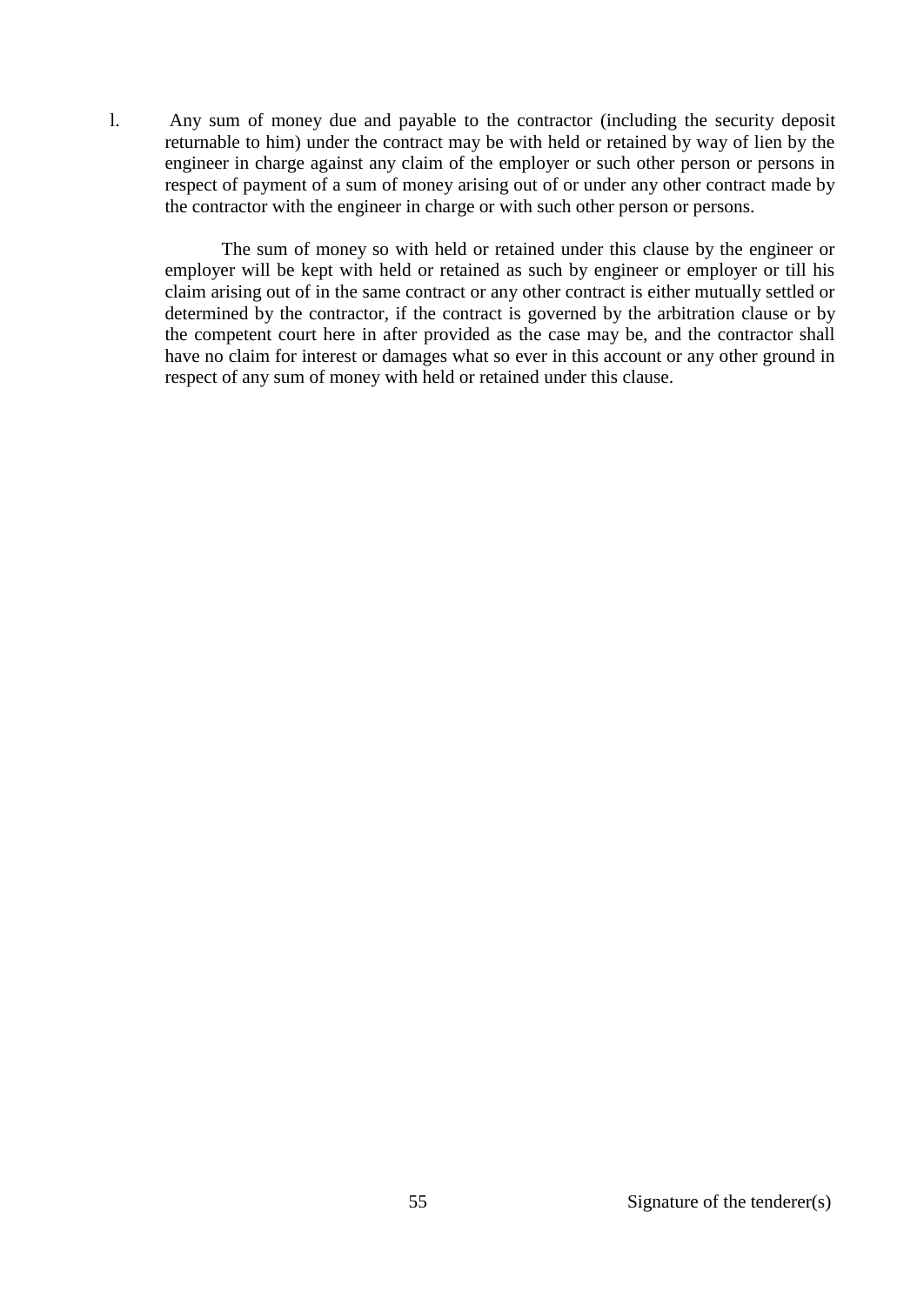l. Any sum of money due and payable to the contractor (including the security deposit returnable to him) under the contract may be with held or retained by way of lien by the engineer in charge against any claim of the employer or such other person or persons in respect of payment of a sum of money arising out of or under any other contract made by the contractor with the engineer in charge or with such other person or persons.

The sum of money so with held or retained under this clause by the engineer or employer will be kept with held or retained as such by engineer or employer or till his claim arising out of in the same contract or any other contract is either mutually settled or determined by the contractor, if the contract is governed by the arbitration clause or by the competent court here in after provided as the case may be, and the contractor shall have no claim for interest or damages what so ever in this account or any other ground in respect of any sum of money with held or retained under this clause.

Signature of the tenderer(s)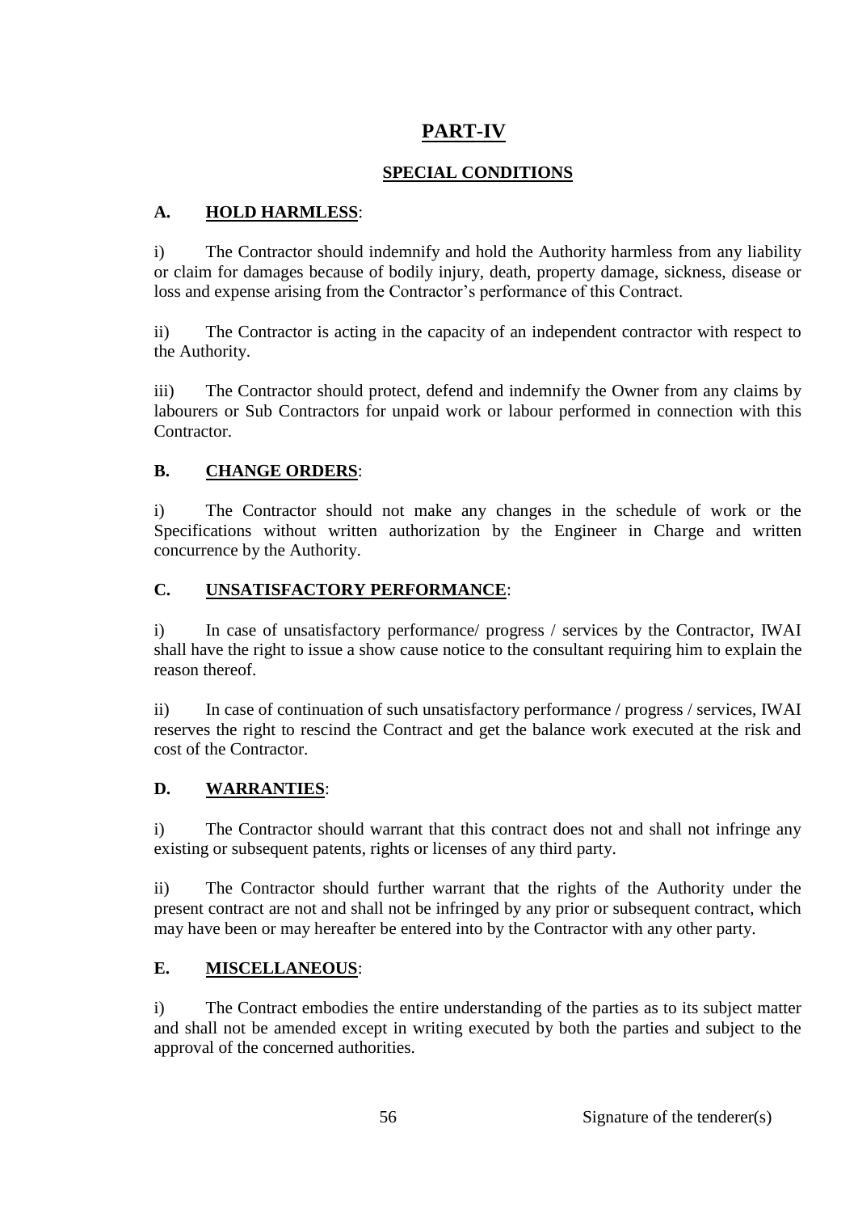# PART-IV

## SPECIAL CONDITIONS

### A. HOLD HARMLESS:

i) The Contractor should indemnify and hold the Authority harmless from any liability or claim for damages because of bodily injury, death, property damage, sickness, disease or loss and expense arising from the Contractor's performance of this Contract.

ii) The Contractor is acting in the capacity of an independent contractor with respect to the Authority.

iii) The Contractor should protect, defend and indemnify the Owner from any claims by labourers or Sub Contractors for unpaid work or labour performed in connection with this Contractor.

### B. CHANGE ORDERS:

i) The Contractor should not make any changes in the schedule of work or the Specifications without written authorization by the Engineer in Charge and written concurrence by the Authority.

### C. UNSATISFACTORY PERFORMANCE:

i) In case of unsatisfactory performance/ progress / services by the Contractor, IWAI shall have the right to issue a show cause notice to the consultant requiring him to explain the reason thereof.

ii) In case of continuation of such unsatisfactory performance / progress / services, IWAI reserves the right to rescind the Contract and get the balance work executed at the risk and cost of the Contractor.

### D. WARRANTIES:

i) The Contractor should warrant that this contract does not and shall not infringe any existing or subsequent patents, rights or licenses of any third party.

ii) The Contractor should further warrant that the rights of the Authority under the present contract are not and shall not be infringed by any prior or subsequent contract, which may have been or may hereafter be entered into by the Contractor with any other party.

### E. MISCELLANEOUS:

i) The Contract embodies the entire understanding of the parties as to its subject matter and shall not be amended except in writing executed by both the parties and subject to the approval of the concerned authorities.

Signature of the tenderer(s)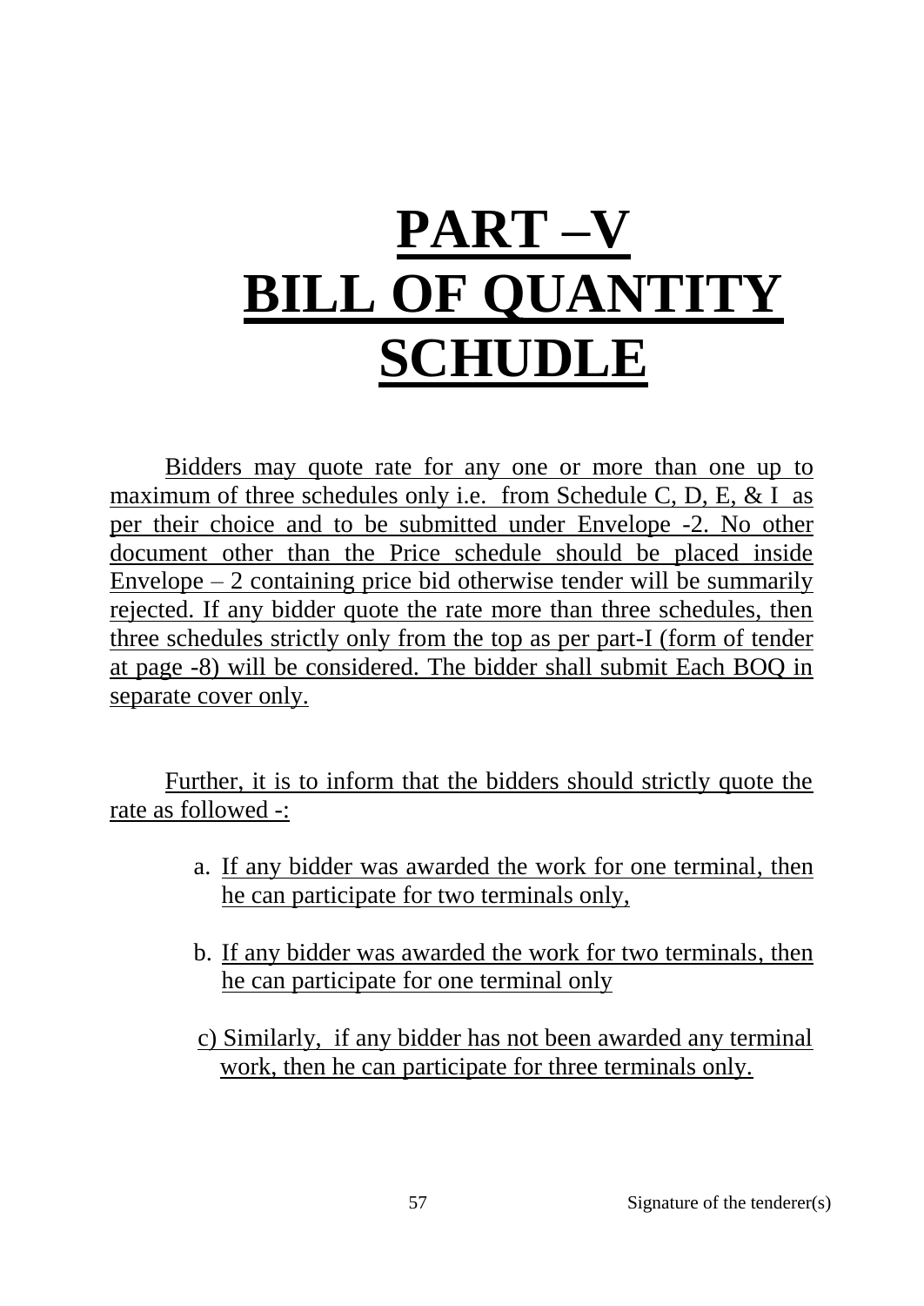# PART –V
# BILL OF QUANTITY SCHUDLE

Bidders may quote rate for any one or more than one up to maximum of three schedules only i.e. from Schedule C, D, E, & I as per their choice and to be submitted under Envelope -2. No other document other than the Price schedule should be placed inside Envelope – 2 containing price bid otherwise tender will be summarily rejected. If any bidder quote the rate more than three schedules, then three schedules strictly only from the top as per part-I (form of tender at page -8) will be considered. The bidder shall submit Each BOQ in separate cover only.

Further, it is to inform that the bidders should strictly quote the rate as followed -:

a. If any bidder was awarded the work for one terminal, then he can participate for two terminals only,

b. If any bidder was awarded the work for two terminals, then he can participate for one terminal only

c) Similarly, if any bidder has not been awarded any terminal work, then he can participate for three terminals only.

Signature of the tenderer(s)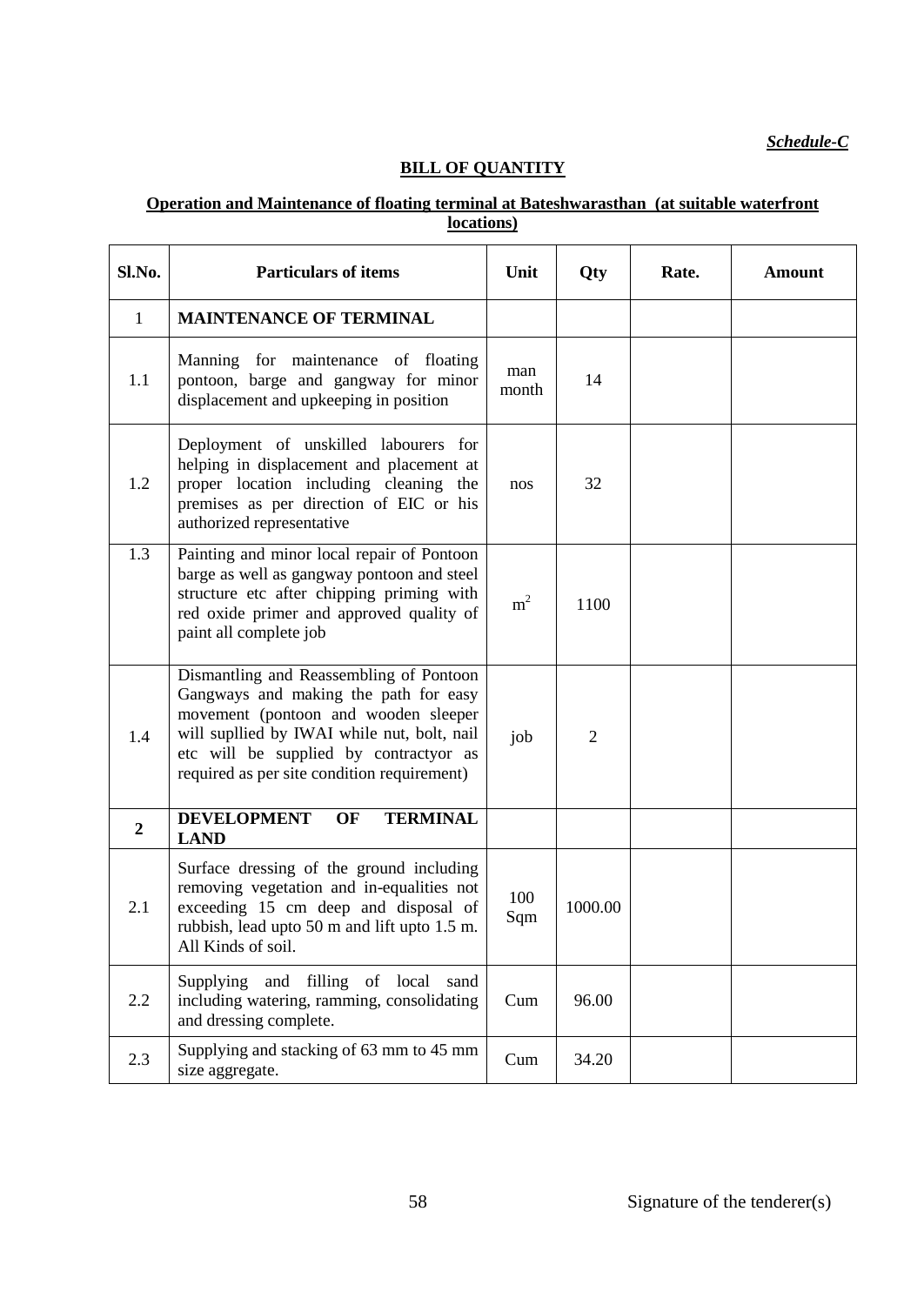*Schedule-C*

## BILL OF QUANTITY

**Operation and Maintenance of floating terminal at Bateshwarasthan (at suitable waterfront locations)**

| Sl.No. | Particulars of items | Unit | Qty | Rate. | Amount |
|---|---|---|---|---|---|
| 1 | **MAINTENANCE OF TERMINAL** | | | | |
| 1.1 | Manning for maintenance of floating pontoon, barge and gangway for minor displacement and upkeeping in position | man month | 14 | | |
| 1.2 | Deployment of unskilled labourers for helping in displacement and placement at proper location including cleaning the premises as per direction of EIC or his authorized representative | nos | 32 | | |
| 1.3 | Painting and minor local repair of Pontoon barge as well as gangway pontoon and steel structure etc after chipping priming with red oxide primer and approved quality of paint all complete job | $m^2$ | 1100 | | |
| 1.4 | Dismantling and Reassembling of Pontoon Gangways and making the path for easy movement (pontoon and wooden sleeper will supllied by IWAI while nut, bolt, nail etc will be supplied by contractyor as required as per site condition requirement) | job | 2 | | |
| **2** | **DEVELOPMENT OF TERMINAL LAND** | | | | |
| 2.1 | Surface dressing of the ground including removing vegetation and in-equalities not exceeding 15 cm deep and disposal of rubbish, lead upto 50 m and lift upto 1.5 m. All Kinds of soil. | 100 Sqm | 1000.00 | | |
| 2.2 | Supplying and filling of local sand including watering, ramming, consolidating and dressing complete. | Cum | 96.00 | | |
| 2.3 | Supplying and stacking of 63 mm to 45 mm size aggregate. | Cum | 34.20 | | |

Signature of the tenderer(s)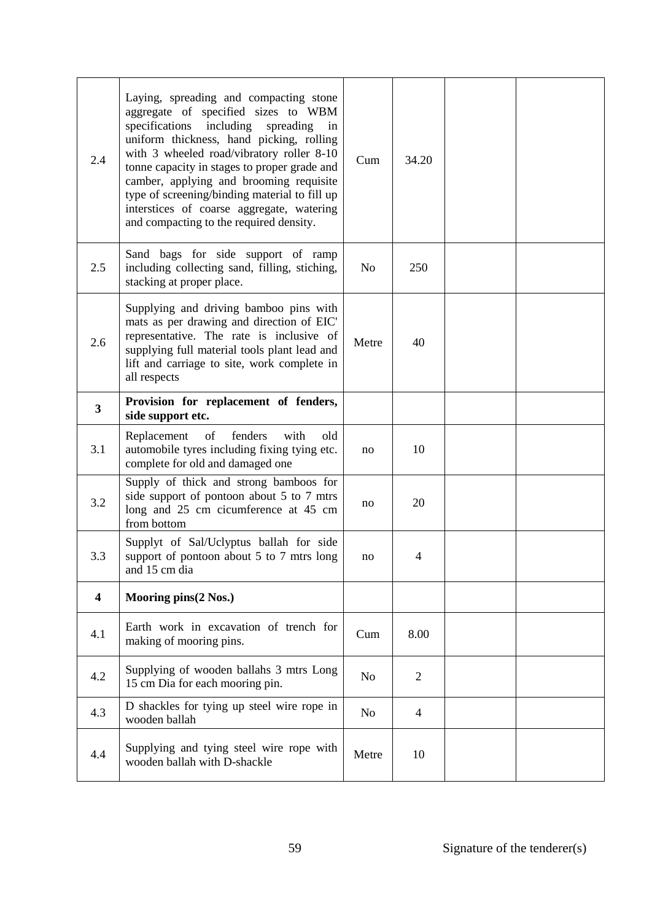| | | | | | |
|---|---|---|---|---|---|
| 2.4 | Laying, spreading and compacting stone aggregate of specified sizes to WBM specifications including spreading in uniform thickness, hand picking, rolling with 3 wheeled road/vibratory roller 8-10 tonne capacity in stages to proper grade and camber, applying and brooming requisite type of screening/binding material to fill up interstices of coarse aggregate, watering and compacting to the required density. | Cum | 34.20 | | |
| 2.5 | Sand bags for side support of ramp including collecting sand, filling, stiching, stacking at proper place. | No | 250 | | |
| 2.6 | Supplying and driving bamboo pins with mats as per drawing and direction of EIC' representative. The rate is inclusive of supplying full material tools plant lead and lift and carriage to site, work complete in all respects | Metre | 40 | | |
| **3** | **Provision for replacement of fenders, side support etc.** | | | | |
| 3.1 | Replacement of fenders with old automobile tyres including fixing tying etc. complete for old and damaged one | no | 10 | | |
| 3.2 | Supply of thick and strong bamboos for side support of pontoon about 5 to 7 mtrs long and 25 cm cicumference at 45 cm from bottom | no | 20 | | |
| 3.3 | Supplyt of Sal/Uclyptus ballah for side support of pontoon about 5 to 7 mtrs long and 15 cm dia | no | 4 | | |
| **4** | **Mooring pins(2 Nos.)** | | | | |
| 4.1 | Earth work in excavation of trench for making of mooring pins. | Cum | 8.00 | | |
| 4.2 | Supplying of wooden ballahs 3 mtrs Long 15 cm Dia for each mooring pin. | No | 2 | | |
| 4.3 | D shackles for tying up steel wire rope in wooden ballah | No | 4 | | |
| 4.4 | Supplying and tying steel wire rope with wooden ballah with D-shackle | Metre | 10 | | |

Signature of the tenderer(s)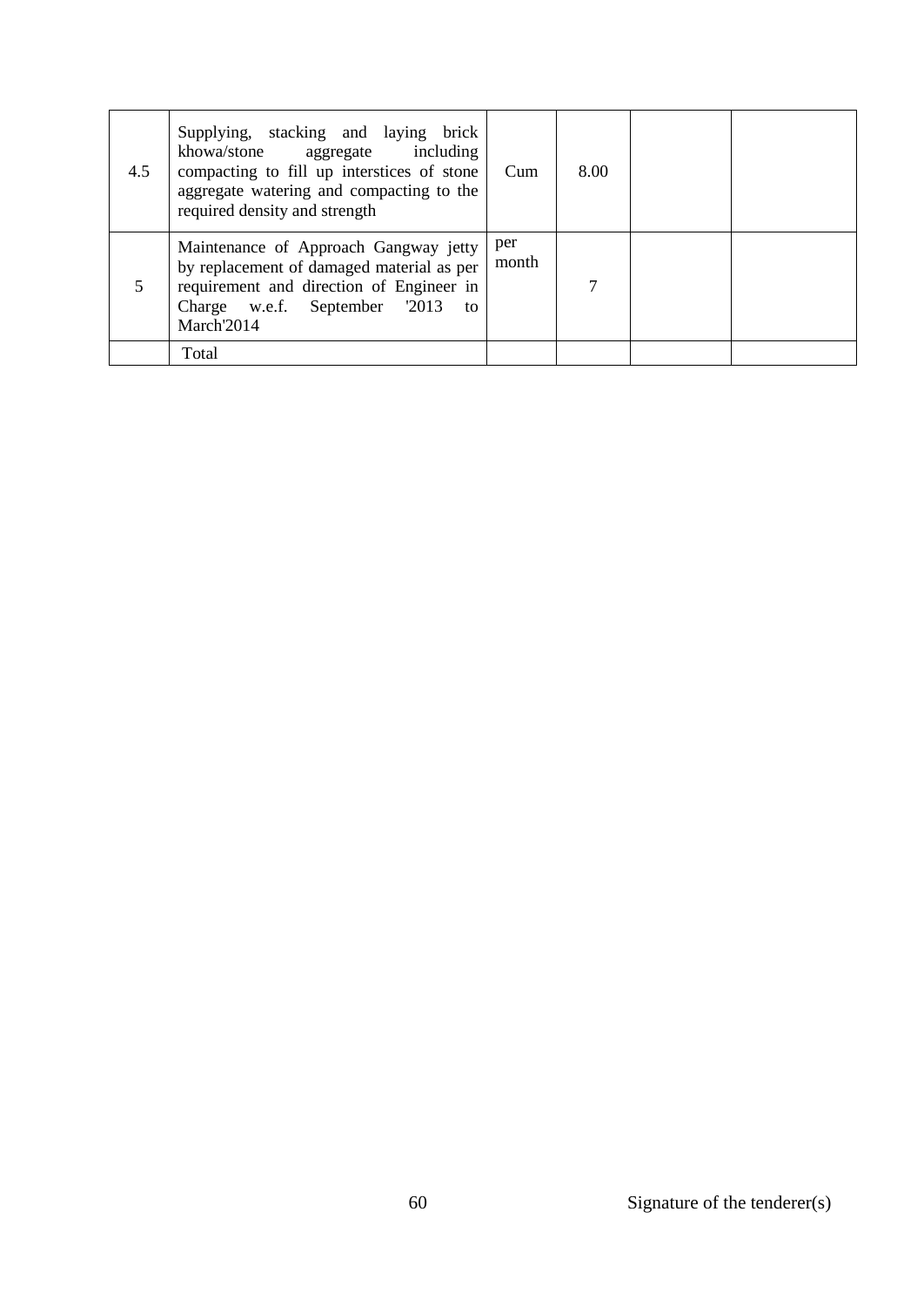| | | | | | |
|---|---|---|---|---|---|
| 4.5 | Supplying, stacking and laying brick khowa/stone aggregate including compacting to fill up interstices of stone aggregate watering and compacting to the required density and strength | Cum | 8.00 | | |
| 5 | Maintenance of Approach Gangway jetty by replacement of damaged material as per requirement and direction of Engineer in Charge w.e.f. September '2013 to March'2014 | per month | 7 | | |
| | Total | | | | |

Signature of the tenderer(s)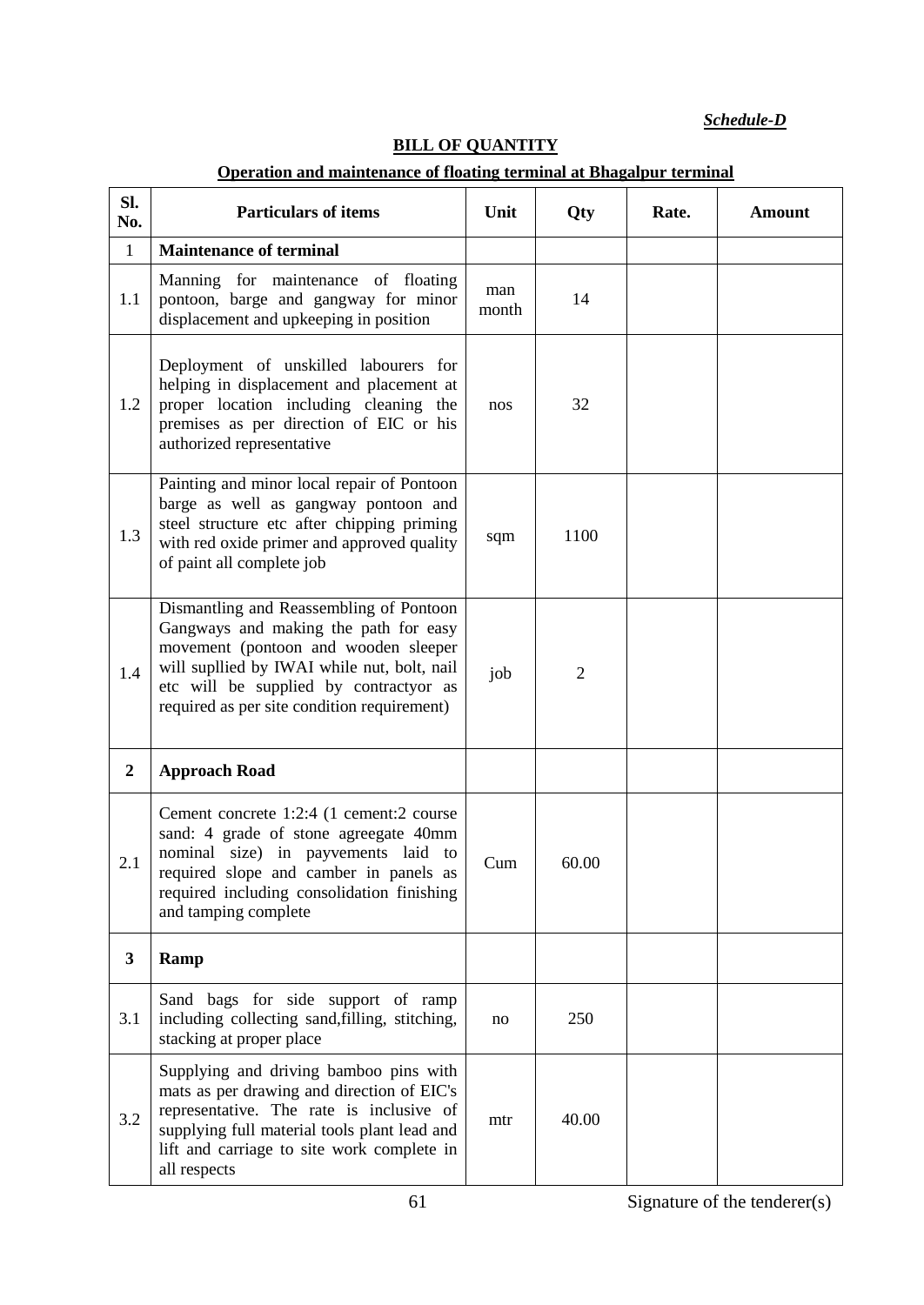***Schedule-D***

**BILL OF QUANTITY**

**Operation and maintenance of floating terminal at Bhagalpur terminal**

| Sl. No. | Particulars of items | Unit | Qty | Rate. | Amount |
|---|---|---|---|---|---|
| 1 | **Maintenance of terminal** | | | | |
| 1.1 | Manning for maintenance of floating pontoon, barge and gangway for minor displacement and upkeeping in position | man month | 14 | | |
| 1.2 | Deployment of unskilled labourers for helping in displacement and placement at proper location including cleaning the premises as per direction of EIC or his authorized representative | nos | 32 | | |
| 1.3 | Painting and minor local repair of Pontoon barge as well as gangway pontoon and steel structure etc after chipping priming with red oxide primer and approved quality of paint all complete job | sqm | 1100 | | |
| 1.4 | Dismantling and Reassembling of Pontoon Gangways and making the path for easy movement (pontoon and wooden sleeper will supllied by IWAI while nut, bolt, nail etc will be supplied by contractyor as required as per site condition requirement) | job | 2 | | |
| **2** | **Approach Road** | | | | |
| 2.1 | Cement concrete 1:2:4 (1 cement:2 course sand: 4 grade of stone agreegate 40mm nominal size) in payvements laid to required slope and camber in panels as required including consolidation finishing and tamping complete | Cum | 60.00 | | |
| **3** | **Ramp** | | | | |
| 3.1 | Sand bags for side support of ramp including collecting sand,filling, stitching, stacking at proper place | no | 250 | | |
| 3.2 | Supplying and driving bamboo pins with mats as per drawing and direction of EIC's representative. The rate is inclusive of supplying full material tools plant lead and lift and carriage to site work complete in all respects | mtr | 40.00 | | |

Signature of the tenderer(s)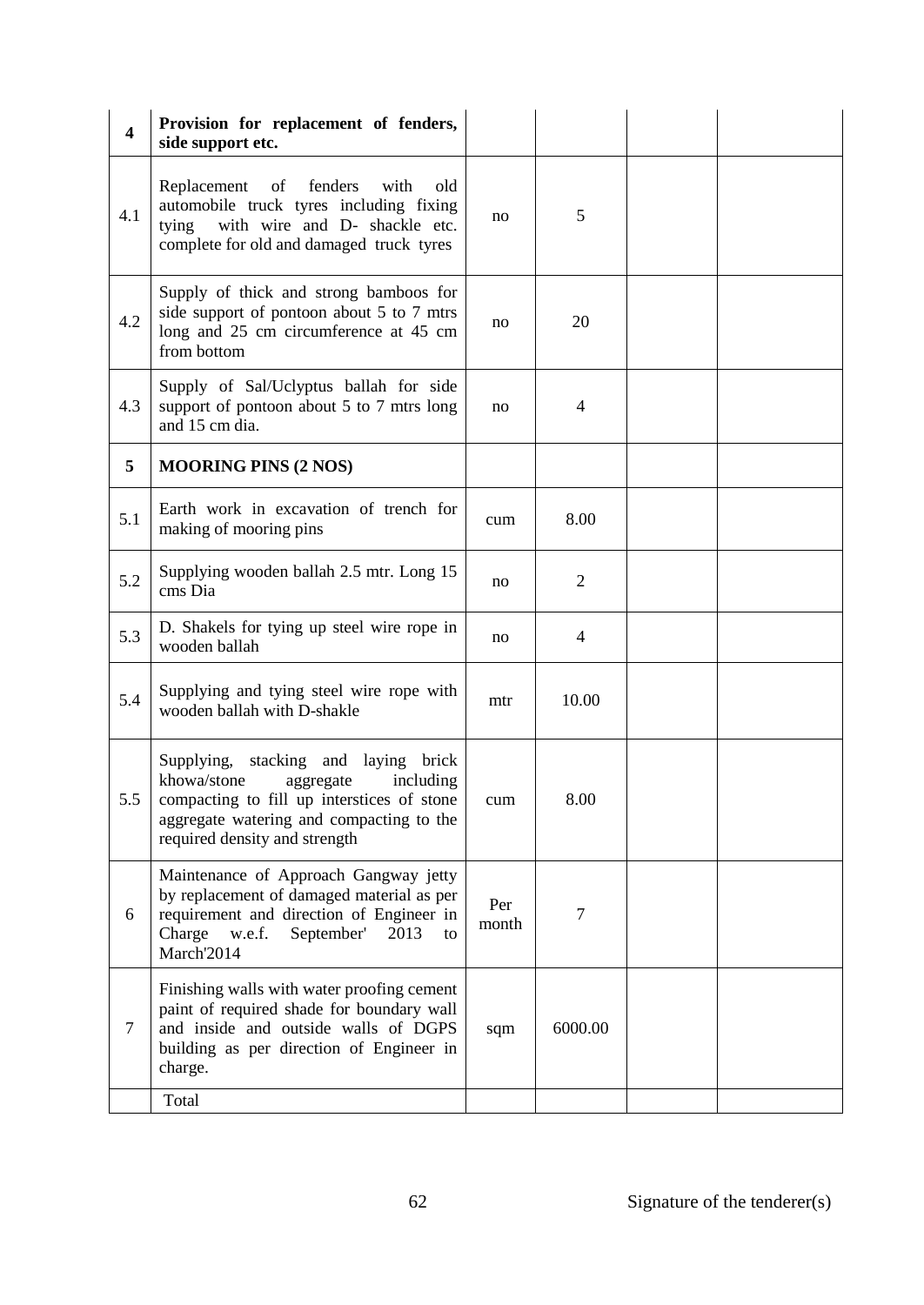| | | | | | |
|---|---|---|---|---|---|
| **4** | **Provision for replacement of fenders, side support etc.** | | | | |
| 4.1 | Replacement of fenders with old automobile truck tyres including fixing tying with wire and D- shackle etc. complete for old and damaged truck tyres | no | 5 | | |
| 4.2 | Supply of thick and strong bamboos for side support of pontoon about 5 to 7 mtrs long and 25 cm circumference at 45 cm from bottom | no | 20 | | |
| 4.3 | Supply of Sal/Uclyptus ballah for side support of pontoon about 5 to 7 mtrs long and 15 cm dia. | no | 4 | | |
| **5** | **MOORING PINS (2 NOS)** | | | | |
| 5.1 | Earth work in excavation of trench for making of mooring pins | cum | 8.00 | | |
| 5.2 | Supplying wooden ballah 2.5 mtr. Long 15 cms Dia | no | 2 | | |
| 5.3 | D. Shakels for tying up steel wire rope in wooden ballah | no | 4 | | |
| 5.4 | Supplying and tying steel wire rope with wooden ballah with D-shakle | mtr | 10.00 | | |
| 5.5 | Supplying, stacking and laying brick khowa/stone aggregate including compacting to fill up interstices of stone aggregate watering and compacting to the required density and strength | cum | 8.00 | | |
| 6 | Maintenance of Approach Gangway jetty by replacement of damaged material as per requirement and direction of Engineer in Charge w.e.f. September' 2013 to March'2014 | Per month | 7 | | |
| 7 | Finishing walls with water proofing cement paint of required shade for boundary wall and inside and outside walls of DGPS building as per direction of Engineer in charge. | sqm | 6000.00 | | |
| | Total | | | | |

Signature of the tenderer(s)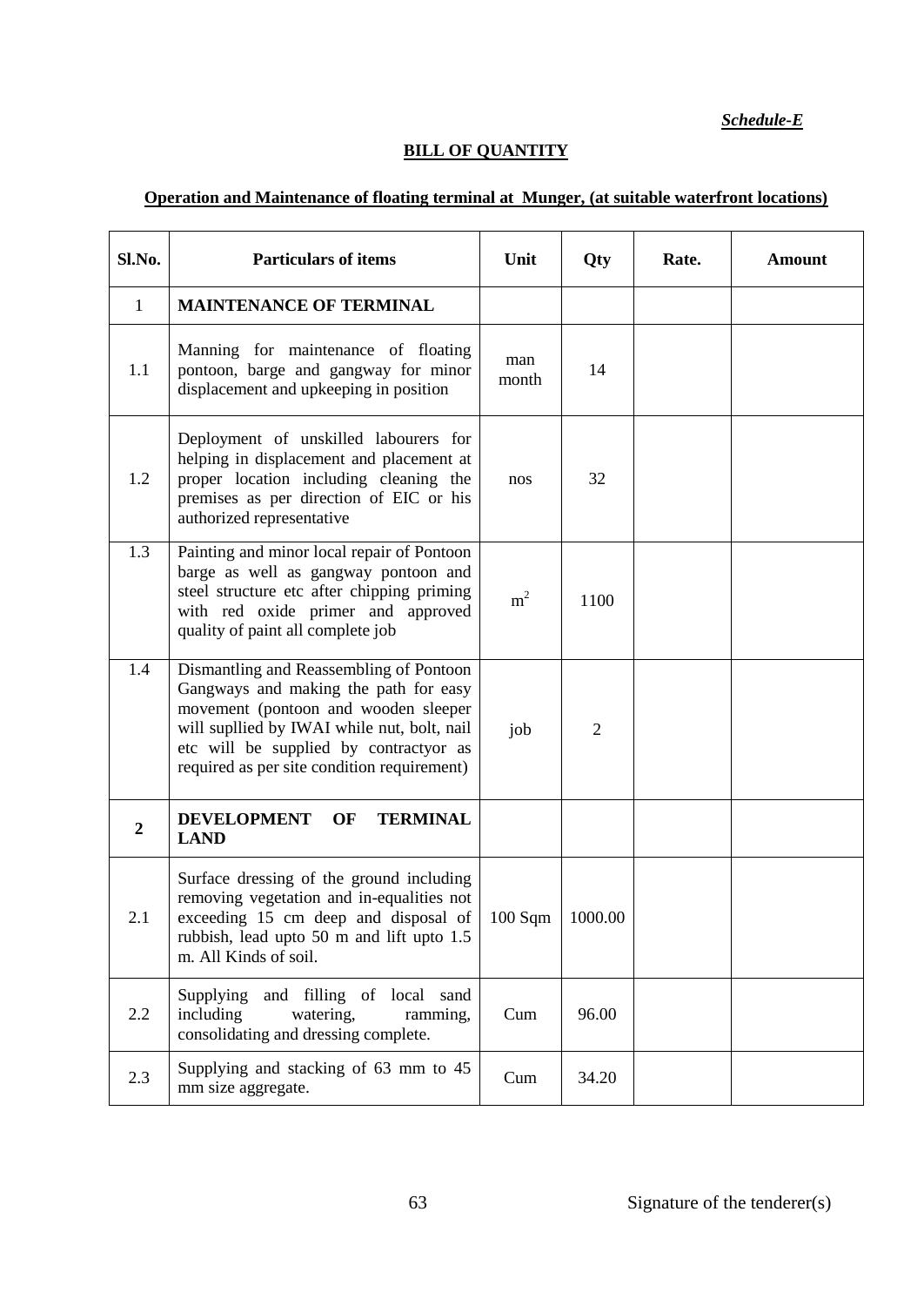***Schedule-E***

**BILL OF QUANTITY**

**Operation and Maintenance of floating terminal at Munger, (at suitable waterfront locations)**

| Sl.No. | Particulars of items | Unit | Qty | Rate. | Amount |
|---|---|---|---|---|---|
| 1 | **MAINTENANCE OF TERMINAL** | | | | |
| 1.1 | Manning for maintenance of floating pontoon, barge and gangway for minor displacement and upkeeping in position | man month | 14 | | |
| 1.2 | Deployment of unskilled labourers for helping in displacement and placement at proper location including cleaning the premises as per direction of EIC or his authorized representative | nos | 32 | | |
| 1.3 | Painting and minor local repair of Pontoon barge as well as gangway pontoon and steel structure etc after chipping priming with red oxide primer and approved quality of paint all complete job | $m^2$ | 1100 | | |
| 1.4 | Dismantling and Reassembling of Pontoon Gangways and making the path for easy movement (pontoon and wooden sleeper will supllied by IWAI while nut, bolt, nail etc will be supplied by contractyor as required as per site condition requirement) | job | 2 | | |
| **2** | **DEVELOPMENT OF TERMINAL LAND** | | | | |
| 2.1 | Surface dressing of the ground including removing vegetation and in-equalities not exceeding 15 cm deep and disposal of rubbish, lead upto 50 m and lift upto 1.5 m. All Kinds of soil. | 100 Sqm | 1000.00 | | |
| 2.2 | Supplying and filling of local sand including watering, ramming, consolidating and dressing complete. | Cum | 96.00 | | |
| 2.3 | Supplying and stacking of 63 mm to 45 mm size aggregate. | Cum | 34.20 | | |

Signature of the tenderer(s)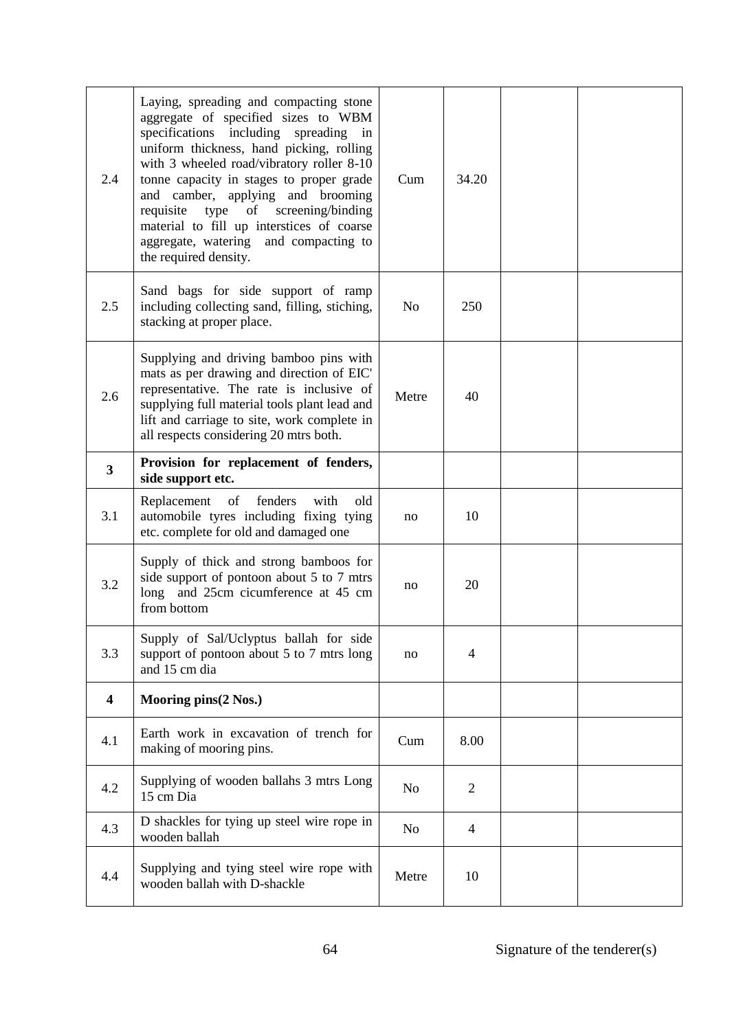| | | | | | |
|---|---|---|---|---|---|
| 2.4 | Laying, spreading and compacting stone aggregate of specified sizes to WBM specifications including spreading in uniform thickness, hand picking, rolling with 3 wheeled road/vibratory roller 8-10 tonne capacity in stages to proper grade and camber, applying and brooming requisite type of screening/binding material to fill up interstices of coarse aggregate, watering and compacting to the required density. | Cum | 34.20 | | |
| 2.5 | Sand bags for side support of ramp including collecting sand, filling, stiching, stacking at proper place. | No | 250 | | |
| 2.6 | Supplying and driving bamboo pins with mats as per drawing and direction of EIC' representative. The rate is inclusive of supplying full material tools plant lead and lift and carriage to site, work complete in all respects considering 20 mtrs both. | Metre | 40 | | |
| **3** | **Provision for replacement of fenders, side support etc.** | | | | |
| 3.1 | Replacement of fenders with old automobile tyres including fixing tying etc. complete for old and damaged one | no | 10 | | |
| 3.2 | Supply of thick and strong bamboos for side support of pontoon about 5 to 7 mtrs long and 25cm cicumference at 45 cm from bottom | no | 20 | | |
| 3.3 | Supply of Sal/Uclyptus ballah for side support of pontoon about 5 to 7 mtrs long and 15 cm dia | no | 4 | | |
| **4** | **Mooring pins(2 Nos.)** | | | | |
| 4.1 | Earth work in excavation of trench for making of mooring pins. | Cum | 8.00 | | |
| 4.2 | Supplying of wooden ballahs 3 mtrs Long 15 cm Dia | No | 2 | | |
| 4.3 | D shackles for tying up steel wire rope in wooden ballah | No | 4 | | |
| 4.4 | Supplying and tying steel wire rope with wooden ballah with D-shackle | Metre | 10 | | |

Signature of the tenderer(s)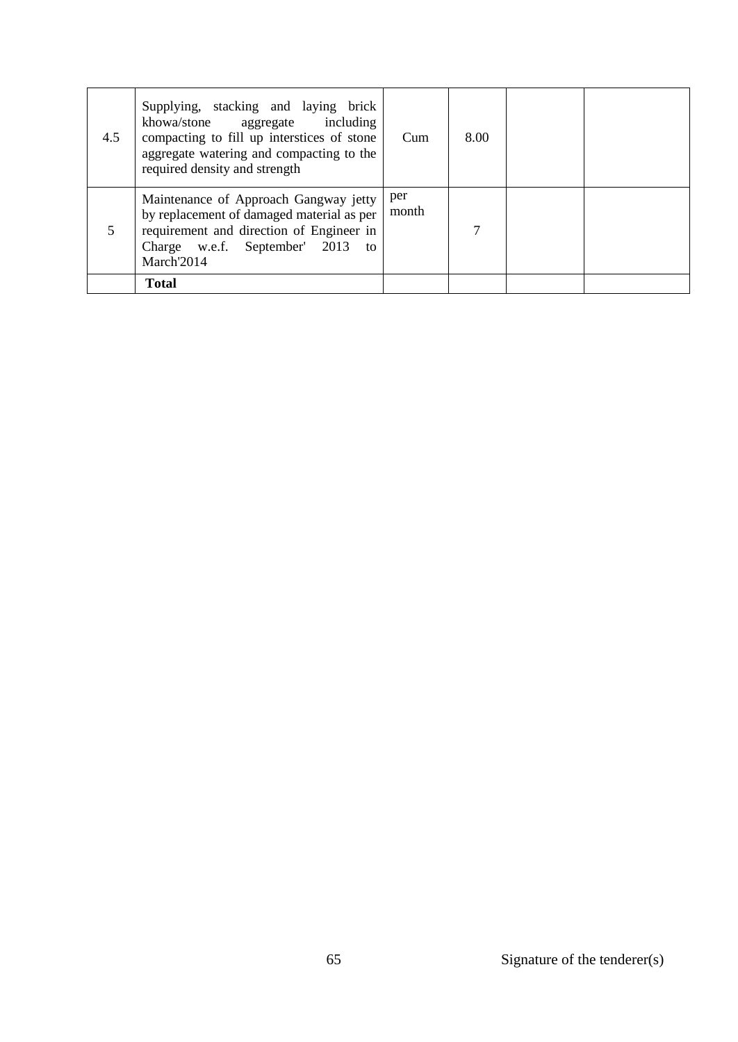| | | | | | |
|---|---|---|---|---|---|
| 4.5 | Supplying, stacking and laying brick khowa/stone aggregate including compacting to fill up interstices of stone aggregate watering and compacting to the required density and strength | Cum | 8.00 | | |
| 5 | Maintenance of Approach Gangway jetty by replacement of damaged material as per requirement and direction of Engineer in Charge w.e.f. September' 2013 to March'2014 | per month | 7 | | |
| | **Total** | | | | |

Signature of the tenderer(s)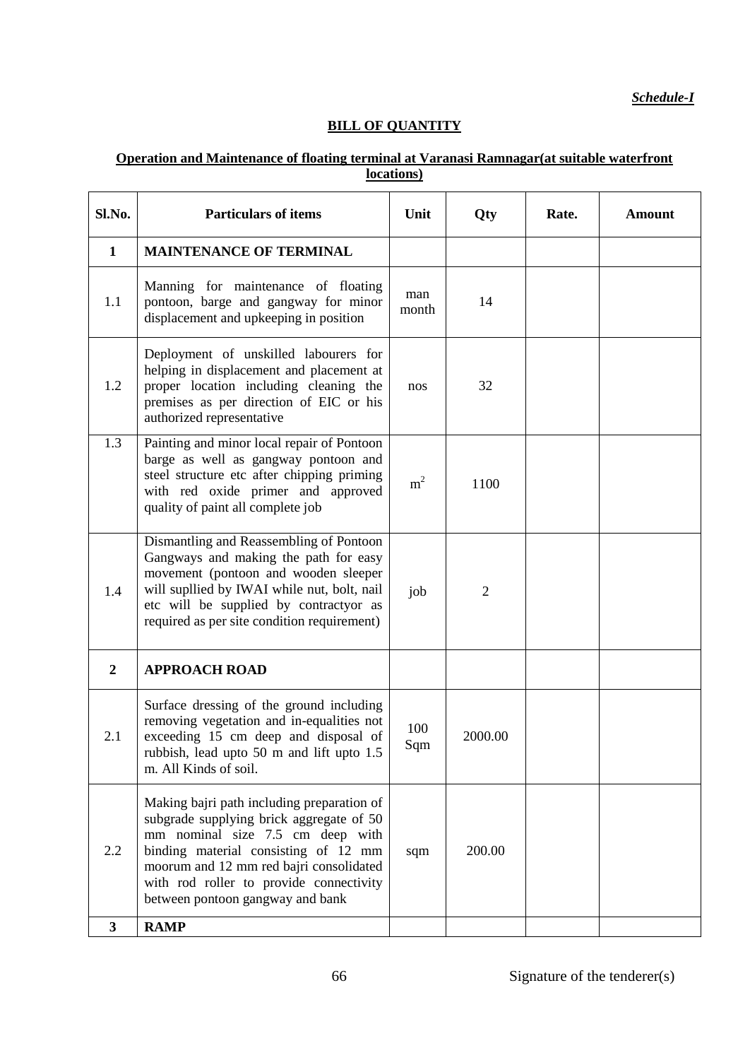*Schedule-I*

**BILL OF QUANTITY**

**Operation and Maintenance of floating terminal at Varanasi Ramnagar(at suitable waterfront locations)**

| Sl.No. | Particulars of items | Unit | Qty | Rate. | Amount |
|---|---|---|---|---|---|
| **1** | **MAINTENANCE OF TERMINAL** | | | | |
| 1.1 | Manning for maintenance of floating pontoon, barge and gangway for minor displacement and upkeeping in position | man month | 14 | | |
| 1.2 | Deployment of unskilled labourers for helping in displacement and placement at proper location including cleaning the premises as per direction of EIC or his authorized representative | nos | 32 | | |
| 1.3 | Painting and minor local repair of Pontoon barge as well as gangway pontoon and steel structure etc after chipping priming with red oxide primer and approved quality of paint all complete job | $m^2$ | 1100 | | |
| 1.4 | Dismantling and Reassembling of Pontoon Gangways and making the path for easy movement (pontoon and wooden sleeper will supllied by IWAI while nut, bolt, nail etc will be supplied by contractyor as required as per site condition requirement) | job | 2 | | |
| **2** | **APPROACH ROAD** | | | | |
| 2.1 | Surface dressing of the ground including removing vegetation and in-equalities not exceeding 15 cm deep and disposal of rubbish, lead upto 50 m and lift upto 1.5 m. All Kinds of soil. | 100 Sqm | 2000.00 | | |
| 2.2 | Making bajri path including preparation of subgrade supplying brick aggregate of 50 mm nominal size 7.5 cm deep with binding material consisting of 12 mm moorum and 12 mm red bajri consolidated with rod roller to provide connectivity between pontoon gangway and bank | sqm | 200.00 | | |
| **3** | **RAMP** | | | | |

Signature of the tenderer(s)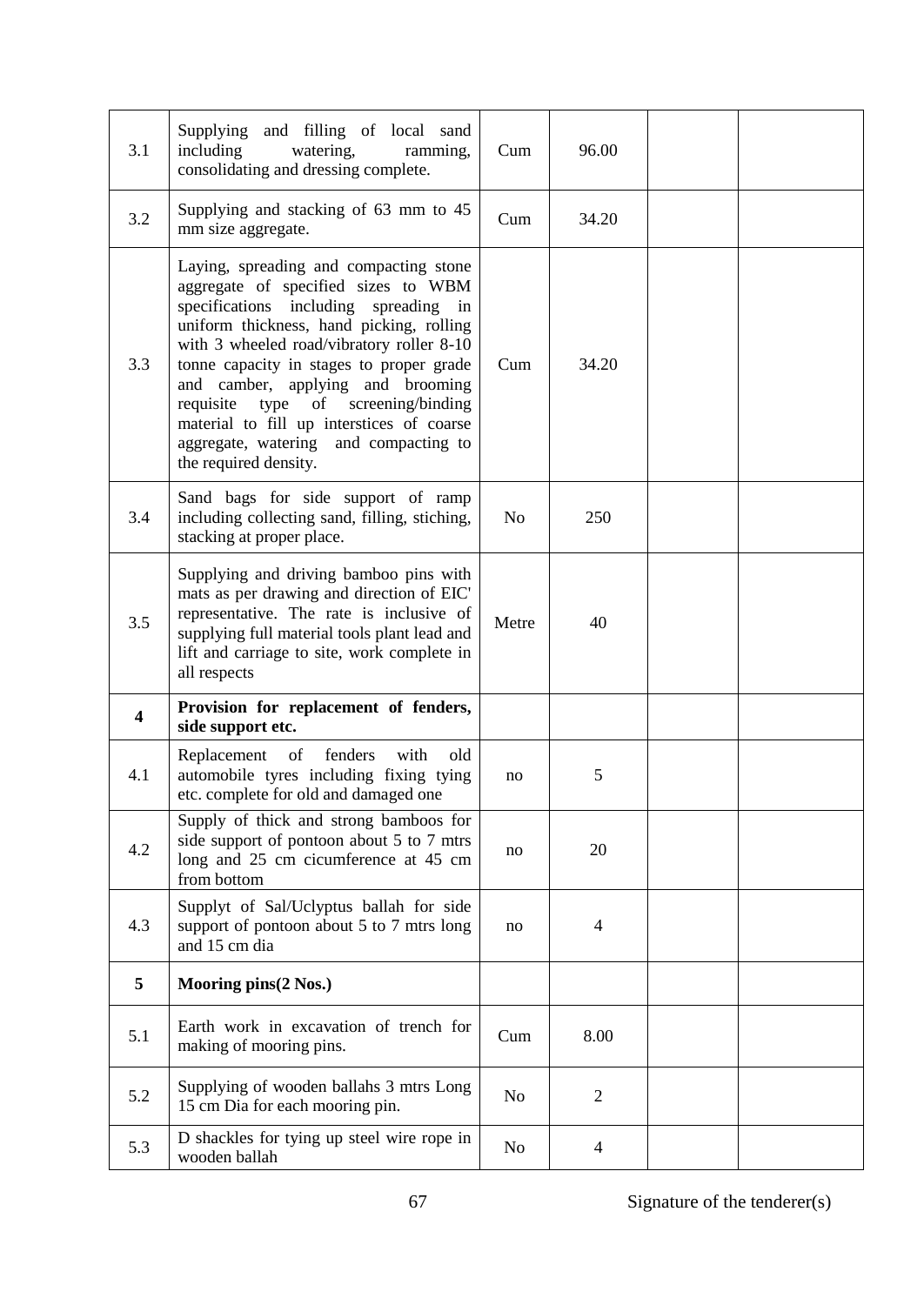| | | | | | |
|---|---|---|---|---|---|
| 3.1 | Supplying and filling of local sand including watering, ramming, consolidating and dressing complete. | Cum | 96.00 | | |
| 3.2 | Supplying and stacking of 63 mm to 45 mm size aggregate. | Cum | 34.20 | | |
| 3.3 | Laying, spreading and compacting stone aggregate of specified sizes to WBM specifications including spreading in uniform thickness, hand picking, rolling with 3 wheeled road/vibratory roller 8-10 tonne capacity in stages to proper grade and camber, applying and brooming requisite type of screening/binding material to fill up interstices of coarse aggregate, watering and compacting to the required density. | Cum | 34.20 | | |
| 3.4 | Sand bags for side support of ramp including collecting sand, filling, stiching, stacking at proper place. | No | 250 | | |
| 3.5 | Supplying and driving bamboo pins with mats as per drawing and direction of EIC' representative. The rate is inclusive of supplying full material tools plant lead and lift and carriage to site, work complete in all respects | Metre | 40 | | |
| **4** | **Provision for replacement of fenders, side support etc.** | | | | |
| 4.1 | Replacement of fenders with old automobile tyres including fixing tying etc. complete for old and damaged one | no | 5 | | |
| 4.2 | Supply of thick and strong bamboos for side support of pontoon about 5 to 7 mtrs long and 25 cm cicumference at 45 cm from bottom | no | 20 | | |
| 4.3 | Supplyt of Sal/Uclyptus ballah for side support of pontoon about 5 to 7 mtrs long and 15 cm dia | no | 4 | | |
| **5** | **Mooring pins(2 Nos.)** | | | | |
| 5.1 | Earth work in excavation of trench for making of mooring pins. | Cum | 8.00 | | |
| 5.2 | Supplying of wooden ballahs 3 mtrs Long 15 cm Dia for each mooring pin. | No | 2 | | |
| 5.3 | D shackles for tying up steel wire rope in wooden ballah | No | 4 | | |

Signature of the tenderer(s)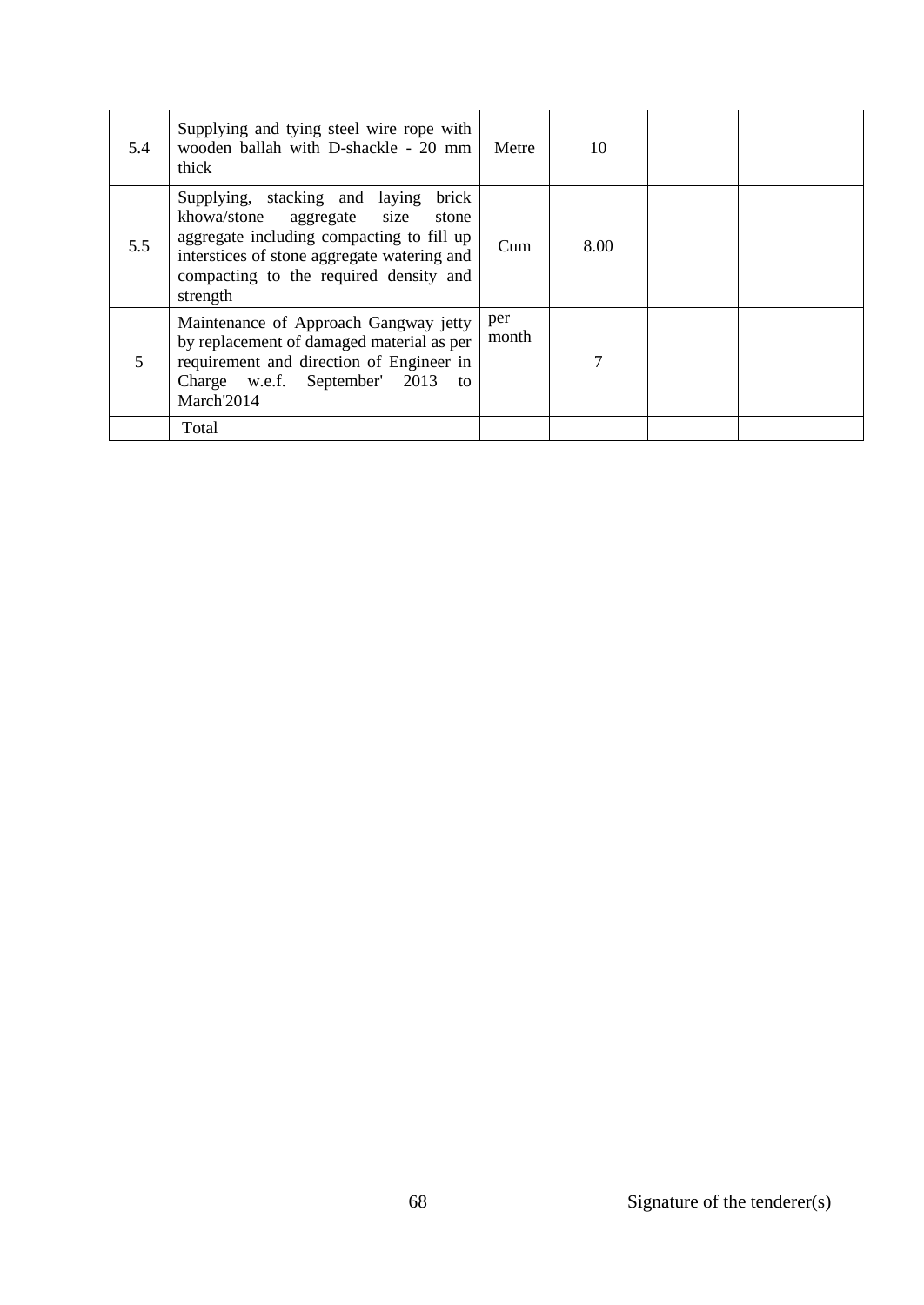| 5.4 | Supplying and tying steel wire rope with wooden ballah with D-shackle - 20 mm thick | Metre | 10 | | |
|---|---|---|---|---|---|
| 5.5 | Supplying, stacking and laying brick khowa/stone aggregate size stone aggregate including compacting to fill up interstices of stone aggregate watering and compacting to the required density and strength | Cum | 8.00 | | |
| 5 | Maintenance of Approach Gangway jetty by replacement of damaged material as per requirement and direction of Engineer in Charge w.e.f. September' 2013 to March'2014 | per month | 7 | | |
| | Total | | | | |

Signature of the tenderer(s)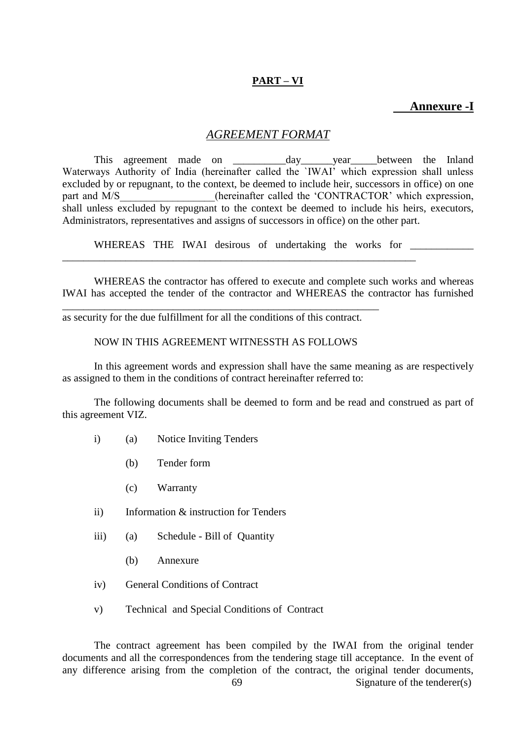**PART – VI**

**Annexure -I**

## *AGREEMENT FORMAT*

This agreement made on __________day______year_____between the Inland Waterways Authority of India (hereinafter called the `IWAI' which expression shall unless excluded by or repugnant, to the context, be deemed to include heir, successors in office) on one part and M/S__________________(hereinafter called the 'CONTRACTOR' which expression, shall unless excluded by repugnant to the context be deemed to include his heirs, executors, Administrators, representatives and assigns of successors in office) on the other part.

WHEREAS THE IWAI desirous of undertaking the works for ____________ ______________________________________________________________________

WHEREAS the contractor has offered to execute and complete such works and whereas IWAI has accepted the tender of the contractor and WHEREAS the contractor has furnished ______________________________________________________________ as security for the due fulfillment for all the conditions of this contract.

NOW IN THIS AGREEMENT WITNESSTH AS FOLLOWS

In this agreement words and expression shall have the same meaning as are respectively as assigned to them in the conditions of contract hereinafter referred to:

The following documents shall be deemed to form and be read and construed as part of this agreement VIZ.

- i) (a) Notice Inviting Tenders
  - (b) Tender form
  - (c) Warranty
- ii) Information & instruction for Tenders
- iii) (a) Schedule - Bill of Quantity
  - (b) Annexure
- iv) General Conditions of Contract
- v) Technical and Special Conditions of Contract

The contract agreement has been compiled by the IWAI from the original tender documents and all the correspondences from the tendering stage till acceptance. In the event of any difference arising from the completion of the contract, the original tender documents,

Signature of the tenderer(s)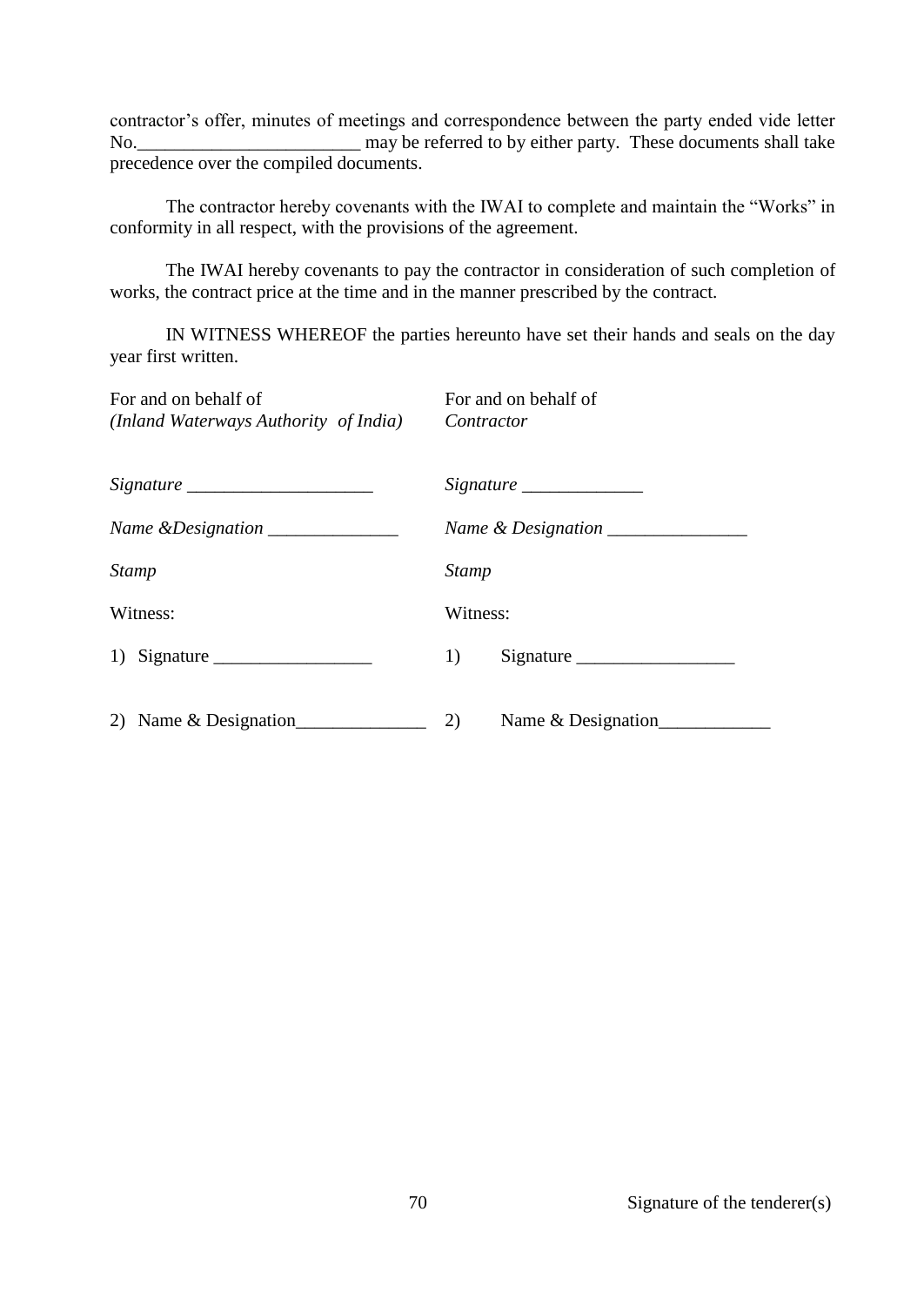contractor's offer, minutes of meetings and correspondence between the party ended vide letter No.________________________ may be referred to by either party. These documents shall take precedence over the compiled documents.

The contractor hereby covenants with the IWAI to complete and maintain the "Works" in conformity in all respect, with the provisions of the agreement.

The IWAI hereby covenants to pay the contractor in consideration of such completion of works, the contract price at the time and in the manner prescribed by the contract.

IN WITNESS WHEREOF the parties hereunto have set their hands and seals on the day year first written.

| For and on behalf of *(Inland Waterways Authority of India)* | For and on behalf of *Contractor* |
|---|---|
| *Signature* ____________________ | *Signature* _____________ |
| *Name &Designation* ______________ | *Name & Designation* _______________ |
| *Stamp* | *Stamp* |
| Witness: | Witness: |
| 1) Signature _________________ | 1) Signature _________________ |
| 2) Name & Designation______________ | 2) Name & Designation____________ |

Signature of the tenderer(s)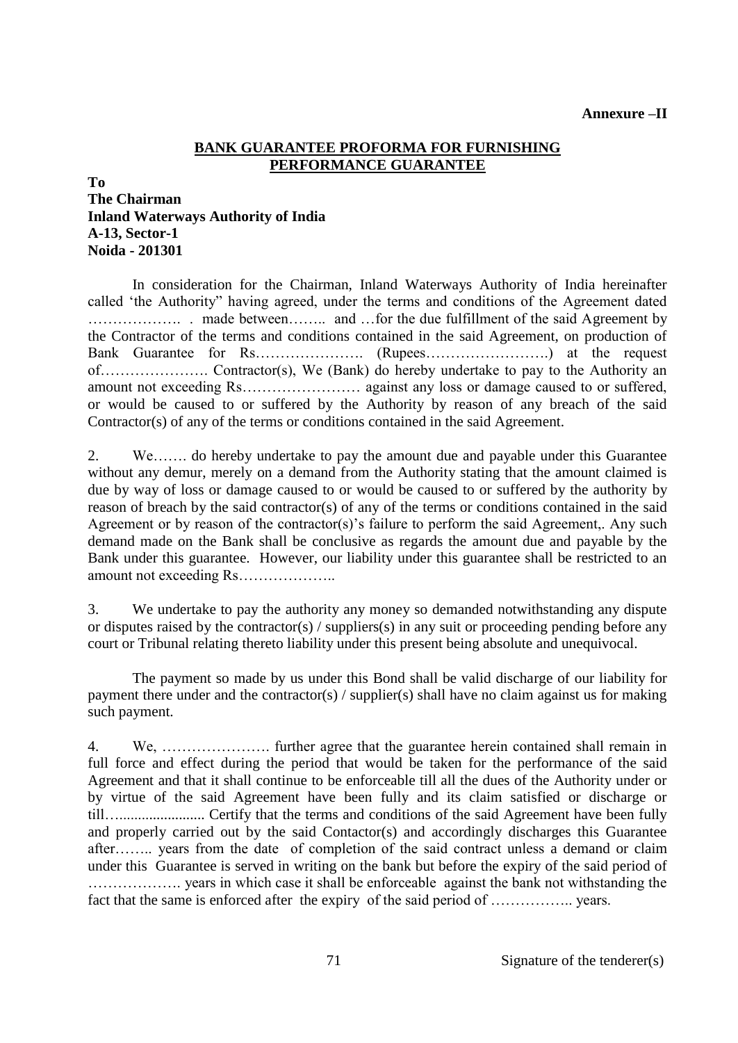**Annexure –II**

## BANK GUARANTEE PROFORMA FOR FURNISHING PERFORMANCE GUARANTEE

**To**
**The Chairman**
**Inland Waterways Authority of India**
**A-13, Sector-1**
**Noida - 201301**

In consideration for the Chairman, Inland Waterways Authority of India hereinafter called 'the Authority" having agreed, under the terms and conditions of the Agreement dated ………………. . made between…….. and …for the due fulfillment of the said Agreement by the Contractor of the terms and conditions contained in the said Agreement, on production of Bank Guarantee for Rs…………………. (Rupees…………………….) at the request of…………………. Contractor(s), We (Bank) do hereby undertake to pay to the Authority an amount not exceeding Rs…………………… against any loss or damage caused to or suffered, or would be caused to or suffered by the Authority by reason of any breach of the said Contractor(s) of any of the terms or conditions contained in the said Agreement.

2. We……. do hereby undertake to pay the amount due and payable under this Guarantee without any demur, merely on a demand from the Authority stating that the amount claimed is due by way of loss or damage caused to or would be caused to or suffered by the authority by reason of breach by the said contractor(s) of any of the terms or conditions contained in the said Agreement or by reason of the contractor(s)'s failure to perform the said Agreement,. Any such demand made on the Bank shall be conclusive as regards the amount due and payable by the Bank under this guarantee. However, our liability under this guarantee shall be restricted to an amount not exceeding Rs………………..

3. We undertake to pay the authority any money so demanded notwithstanding any dispute or disputes raised by the contractor(s) / suppliers(s) in any suit or proceeding pending before any court or Tribunal relating thereto liability under this present being absolute and unequivocal.

The payment so made by us under this Bond shall be valid discharge of our liability for payment there under and the contractor(s) / supplier(s) shall have no claim against us for making such payment.

4. We, …………………. further agree that the guarantee herein contained shall remain in full force and effect during the period that would be taken for the performance of the said Agreement and that it shall continue to be enforceable till all the dues of the Authority under or by virtue of the said Agreement have been fully and its claim satisfied or discharge or till…...................... Certify that the terms and conditions of the said Agreement have been fully and properly carried out by the said Contactor(s) and accordingly discharges this Guarantee after…….. years from the date of completion of the said contract unless a demand or claim under this Guarantee is served in writing on the bank but before the expiry of the said period of ………………. years in which case it shall be enforceable against the bank not withstanding the fact that the same is enforced after the expiry of the said period of …………….. years.

Signature of the tenderer(s)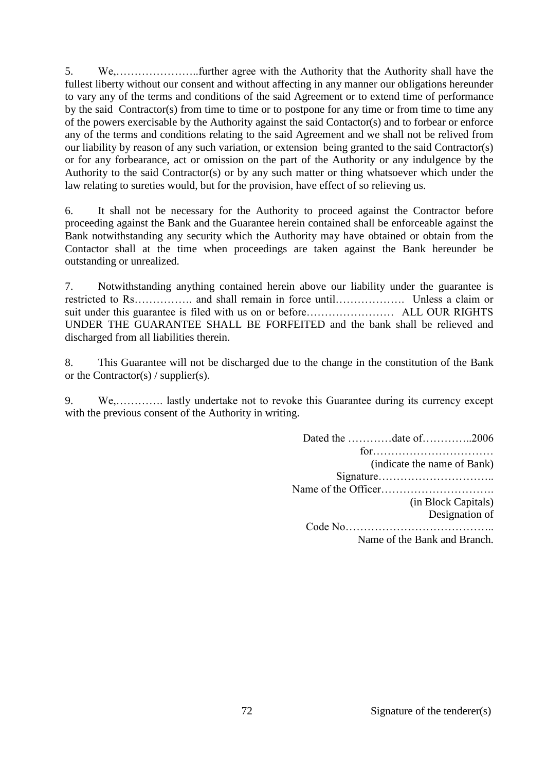5. We,…………………..further agree with the Authority that the Authority shall have the fullest liberty without our consent and without affecting in any manner our obligations hereunder to vary any of the terms and conditions of the said Agreement or to extend time of performance by the said Contractor(s) from time to time or to postpone for any time or from time to time any of the powers exercisable by the Authority against the said Contactor(s) and to forbear or enforce any of the terms and conditions relating to the said Agreement and we shall not be relived from our liability by reason of any such variation, or extension being granted to the said Contractor(s) or for any forbearance, act or omission on the part of the Authority or any indulgence by the Authority to the said Contractor(s) or by any such matter or thing whatsoever which under the law relating to sureties would, but for the provision, have effect of so relieving us.

6. It shall not be necessary for the Authority to proceed against the Contractor before proceeding against the Bank and the Guarantee herein contained shall be enforceable against the Bank notwithstanding any security which the Authority may have obtained or obtain from the Contactor shall at the time when proceedings are taken against the Bank hereunder be outstanding or unrealized.

7. Notwithstanding anything contained herein above our liability under the guarantee is restricted to Rs……………. and shall remain in force until………………. Unless a claim or suit under this guarantee is filed with us on or before…………………… ALL OUR RIGHTS UNDER THE GUARANTEE SHALL BE FORFEITED and the bank shall be relieved and discharged from all liabilities therein.

8. This Guarantee will not be discharged due to the change in the constitution of the Bank or the Contractor(s) / supplier(s).

9. We,…………. lastly undertake not to revoke this Guarantee during its currency except with the previous consent of the Authority in writing.

Dated the …………date of…………..2006
for……………………………
(indicate the name of Bank)
Signature…………………………..
Name of the Officer………………………….
(in Block Capitals)
Designation of
Code No…………………………………..
Name of the Bank and Branch.

Signature of the tenderer(s)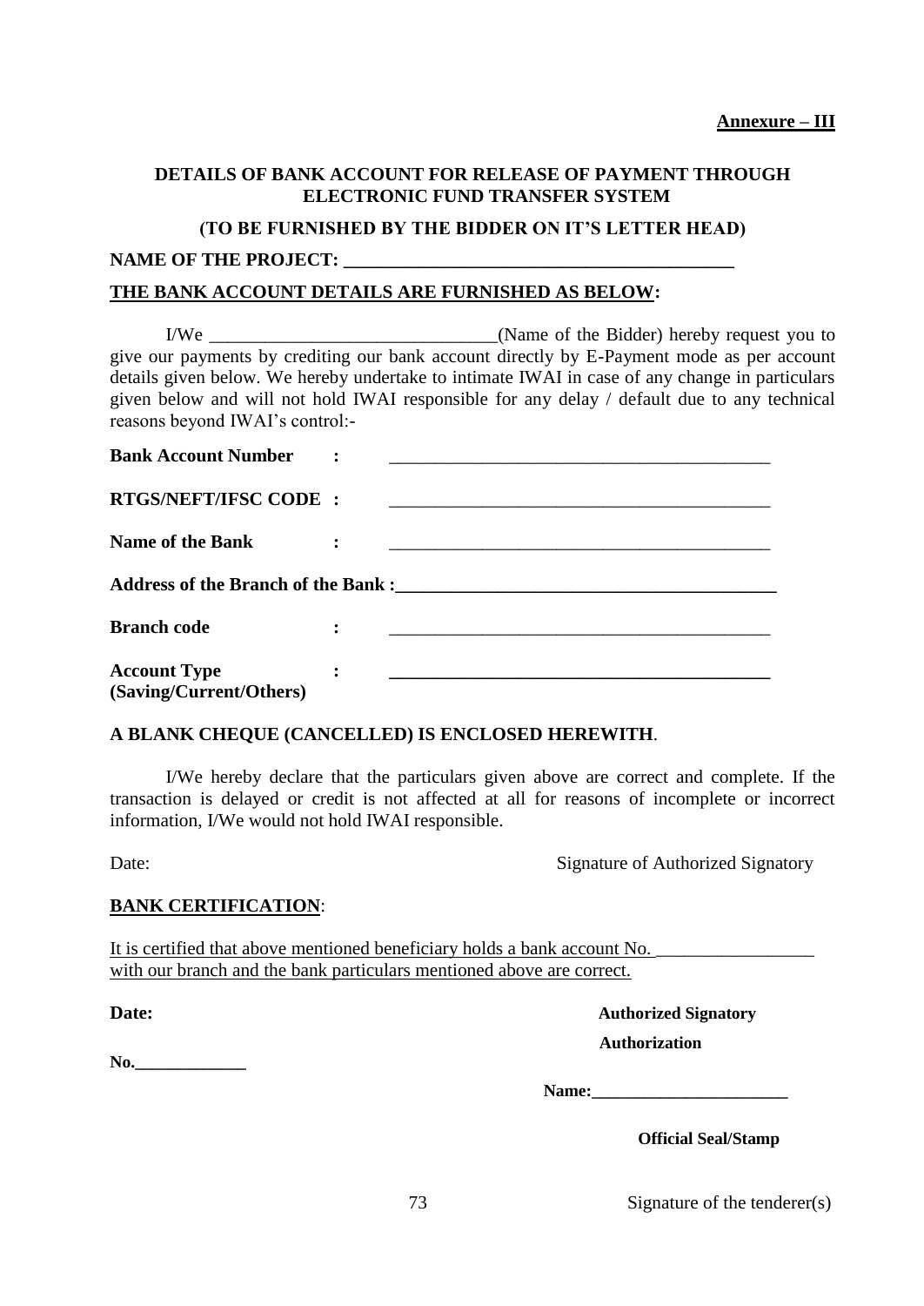**Annexure – III**

**DETAILS OF BANK ACCOUNT FOR RELEASE OF PAYMENT THROUGH ELECTRONIC FUND TRANSFER SYSTEM**

**(TO BE FURNISHED BY THE BIDDER ON IT'S LETTER HEAD)**

**NAME OF THE PROJECT: ________________________________________**

**THE BANK ACCOUNT DETAILS ARE FURNISHED AS BELOW:**

I/We ______________________________(Name of the Bidder) hereby request you to give our payments by crediting our bank account directly by E-Payment mode as per account details given below. We hereby undertake to intimate IWAI in case of any change in particulars given below and will not hold IWAI responsible for any delay / default due to any technical reasons beyond IWAI's control:-

**Bank Account Number :** ________________________________________

**RTGS/NEFT/IFSC CODE :** ________________________________________

**Name of the Bank :** ________________________________________

**Address of the Branch of the Bank :**________________________________________

**Branch code :** ________________________________________

**Account Type (Saving/Current/Others) :** ________________________________________

**A BLANK CHEQUE (CANCELLED) IS ENCLOSED HEREWITH**.

I/We hereby declare that the particulars given above are correct and complete. If the transaction is delayed or credit is not affected at all for reasons of incomplete or incorrect information, I/We would not hold IWAI responsible.

Date: Signature of Authorized Signatory

**BANK CERTIFICATION**:

It is certified that above mentioned beneficiary holds a bank account No. _________________ with our branch and the bank particulars mentioned above are correct.

**Date:** **Authorized Signatory**

**Authorization**

**No.____________**

**Name:______________________**

**Official Seal/Stamp**

Signature of the tenderer(s)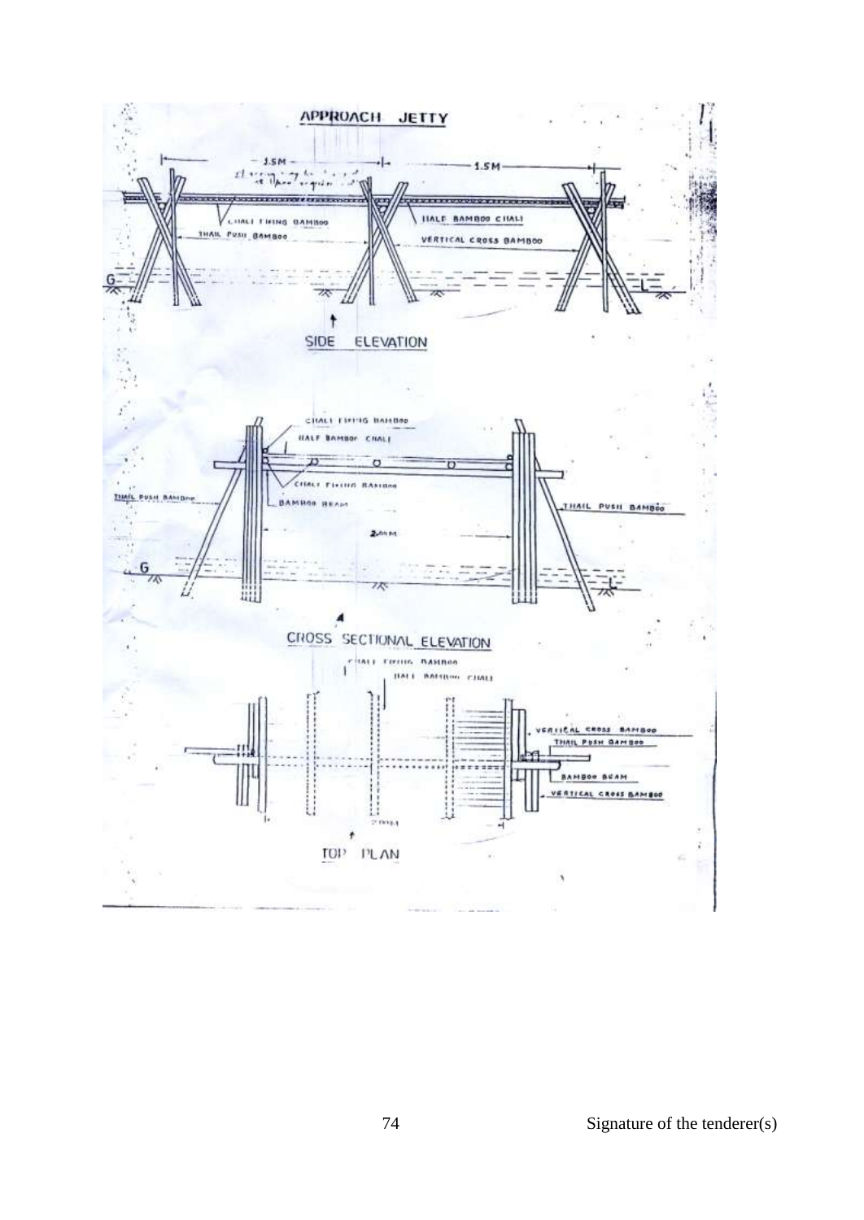# APPROACH JETTY

1.5M — 1.5M

CHALI FIXING BAMBOO

HALF BAMBOO CHALI

THAIL PUSH BAMBOO

VERTICAL CROSS BAMBOO

G — L

SIDE ELEVATION

CHALI FIXING BAMBOO

HALF BAMBOO CHALI

CHALI FIXING BAMBOO

THAIL PUSH BAMBOO

BAMBOO BEAM

THAIL PUSH BAMBOO

2.00 M

G — L

CROSS SECTIONAL ELEVATION

CHALI FIXING BAMBOO

HALF BAMBOO CHALI

VERTICAL CROSS BAMBOO

THAIL PUSH BAMBOO

BAMBOO BEAM

VERTICAL CROSS BAMBOO

2.00 M

TOP PLAN

Signature of the tenderer(s)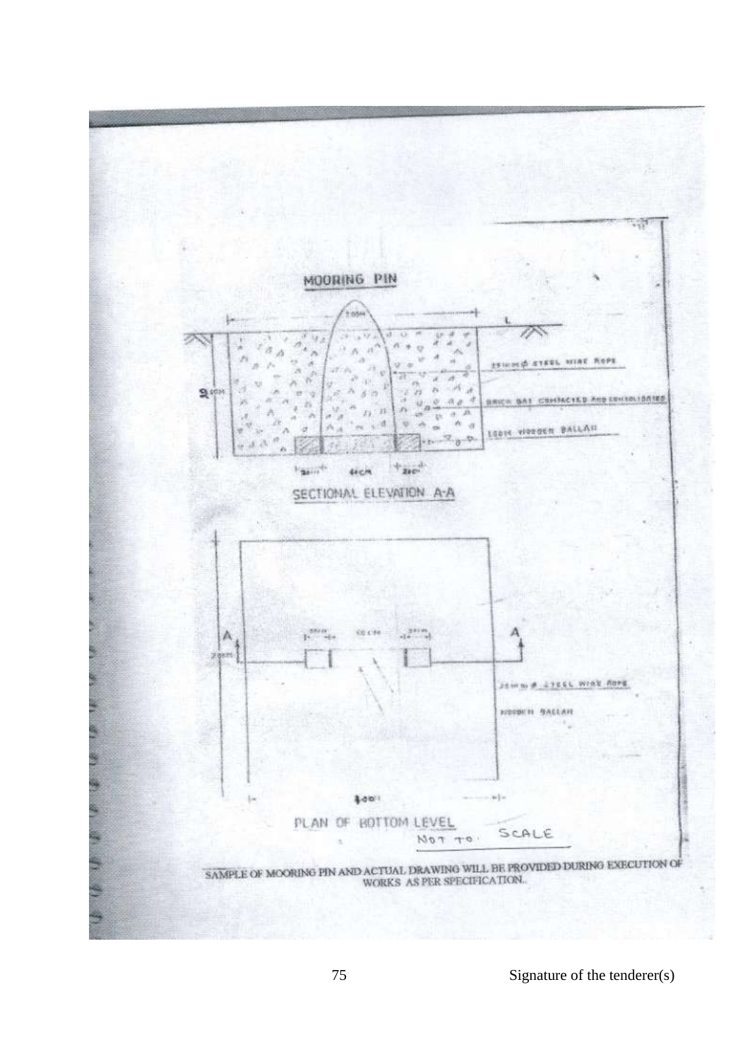MOORING PIN

2.00M

25MM Ø STEEL WIRE ROPE

2.00M

BRICK BAT COMPACTED AND CONSOLIDATED

15CM WOODEN BALLAH

20CM

40CM

20CM

SECTIONAL ELEVATION A-A

A

A

20CM

40CM

20CM

20CM

25MM Ø STEEL WIRE ROPE

WOODEN BALLAH

2.00M

PLAN OF BOTTOM LEVEL

NOT TO SCALE

SAMPLE OF MOORING PIN AND ACTUAL DRAWING WILL BE PROVIDED DURING EXECUTION OF WORKS AS PER SPECIFICATION.

Signature of the tenderer(s)